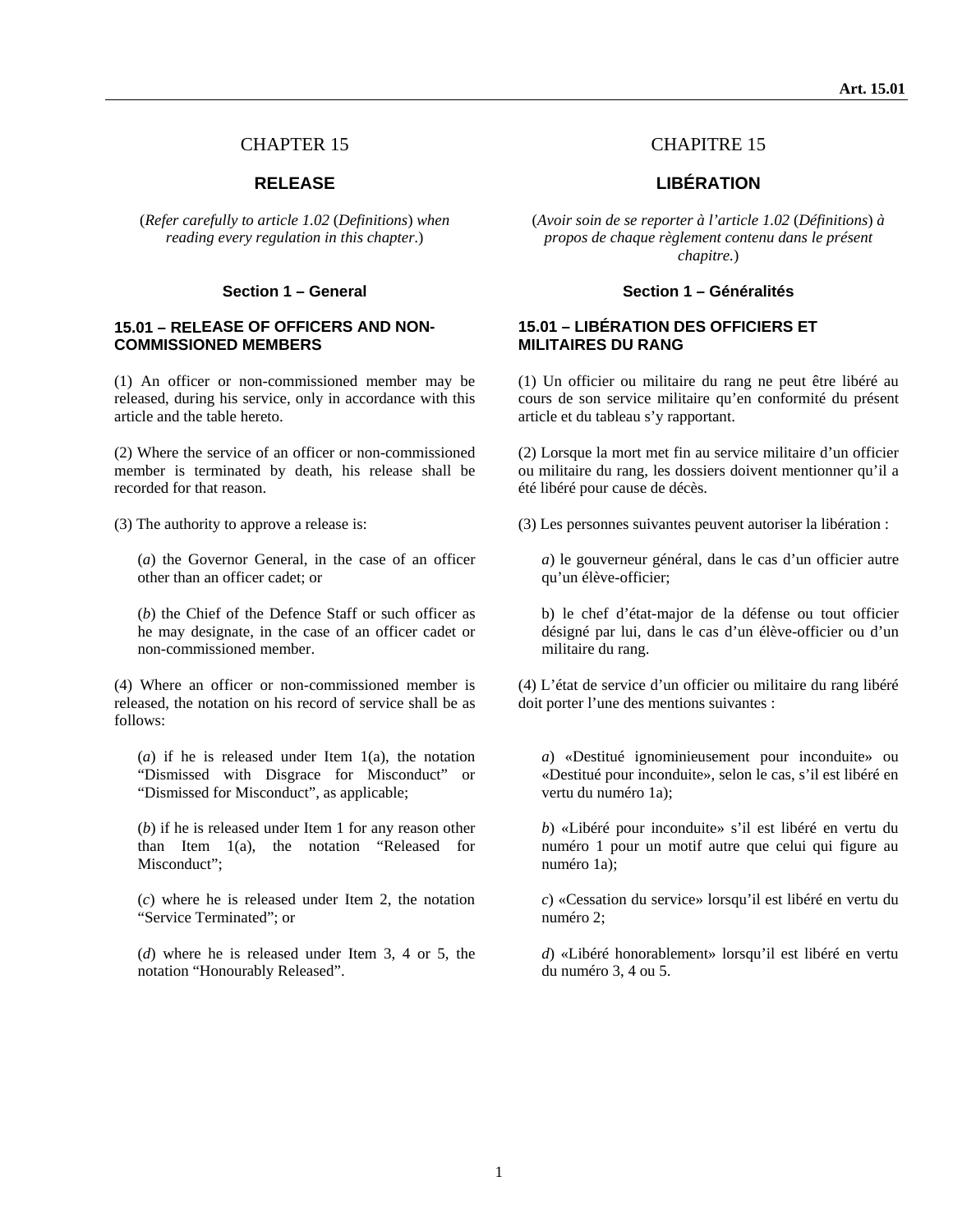# CHAPTER 15

## RELEASE

(*Refer carefully to article 1.02* (*Definitions*) *when reading every regulation in this chapter*.)

### Section 1 – General

#### 15.01 – RELEASE OF OFFICERS AND NON-COMMISSIONED MEMBERS

(1) An officer or non-commissioned member may be released, during his service, only in accordance with this article and the table hereto.

(2) Where the service of an officer or non-commissioned member is terminated by death, his release shall be recorded for that reason.

(3) The authority to approve a release is:

(*a*) the Governor General, in the case of an officer other than an officer cadet; or

(*b*) the Chief of the Defence Staff or such officer as he may designate, in the case of an officer cadet or non-commissioned member.

(4) Where an officer or non-commissioned member is released, the notation on his record of service shall be as follows:

(*a*) if he is released under Item 1(a), the notation "Dismissed with Disgrace for Misconduct" or "Dismissed for Misconduct", as applicable;

(*b*) if he is released under Item 1 for any reason other than Item 1(a), the notation "Released for Misconduct";

(*c*) where he is released under Item 2, the notation "Service Terminated"; or

(*d*) where he is released under Item 3, 4 or 5, the notation "Honourably Released".

# CHAPITRE 15

## LIBÉRATION

(*Avoir soin de se reporter à l'article 1.02* (*Définitions*) *à propos de chaque règlement contenu dans le présent chapitre.*)

### Section 1 – Généralités

#### 15.01 – LIBÉRATION DES OFFICIERS ET MILITAIRES DU RANG

(1) Un officier ou militaire du rang ne peut être libéré au cours de son service militaire qu'en conformité du présent article et du tableau s'y rapportant.

(2) Lorsque la mort met fin au service militaire d'un officier ou militaire du rang, les dossiers doivent mentionner qu'il a été libéré pour cause de décès.

(3) Les personnes suivantes peuvent autoriser la libération :

*a*) le gouverneur général, dans le cas d'un officier autre qu'un élève-officier;

b) le chef d'état-major de la défense ou tout officier désigné par lui, dans le cas d'un élève-officier ou d'un militaire du rang.

(4) L'état de service d'un officier ou militaire du rang libéré doit porter l'une des mentions suivantes :

*a*) «Destitué ignominieusement pour inconduite» ou «Destitué pour inconduite», selon le cas, s'il est libéré en vertu du numéro 1a);

*b*) «Libéré pour inconduite» s'il est libéré en vertu du numéro 1 pour un motif autre que celui qui figure au numéro 1a);

*c*) «Cessation du service» lorsqu'il est libéré en vertu du numéro 2;

*d*) «Libéré honorablement» lorsqu'il est libéré en vertu du numéro 3, 4 ou 5.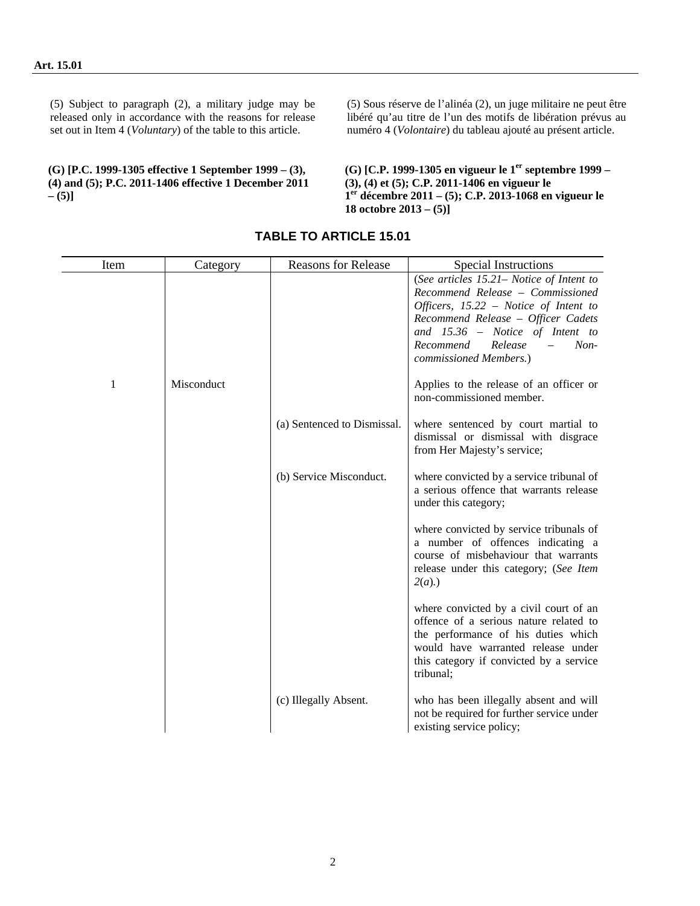(5) Subject to paragraph (2), a military judge may be released only in accordance with the reasons for release set out in Item 4 (*Voluntary*) of the table to this article.

(5) Sous réserve de l'alinéa (2), un juge militaire ne peut être libéré qu'au titre de l'un des motifs de libération prévus au numéro 4 (*Volontaire*) du tableau ajouté au présent article.

**(G) [P.C. 1999-1305 effective 1 September 1999 – (3), (4) and (5); P.C. 2011-1406 effective 1 December 2011 – (5)]**

**(G) [C.P. 1999-1305 en vigueur le 1er septembre 1999 – (3), (4) et (5); C.P. 2011-1406 en vigueur le 1er décembre 2011 – (5); C.P. 2013-1068 en vigueur le 18 octobre 2013 – (5)]**

## TABLE TO ARTICLE 15.01

| Item | Category | Reasons for Release | Special Instructions |
|---|---|---|---|
| | | | (*See articles 15.21– Notice of Intent to Recommend Release – Commissioned Officers, 15.22 – Notice of Intent to Recommend Release – Officer Cadets and 15.36 – Notice of Intent to Recommend Release – Non-commissioned Members.*) |
| 1 | Misconduct | | Applies to the release of an officer or non-commissioned member. |
| | | (a) Sentenced to Dismissal. | where sentenced by court martial to dismissal or dismissal with disgrace from Her Majesty's service; |
| | | (b) Service Misconduct. | where convicted by a service tribunal of a serious offence that warrants release under this category; |
| | | | where convicted by service tribunals of a number of offences indicating a course of misbehaviour that warrants release under this category; (*See Item 2(a).*) |
| | | | where convicted by a civil court of an offence of a serious nature related to the performance of his duties which would have warranted release under this category if convicted by a service tribunal; |
| | | (c) Illegally Absent. | who has been illegally absent and will not be required for further service under existing service policy; |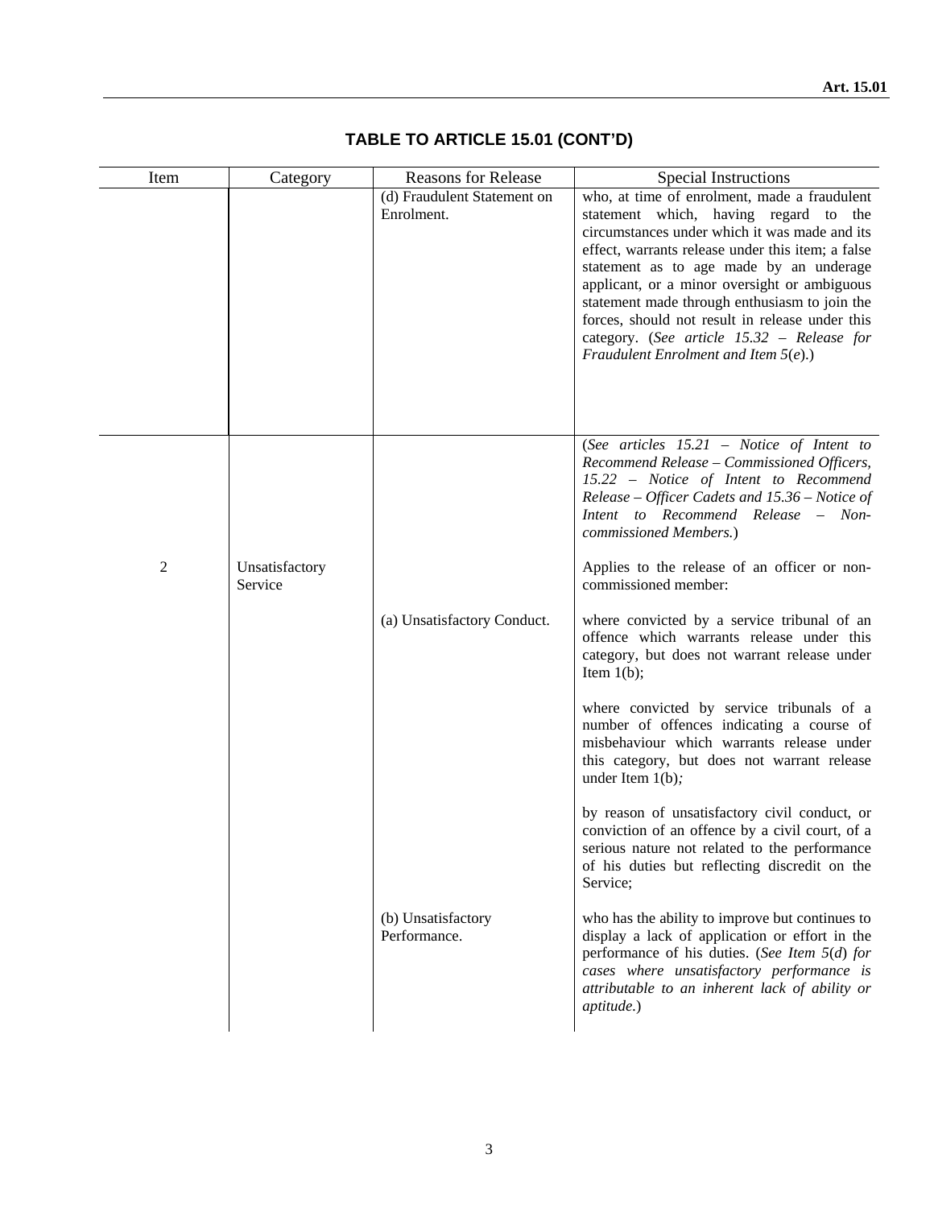## TABLE TO ARTICLE 15.01 (CONT'D)

| Item | Category | Reasons for Release | Special Instructions |
|---|---|---|---|
| | | (d) Fraudulent Statement on Enrolment. | who, at time of enrolment, made a fraudulent statement which, having regard to the circumstances under which it was made and its effect, warrants release under this item; a false statement as to age made by an underage applicant, or a minor oversight or ambiguous statement made through enthusiasm to join the forces, should not result in release under this category. (*See article 15.32 – Release for Fraudulent Enrolment and Item 5*(*e*).) |
| 2 | Unsatisfactory Service | | (*See articles 15.21 – Notice of Intent to Recommend Release – Commissioned Officers, 15.22 – Notice of Intent to Recommend Release – Officer Cadets and 15.36 – Notice of Intent to Recommend Release – Non-commissioned Members.*)<br><br>Applies to the release of an officer or non-commissioned member: |
| | | (a) Unsatisfactory Conduct. | where convicted by a service tribunal of an offence which warrants release under this category, but does not warrant release under Item 1(b);<br><br>where convicted by service tribunals of a number of offences indicating a course of misbehaviour which warrants release under this category, but does not warrant release under Item 1(b);<br><br>by reason of unsatisfactory civil conduct, or conviction of an offence by a civil court, of a serious nature not related to the performance of his duties but reflecting discredit on the Service; |
| | | (b) Unsatisfactory Performance. | who has the ability to improve but continues to display a lack of application or effort in the performance of his duties. (*See Item 5*(*d*) *for cases where unsatisfactory performance is attributable to an inherent lack of ability or aptitude.*) |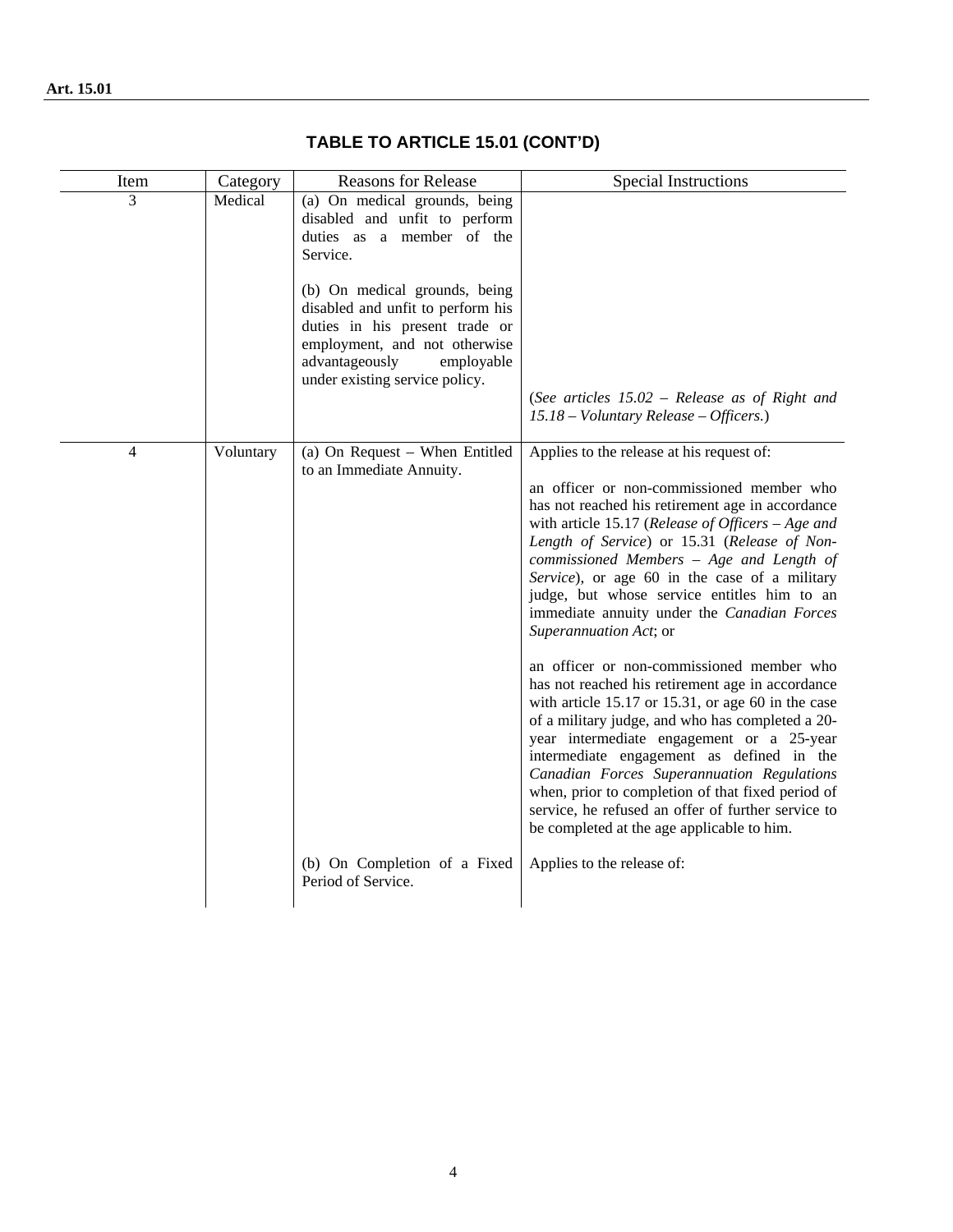## TABLE TO ARTICLE 15.01 (CONT'D)

| Item | Category | Reasons for Release | Special Instructions |
|---|---|---|---|
| 3 | Medical | (a) On medical grounds, being disabled and unfit to perform duties as a member of the Service.<br><br>(b) On medical grounds, being disabled and unfit to perform his duties in his present trade or employment, and not otherwise advantageously employable under existing service policy. | (*See articles 15.02 – Release as of Right and 15.18 – Voluntary Release – Officers.*) |
| 4 | Voluntary | (a) On Request – When Entitled to an Immediate Annuity. | Applies to the release at his request of:<br><br>an officer or non-commissioned member who has not reached his retirement age in accordance with article 15.17 (*Release of Officers – Age and Length of Service*) or 15.31 (*Release of Non-commissioned Members – Age and Length of Service*), or age 60 in the case of a military judge, but whose service entitles him to an immediate annuity under the *Canadian Forces Superannuation Act*; or<br><br>an officer or non-commissioned member who has not reached his retirement age in accordance with article 15.17 or 15.31, or age 60 in the case of a military judge, and who has completed a 20-year intermediate engagement or a 25-year intermediate engagement as defined in the *Canadian Forces Superannuation Regulations* when, prior to completion of that fixed period of service, he refused an offer of further service to be completed at the age applicable to him. |
| | | (b) On Completion of a Fixed Period of Service. | Applies to the release of: |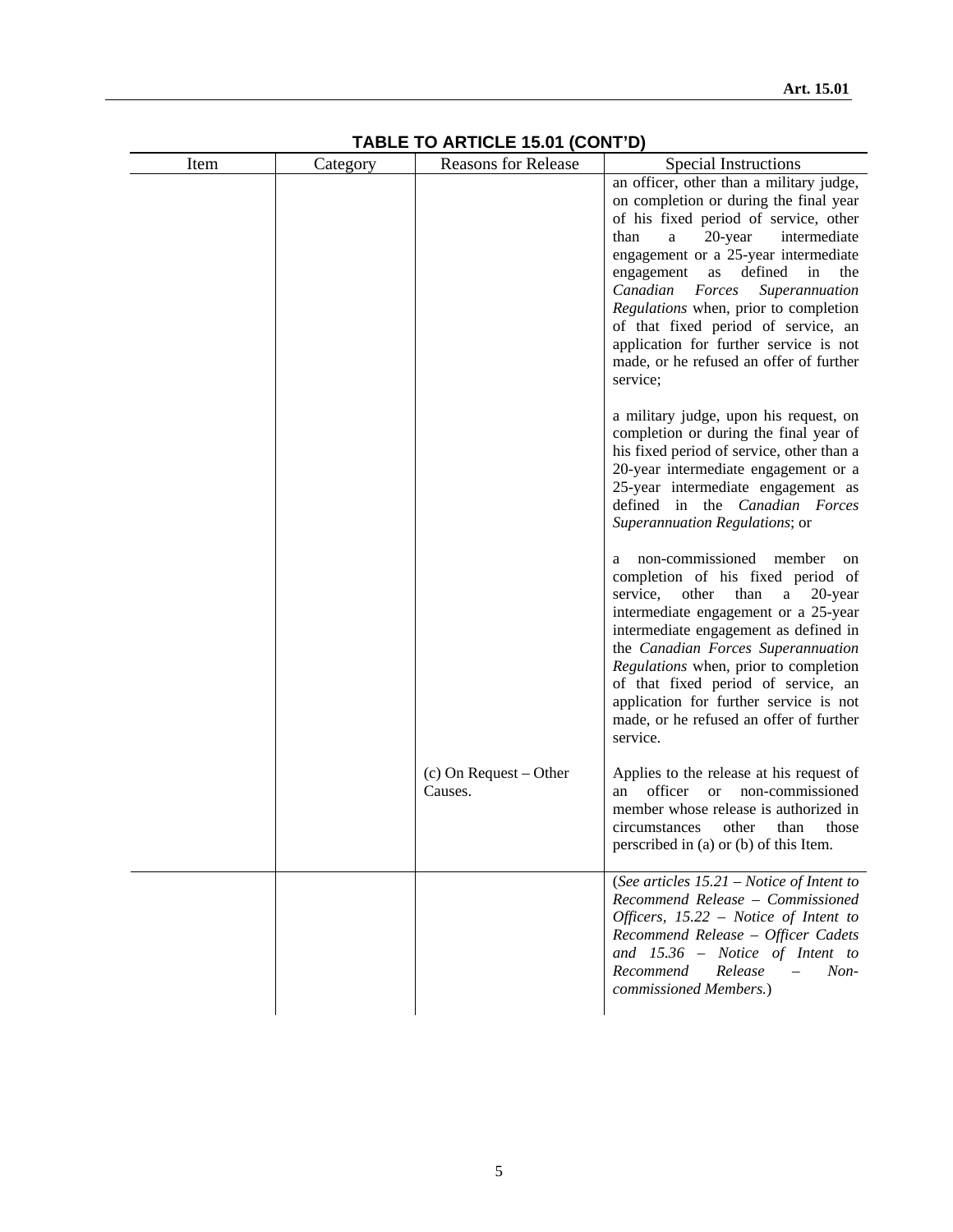**TABLE TO ARTICLE 15.01 (CONT'D)**

| Item | Category | Reasons for Release | Special Instructions |
|---|---|---|---|
| | | | an officer, other than a military judge, on completion or during the final year of his fixed period of service, other than a 20-year intermediate engagement or a 25-year intermediate engagement as defined in the *Canadian Forces Superannuation Regulations* when, prior to completion of that fixed period of service, an application for further service is not made, or he refused an offer of further service; |
| | | | a military judge, upon his request, on completion or during the final year of his fixed period of service, other than a 20-year intermediate engagement or a 25-year intermediate engagement as defined in the *Canadian Forces Superannuation Regulations*; or |
| | | | a non-commissioned member on completion of his fixed period of service, other than a 20-year intermediate engagement or a 25-year intermediate engagement as defined in the *Canadian Forces Superannuation Regulations* when, prior to completion of that fixed period of service, an application for further service is not made, or he refused an offer of further service. |
| | | (c) On Request – Other Causes. | Applies to the release at his request of an officer or non-commissioned member whose release is authorized in circumstances other than those perscribed in (a) or (b) of this Item. |
| | | | (*See articles 15.21 – Notice of Intent to Recommend Release – Commissioned Officers, 15.22 – Notice of Intent to Recommend Release – Officer Cadets and 15.36 – Notice of Intent to Recommend Release – Non-commissioned Members.*) |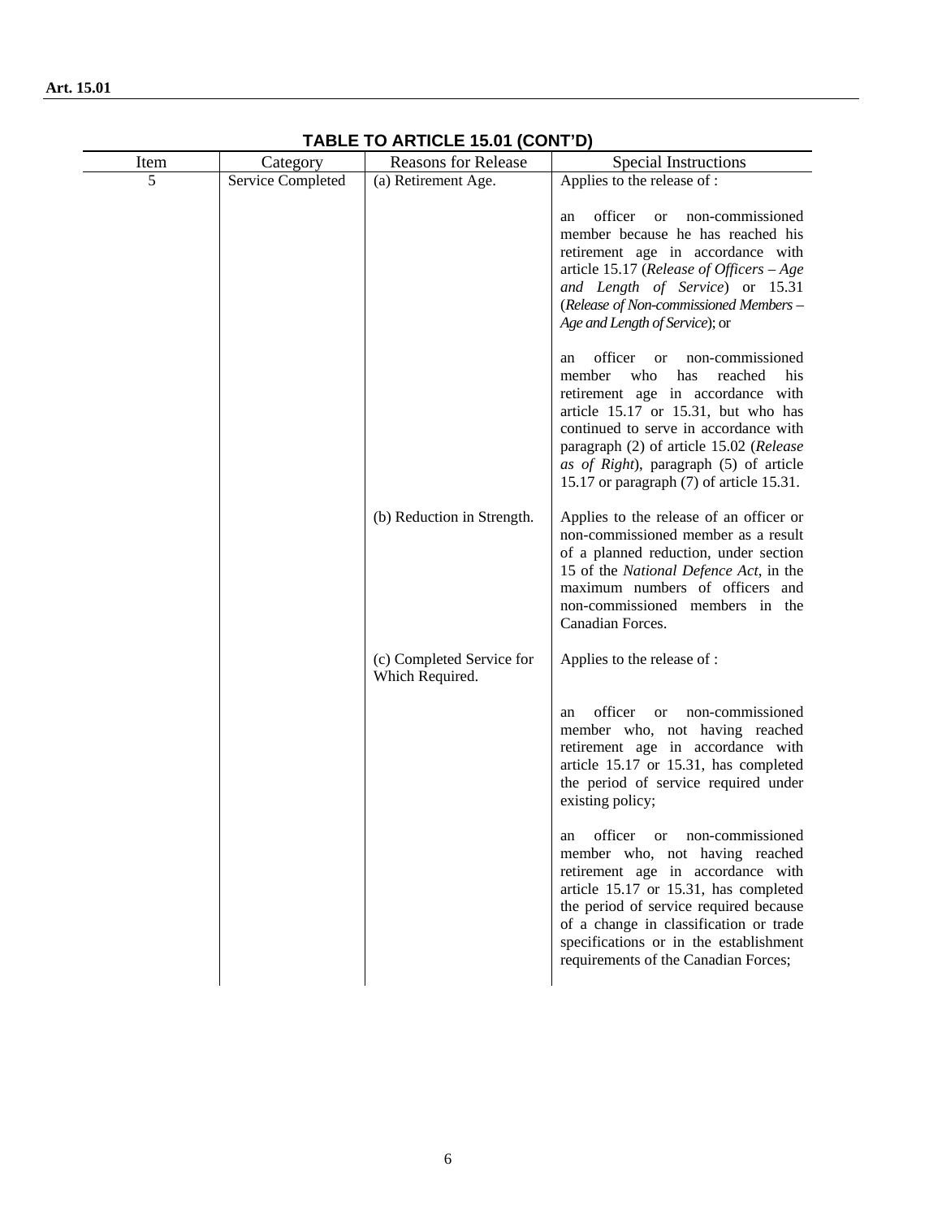**TABLE TO ARTICLE 15.01 (CONT'D)**

| Item | Category | Reasons for Release | Special Instructions |
|---|---|---|---|
| 5 | Service Completed | (a) Retirement Age. | Applies to the release of :<br><br>an officer or non-commissioned member because he has reached his retirement age in accordance with article 15.17 (*Release of Officers – Age and Length of Service*) or 15.31 (*Release of Non-commissioned Members – Age and Length of Service*); or<br><br>an officer or non-commissioned member who has reached his retirement age in accordance with article 15.17 or 15.31, but who has continued to serve in accordance with paragraph (2) of article 15.02 (*Release as of Right*), paragraph (5) of article 15.17 or paragraph (7) of article 15.31. |
| | | (b) Reduction in Strength. | Applies to the release of an officer or non-commissioned member as a result of a planned reduction, under section 15 of the *National Defence Act*, in the maximum numbers of officers and non-commissioned members in the Canadian Forces. |
| | | (c) Completed Service for Which Required. | Applies to the release of :<br><br>an officer or non-commissioned member who, not having reached retirement age in accordance with article 15.17 or 15.31, has completed the period of service required under existing policy;<br><br>an officer or non-commissioned member who, not having reached retirement age in accordance with article 15.17 or 15.31, has completed the period of service required because of a change in classification or trade specifications or in the establishment requirements of the Canadian Forces; |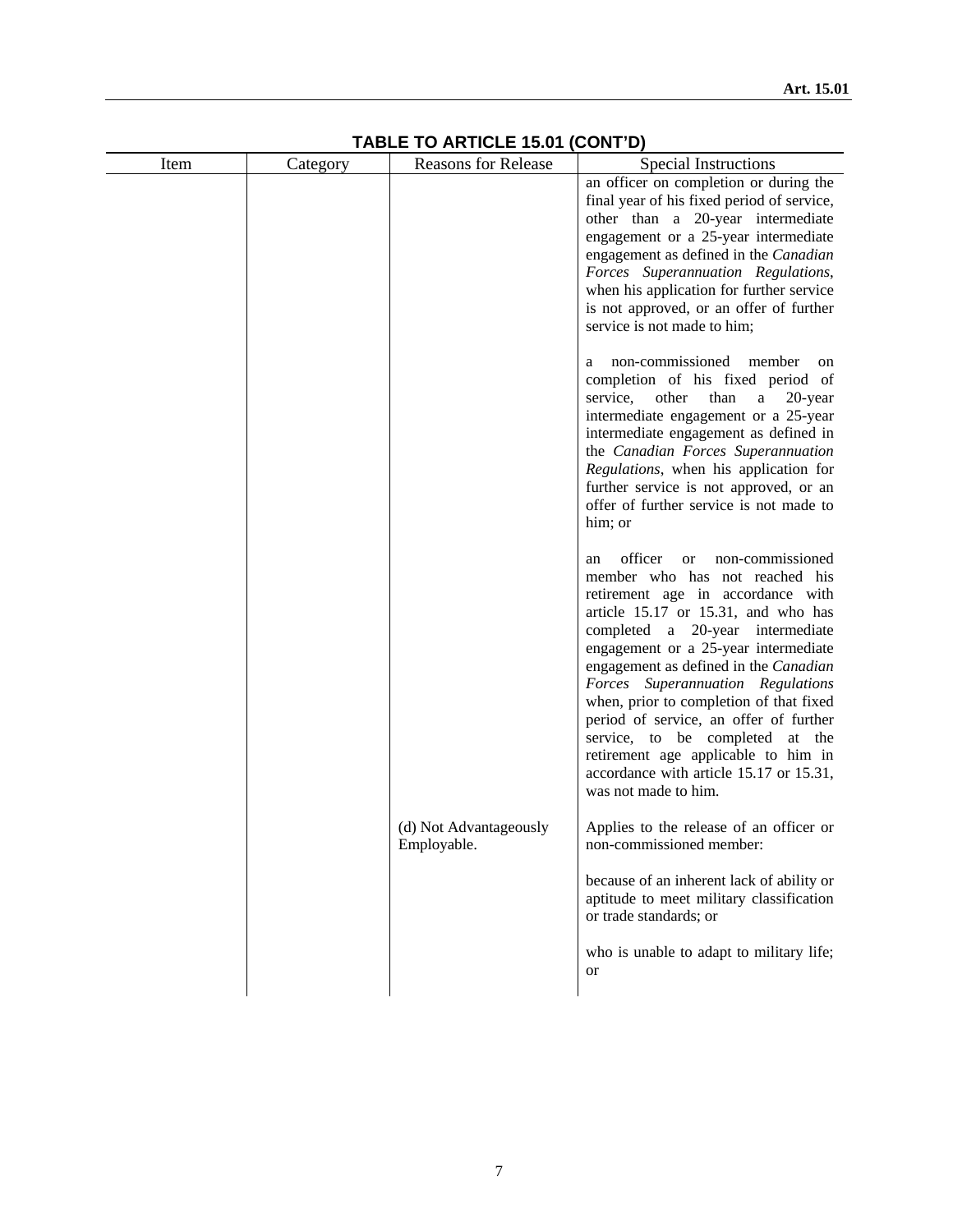**TABLE TO ARTICLE 15.01 (CONT'D)**

| Item | Category | Reasons for Release | Special Instructions |
|---|---|---|---|
| | | | an officer on completion or during the final year of his fixed period of service, other than a 20-year intermediate engagement or a 25-year intermediate engagement as defined in the *Canadian Forces Superannuation Regulations*, when his application for further service is not approved, or an offer of further service is not made to him; |
| | | | a non-commissioned member on completion of his fixed period of service, other than a 20-year intermediate engagement or a 25-year intermediate engagement as defined in the *Canadian Forces Superannuation Regulations*, when his application for further service is not approved, or an offer of further service is not made to him; or |
| | | | an officer or non-commissioned member who has not reached his retirement age in accordance with article 15.17 or 15.31, and who has completed a 20-year intermediate engagement or a 25-year intermediate engagement as defined in the *Canadian Forces Superannuation Regulations* when, prior to completion of that fixed period of service, an offer of further service, to be completed at the retirement age applicable to him in accordance with article 15.17 or 15.31, was not made to him. |
| | | (d) Not Advantageously Employable. | Applies to the release of an officer or non-commissioned member: |
| | | | because of an inherent lack of ability or aptitude to meet military classification or trade standards; or |
| | | | who is unable to adapt to military life; or |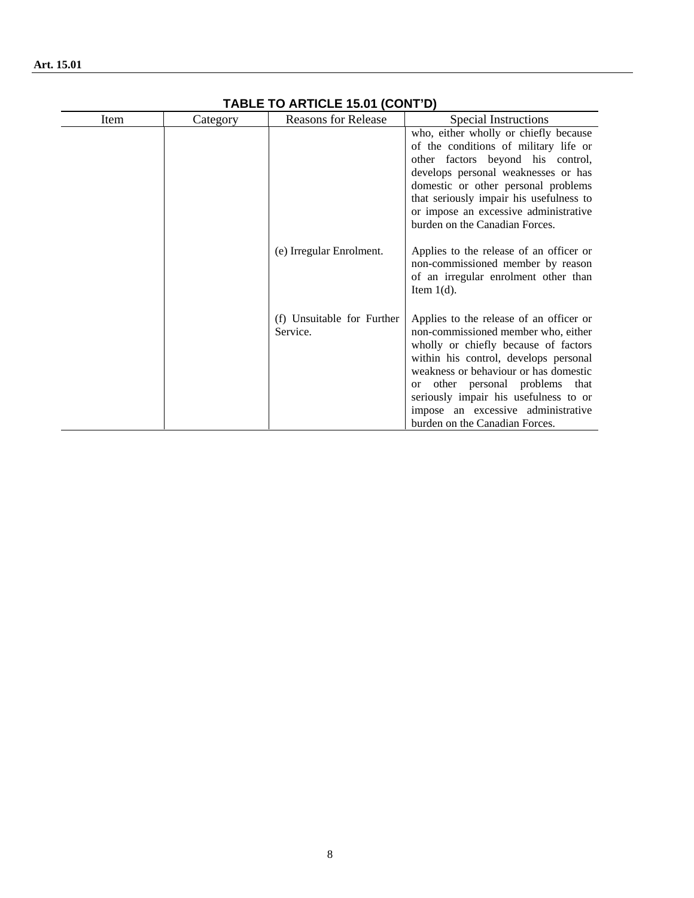**TABLE TO ARTICLE 15.01 (CONT'D)**

| Item | Category | Reasons for Release | Special Instructions |
|---|---|---|---|
| | | | who, either wholly or chiefly because of the conditions of military life or other factors beyond his control, develops personal weaknesses or has domestic or other personal problems that seriously impair his usefulness to or impose an excessive administrative burden on the Canadian Forces. |
| | | (e) Irregular Enrolment. | Applies to the release of an officer or non-commissioned member by reason of an irregular enrolment other than Item 1(d). |
| | | (f) Unsuitable for Further Service. | Applies to the release of an officer or non-commissioned member who, either wholly or chiefly because of factors within his control, develops personal weakness or behaviour or has domestic or other personal problems that seriously impair his usefulness to or impose an excessive administrative burden on the Canadian Forces. |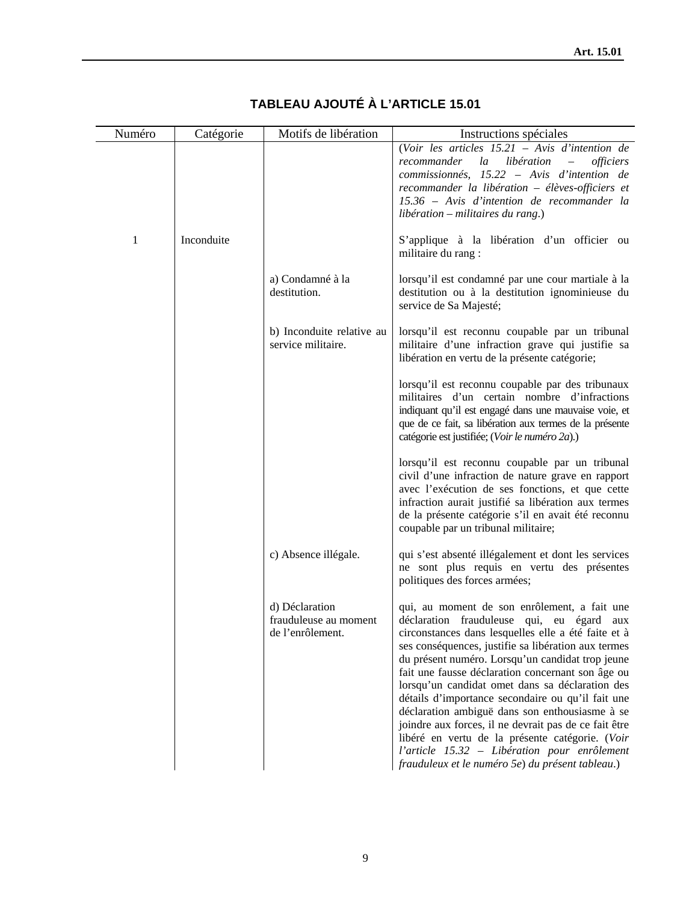## TABLEAU AJOUTÉ À L'ARTICLE 15.01

| Numéro | Catégorie | Motifs de libération | Instructions spéciales |
|---|---|---|---|
| | | | (*Voir les articles 15.21 – Avis d'intention de recommander la libération – officiers commissionnés, 15.22 – Avis d'intention de recommander la libération – élèves-officiers et 15.36 – Avis d'intention de recommander la libération – militaires du rang*.) |
| 1 | Inconduite | | S'applique à la libération d'un officier ou militaire du rang : |
| | | a) Condamné à la destitution. | lorsqu'il est condamné par une cour martiale à la destitution ou à la destitution ignominieuse du service de Sa Majesté; |
| | | b) Inconduite relative au service militaire. | lorsqu'il est reconnu coupable par un tribunal militaire d'une infraction grave qui justifie sa libération en vertu de la présente catégorie; |
| | | | lorsqu'il est reconnu coupable par des tribunaux militaires d'un certain nombre d'infractions indiquant qu'il est engagé dans une mauvaise voie, et que de ce fait, sa libération aux termes de la présente catégorie est justifiée; (*Voir le numéro 2a*).) |
| | | | lorsqu'il est reconnu coupable par un tribunal civil d'une infraction de nature grave en rapport avec l'exécution de ses fonctions, et que cette infraction aurait justifié sa libération aux termes de la présente catégorie s'il en avait été reconnu coupable par un tribunal militaire; |
| | | c) Absence illégale. | qui s'est absenté illégalement et dont les services ne sont plus requis en vertu des présentes politiques des forces armées; |
| | | d) Déclaration frauduleuse au moment de l'enrôlement. | qui, au moment de son enrôlement, a fait une déclaration frauduleuse qui, eu égard aux circonstances dans lesquelles elle a été faite et à ses conséquences, justifie sa libération aux termes du présent numéro. Lorsqu'un candidat trop jeune fait une fausse déclaration concernant son âge ou lorsqu'un candidat omet dans sa déclaration des détails d'importance secondaire ou qu'il fait une déclaration ambiguë dans son enthousiasme à se joindre aux forces, il ne devrait pas de ce fait être libéré en vertu de la présente catégorie. (*Voir l'article 15.32 – Libération pour enrôlement frauduleux et le numéro 5e*) *du présent tableau*.) |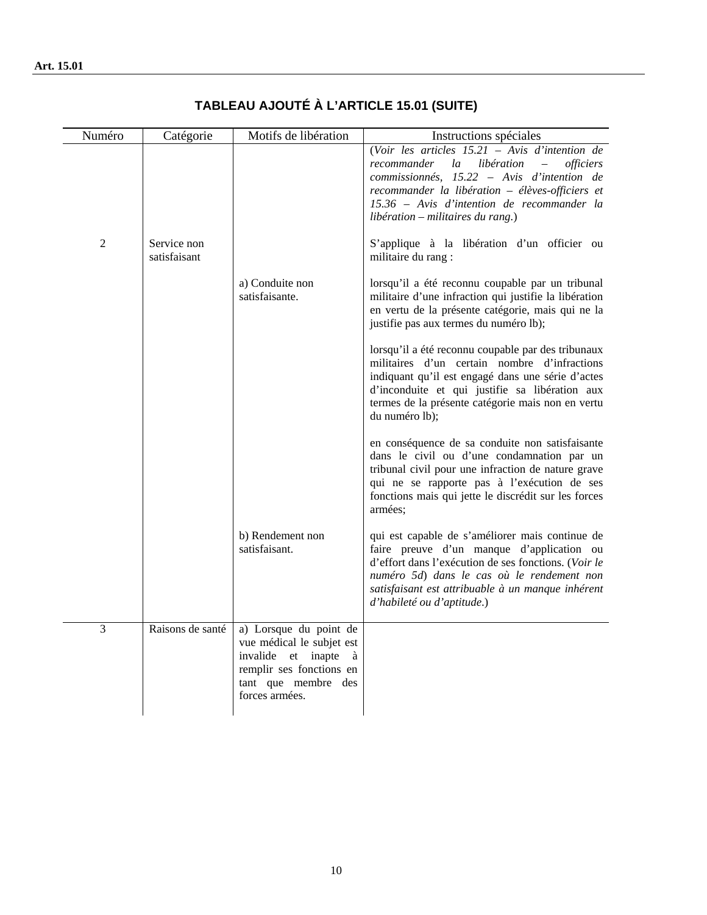**Art. 15.01**

## TABLEAU AJOUTÉ À L'ARTICLE 15.01 (SUITE)

| Numéro | Catégorie | Motifs de libération | Instructions spéciales |
|---|---|---|---|
| | | | (*Voir les articles 15.21 – Avis d'intention de recommander la libération – officiers commissionnés, 15.22 – Avis d'intention de recommander la libération – élèves-officiers et 15.36 – Avis d'intention de recommander la libération – militaires du rang.*) |
| 2 | Service non satisfaisant | | S'applique à la libération d'un officier ou militaire du rang : |
| | | a) Conduite non satisfaisante. | lorsqu'il a été reconnu coupable par un tribunal militaire d'une infraction qui justifie la libération en vertu de la présente catégorie, mais qui ne la justifie pas aux termes du numéro lb); |
| | | | lorsqu'il a été reconnu coupable par des tribunaux militaires d'un certain nombre d'infractions indiquant qu'il est engagé dans une série d'actes d'inconduite et qui justifie sa libération aux termes de la présente catégorie mais non en vertu du numéro lb); |
| | | | en conséquence de sa conduite non satisfaisante dans le civil ou d'une condamnation par un tribunal civil pour une infraction de nature grave qui ne se rapporte pas à l'exécution de ses fonctions mais qui jette le discrédit sur les forces armées; |
| | | b) Rendement non satisfaisant. | qui est capable de s'améliorer mais continue de faire preuve d'un manque d'application ou d'effort dans l'exécution de ses fonctions. (*Voir le numéro 5d*) *dans le cas où le rendement non satisfaisant est attribuable à un manque inhérent d'habileté ou d'aptitude*.) |
| 3 | Raisons de santé | a) Lorsque du point de vue médical le subjet est invalide et inapte à remplir ses fonctions en tant que membre des forces armées. | |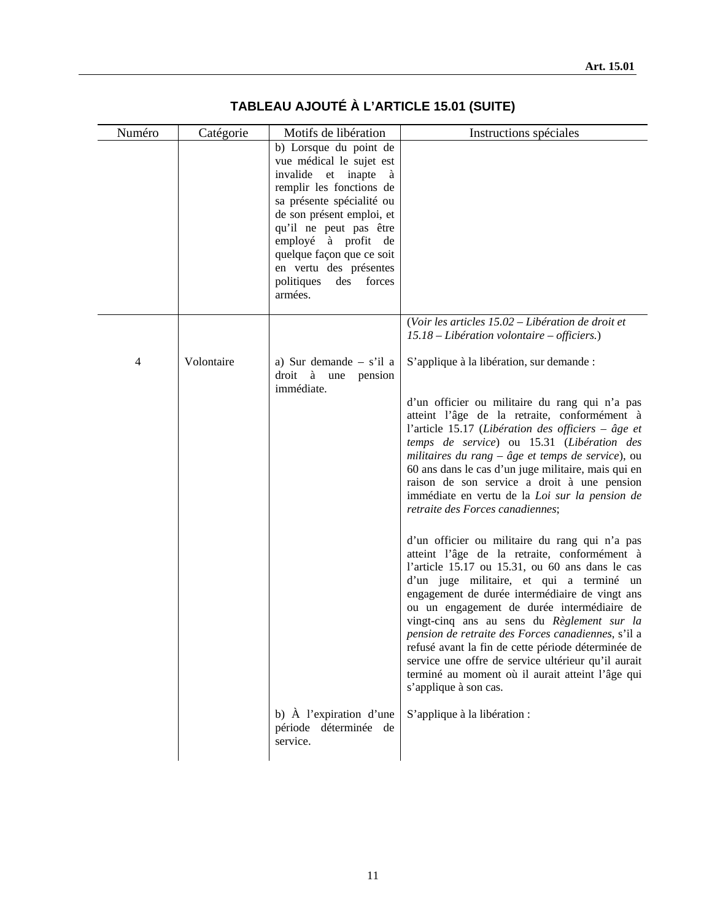### TABLEAU AJOUTÉ À L'ARTICLE 15.01 (SUITE)

| Numéro | Catégorie | Motifs de libération | Instructions spéciales |
|---|---|---|---|
| | | b) Lorsque du point de vue médical le sujet est invalide et inapte à remplir les fonctions de sa présente spécialité ou de son présent emploi, et qu'il ne peut pas être employé à profit de quelque façon que ce soit en vertu des présentes politiques des forces armées. | |
| | | | (*Voir les articles 15.02 – Libération de droit et 15.18 – Libération volontaire – officiers.*) |
| 4 | Volontaire | a) Sur demande – s'il a droit à une pension immédiate. | S'applique à la libération, sur demande :<br><br>d'un officier ou militaire du rang qui n'a pas atteint l'âge de la retraite, conformément à l'article 15.17 (*Libération des officiers – âge et temps de service*) ou 15.31 (*Libération des militaires du rang – âge et temps de service*), ou 60 ans dans le cas d'un juge militaire, mais qui en raison de son service a droit à une pension immédiate en vertu de la *Loi sur la pension de retraite des Forces canadiennes*;<br><br>d'un officier ou militaire du rang qui n'a pas atteint l'âge de la retraite, conformément à l'article 15.17 ou 15.31, ou 60 ans dans le cas d'un juge militaire, et qui a terminé un engagement de durée intermédiaire de vingt ans ou un engagement de durée intermédiaire de vingt-cinq ans au sens du *Règlement sur la pension de retraite des Forces canadiennes*, s'il a refusé avant la fin de cette période déterminée de service une offre de service ultérieur qu'il aurait terminé au moment où il aurait atteint l'âge qui s'applique à son cas. |
| | | b) À l'expiration d'une période déterminée de service. | S'applique à la libération : |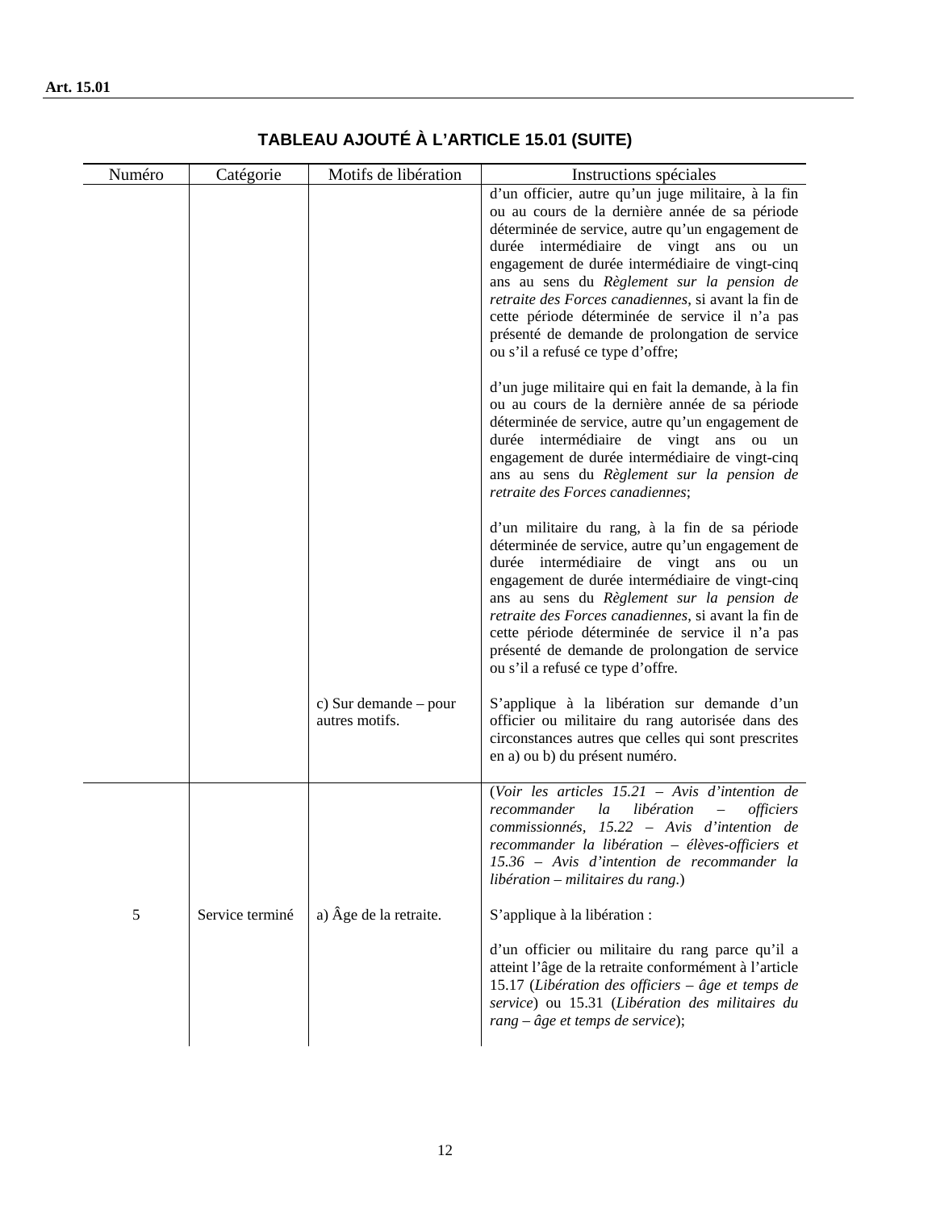**TABLEAU AJOUTÉ À L'ARTICLE 15.01 (SUITE)**

| Numéro | Catégorie | Motifs de libération | Instructions spéciales |
|---|---|---|---|
| | | | d'un officier, autre qu'un juge militaire, à la fin ou au cours de la dernière année de sa période déterminée de service, autre qu'un engagement de durée intermédiaire de vingt ans ou un engagement de durée intermédiaire de vingt-cinq ans au sens du *Règlement sur la pension de retraite des Forces canadiennes*, si avant la fin de cette période déterminée de service il n'a pas présenté de demande de prolongation de service ou s'il a refusé ce type d'offre;<br><br>d'un juge militaire qui en fait la demande, à la fin ou au cours de la dernière année de sa période déterminée de service, autre qu'un engagement de durée intermédiaire de vingt ans ou un engagement de durée intermédiaire de vingt-cinq ans au sens du *Règlement sur la pension de retraite des Forces canadiennes*;<br><br>d'un militaire du rang, à la fin de sa période déterminée de service, autre qu'un engagement de durée intermédiaire de vingt ans ou un engagement de durée intermédiaire de vingt-cinq ans au sens du *Règlement sur la pension de retraite des Forces canadiennes*, si avant la fin de cette période déterminée de service il n'a pas présenté de demande de prolongation de service ou s'il a refusé ce type d'offre. |
| | | c) Sur demande – pour autres motifs. | S'applique à la libération sur demande d'un officier ou militaire du rang autorisée dans des circonstances autres que celles qui sont prescrites en a) ou b) du présent numéro. |
| | | | (*Voir les articles 15.21 – Avis d'intention de recommander la libération – officiers commissionnés, 15.22 – Avis d'intention de recommander la libération – élèves-officiers et 15.36 – Avis d'intention de recommander la libération – militaires du rang.*) |
| 5 | Service terminé | a) Âge de la retraite. | S'applique à la libération :<br><br>d'un officier ou militaire du rang parce qu'il a atteint l'âge de la retraite conformément à l'article 15.17 (*Libération des officiers – âge et temps de service*) ou 15.31 (*Libération des militaires du rang – âge et temps de service*); |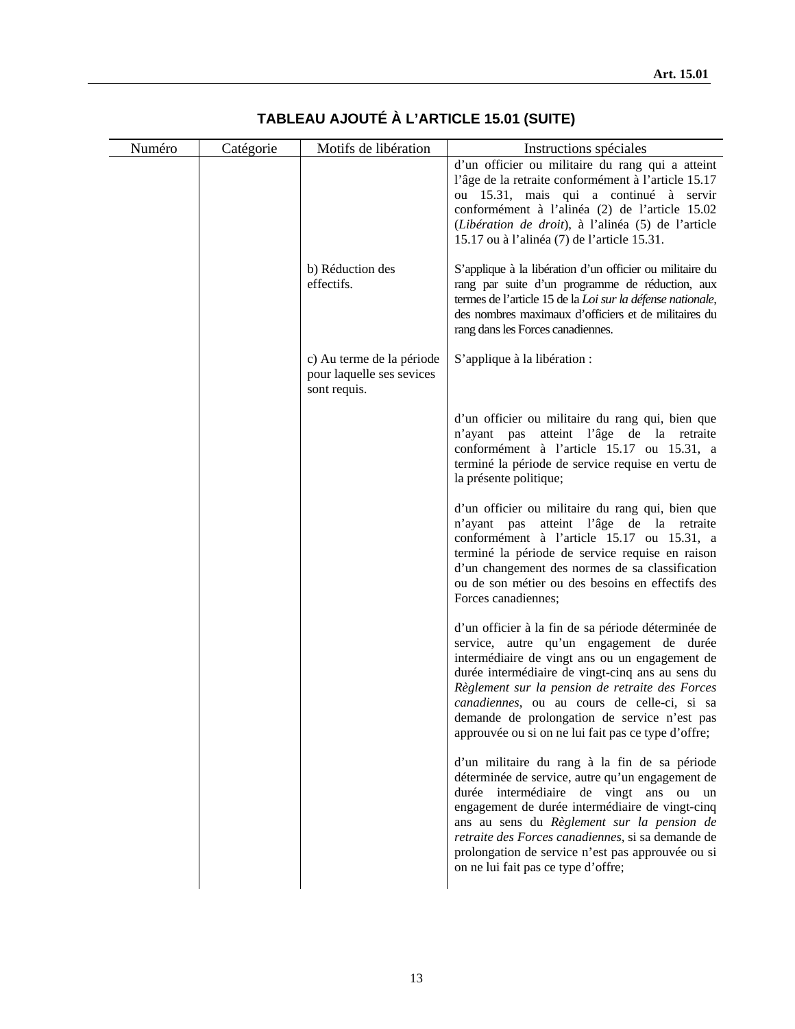### TABLEAU AJOUTÉ À L'ARTICLE 15.01 (SUITE)

| Numéro | Catégorie | Motifs de libération | Instructions spéciales |
|---|---|---|---|
| | | | d'un officier ou militaire du rang qui a atteint l'âge de la retraite conformément à l'article 15.17 ou 15.31, mais qui a continué à servir conformément à l'alinéa (2) de l'article 15.02 (*Libération de droit*), à l'alinéa (5) de l'article 15.17 ou à l'alinéa (7) de l'article 15.31. |
| | | b) Réduction des effectifs. | S'applique à la libération d'un officier ou militaire du rang par suite d'un programme de réduction, aux termes de l'article 15 de la *Loi sur la défense nationale*, des nombres maximaux d'officiers et de militaires du rang dans les Forces canadiennes. |
| | | c) Au terme de la période pour laquelle ses sevices sont requis. | S'applique à la libération : |
| | | | d'un officier ou militaire du rang qui, bien que n'ayant pas atteint l'âge de la retraite conformément à l'article 15.17 ou 15.31, a terminé la période de service requise en vertu de la présente politique; |
| | | | d'un officier ou militaire du rang qui, bien que n'ayant pas atteint l'âge de la retraite conformément à l'article 15.17 ou 15.31, a terminé la période de service requise en raison d'un changement des normes de sa classification ou de son métier ou des besoins en effectifs des Forces canadiennes; |
| | | | d'un officier à la fin de sa période déterminée de service, autre qu'un engagement de durée intermédiaire de vingt ans ou un engagement de durée intermédiaire de vingt-cinq ans au sens du *Règlement sur la pension de retraite des Forces canadiennes*, ou au cours de celle-ci, si sa demande de prolongation de service n'est pas approuvée ou si on ne lui fait pas ce type d'offre; |
| | | | d'un militaire du rang à la fin de sa période déterminée de service, autre qu'un engagement de durée intermédiaire de vingt ans ou un engagement de durée intermédiaire de vingt-cinq ans au sens du *Règlement sur la pension de retraite des Forces canadiennes*, si sa demande de prolongation de service n'est pas approuvée ou si on ne lui fait pas ce type d'offre; |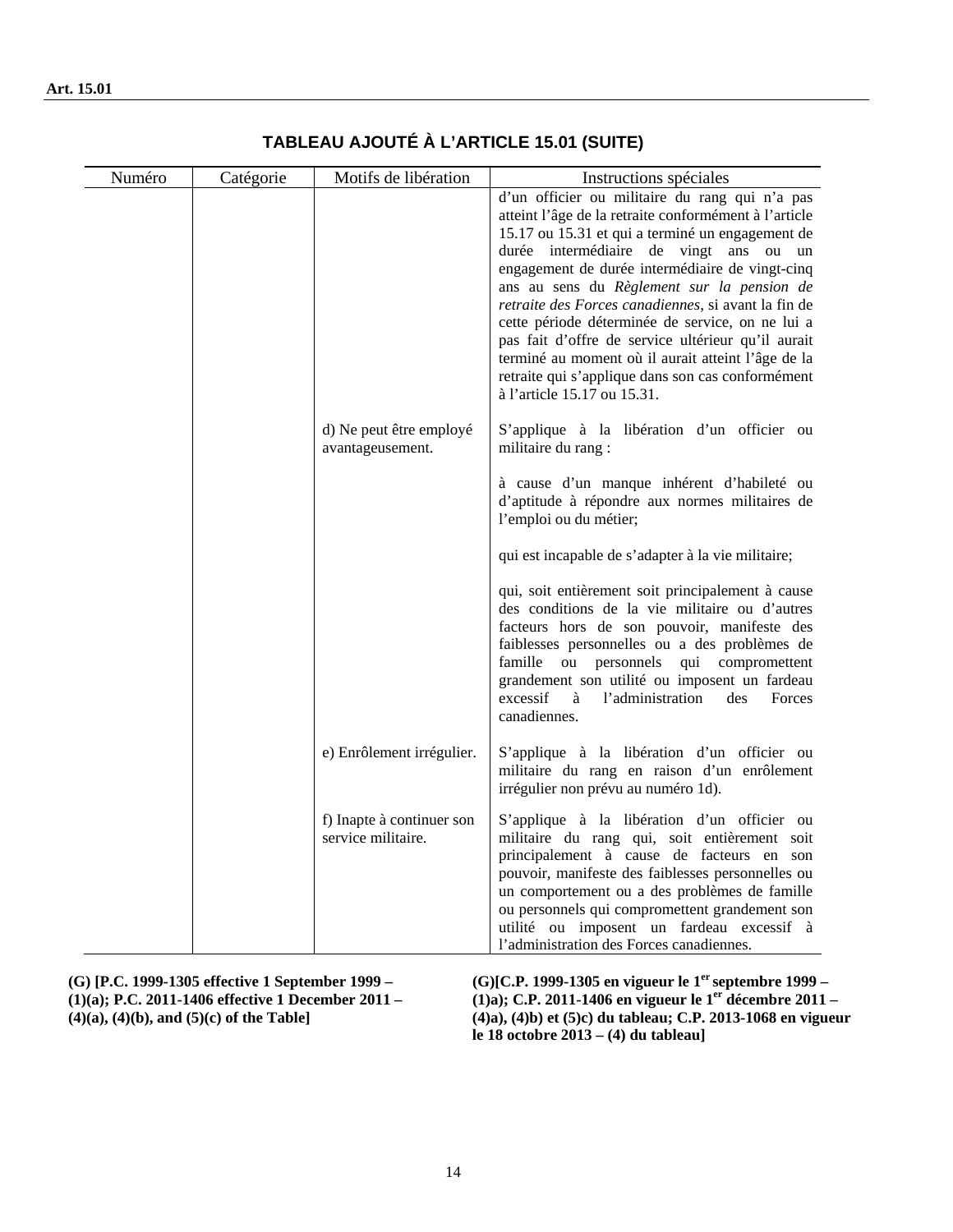**Art. 15.01**

## TABLEAU AJOUTÉ À L'ARTICLE 15.01 (SUITE)

| Numéro | Catégorie | Motifs de libération | Instructions spéciales |
|---|---|---|---|
| | | | d'un officier ou militaire du rang qui n'a pas atteint l'âge de la retraite conformément à l'article 15.17 ou 15.31 et qui a terminé un engagement de durée intermédiaire de vingt ans ou un engagement de durée intermédiaire de vingt-cinq ans au sens du *Règlement sur la pension de retraite des Forces canadiennes*, si avant la fin de cette période déterminée de service, on ne lui a pas fait d'offre de service ultérieur qu'il aurait terminé au moment où il aurait atteint l'âge de la retraite qui s'applique dans son cas conformément à l'article 15.17 ou 15.31. |
| | | d) Ne peut être employé avantageusement. | S'applique à la libération d'un officier ou militaire du rang :<br><br>à cause d'un manque inhérent d'habileté ou d'aptitude à répondre aux normes militaires de l'emploi ou du métier;<br><br>qui est incapable de s'adapter à la vie militaire;<br><br>qui, soit entièrement soit principalement à cause des conditions de la vie militaire ou d'autres facteurs hors de son pouvoir, manifeste des faiblesses personnelles ou a des problèmes de famille ou personnels qui compromettent grandement son utilité ou imposent un fardeau excessif à l'administration des Forces canadiennes. |
| | | e) Enrôlement irrégulier. | S'applique à la libération d'un officier ou militaire du rang en raison d'un enrôlement irrégulier non prévu au numéro 1d). |
| | | f) Inapte à continuer son service militaire. | S'applique à la libération d'un officier ou militaire du rang qui, soit entièrement soit principalement à cause de facteurs en son pouvoir, manifeste des faiblesses personnelles ou un comportement ou a des problèmes de famille ou personnels qui compromettent grandement son utilité ou imposent un fardeau excessif à l'administration des Forces canadiennes. |

**(G) [P.C. 1999-1305 effective 1 September 1999 – (1)(a); P.C. 2011-1406 effective 1 December 2011 – (4)(a), (4)(b), and (5)(c) of the Table]**

**(G)[C.P. 1999-1305 en vigueur le 1er septembre 1999 – (1)a); C.P. 2011-1406 en vigueur le 1er décembre 2011 – (4)a), (4)b) et (5)c) du tableau; C.P. 2013-1068 en vigueur le 18 octobre 2013 – (4) du tableau]**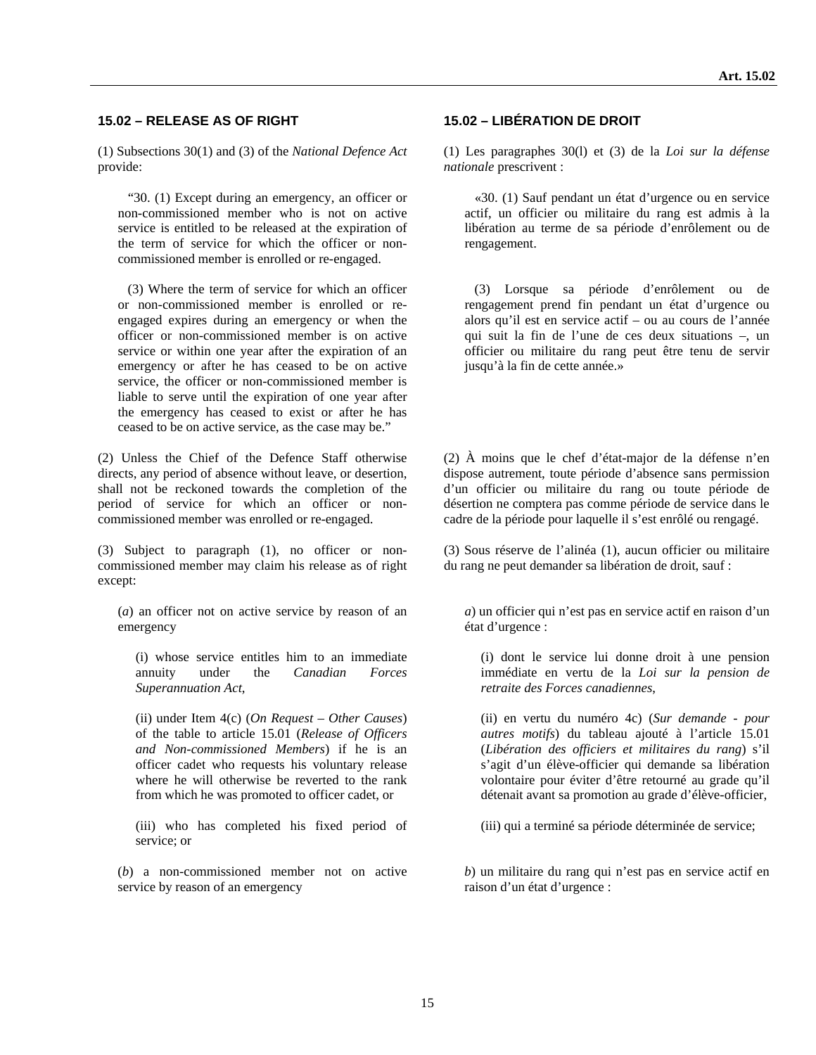## 15.02 – RELEASE AS OF RIGHT

(1) Subsections 30(1) and (3) of the *National Defence Act* provide:

> "30. (1) Except during an emergency, an officer or non-commissioned member who is not on active service is entitled to be released at the expiration of the term of service for which the officer or non-commissioned member is enrolled or re-engaged.
>
> (3) Where the term of service for which an officer or non-commissioned member is enrolled or re-engaged expires during an emergency or when the officer or non-commissioned member is on active service or within one year after the expiration of an emergency or after he has ceased to be on active service, the officer or non-commissioned member is liable to serve until the expiration of one year after the emergency has ceased to exist or after he has ceased to be on active service, as the case may be."

(2) Unless the Chief of the Defence Staff otherwise directs, any period of absence without leave, or desertion, shall not be reckoned towards the completion of the period of service for which an officer or non-commissioned member was enrolled or re-engaged.

(3) Subject to paragraph (1), no officer or non-commissioned member may claim his release as of right except:

(*a*) an officer not on active service by reason of an emergency

(i) whose service entitles him to an immediate annuity under the *Canadian Forces Superannuation Act*,

(ii) under Item 4(c) (*On Request – Other Causes*) of the table to article 15.01 (*Release of Officers and Non-commissioned Members*) if he is an officer cadet who requests his voluntary release where he will otherwise be reverted to the rank from which he was promoted to officer cadet, or

(iii) who has completed his fixed period of service; or

(*b*) a non-commissioned member not on active service by reason of an emergency

## 15.02 – LIBÉRATION DE DROIT

(1) Les paragraphes 30(l) et (3) de la *Loi sur la défense nationale* prescrivent :

> «30. (1) Sauf pendant un état d'urgence ou en service actif, un officier ou militaire du rang est admis à la libération au terme de sa période d'enrôlement ou de rengagement.
>
> (3) Lorsque sa période d'enrôlement ou de rengagement prend fin pendant un état d'urgence ou alors qu'il est en service actif – ou au cours de l'année qui suit la fin de l'une de ces deux situations –, un officier ou militaire du rang peut être tenu de servir jusqu'à la fin de cette année.»

(2) À moins que le chef d'état-major de la défense n'en dispose autrement, toute période d'absence sans permission d'un officier ou militaire du rang ou toute période de désertion ne comptera pas comme période de service dans le cadre de la période pour laquelle il s'est enrôlé ou rengagé.

(3) Sous réserve de l'alinéa (1), aucun officier ou militaire du rang ne peut demander sa libération de droit, sauf :

*a*) un officier qui n'est pas en service actif en raison d'un état d'urgence :

(i) dont le service lui donne droit à une pension immédiate en vertu de la *Loi sur la pension de retraite des Forces canadiennes*,

(ii) en vertu du numéro 4c) (*Sur demande - pour autres motifs*) du tableau ajouté à l'article 15.01 (*Libération des officiers et militaires du rang*) s'il s'agit d'un élève-officier qui demande sa libération volontaire pour éviter d'être retourné au grade qu'il détenait avant sa promotion au grade d'élève-officier,

(iii) qui a terminé sa période déterminée de service;

*b*) un militaire du rang qui n'est pas en service actif en raison d'un état d'urgence :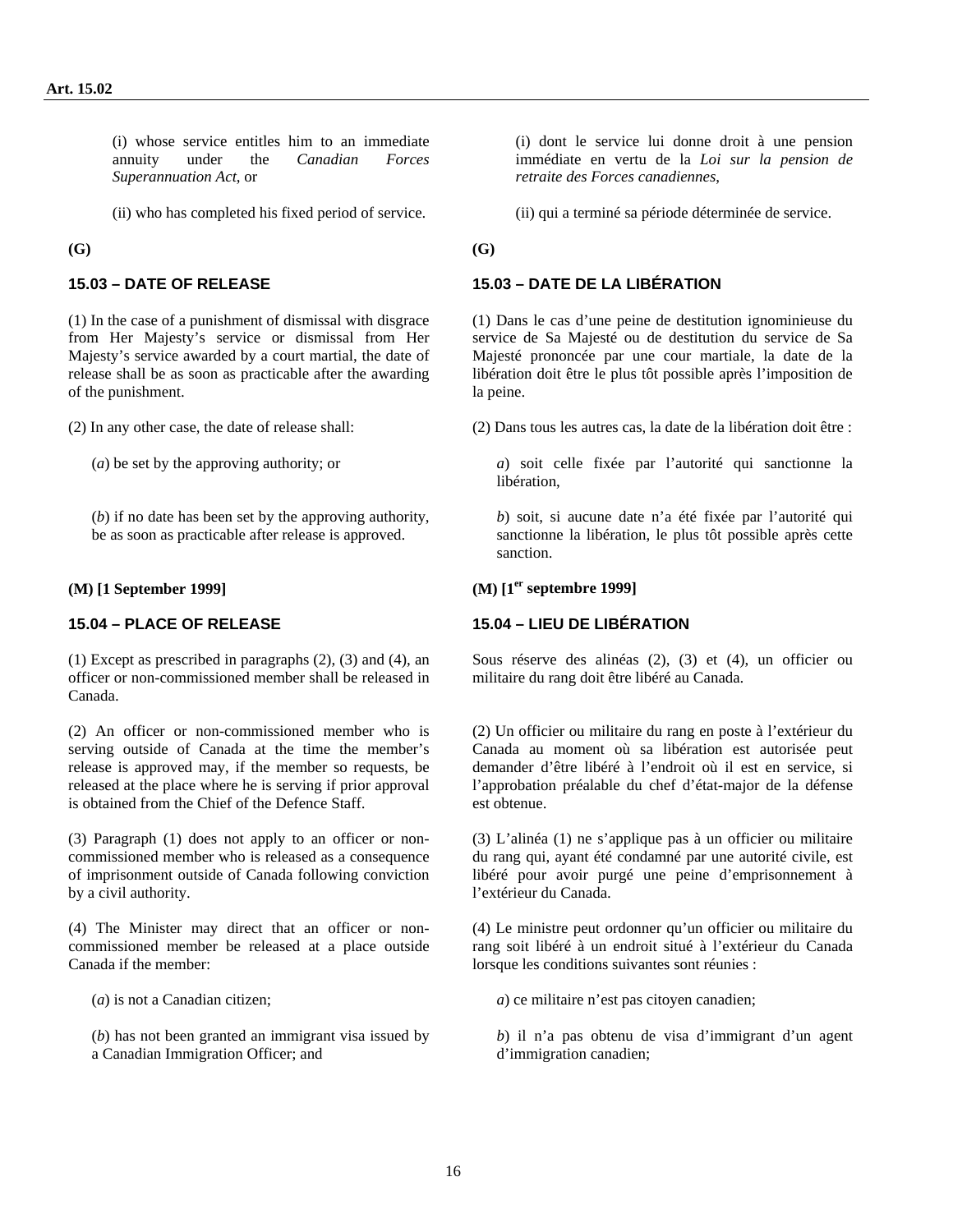(i) whose service entitles him to an immediate annuity under the *Canadian Forces Superannuation Act*, or

(ii) who has completed his fixed period of service.

**(G)**

### 15.03 – DATE OF RELEASE

(1) In the case of a punishment of dismissal with disgrace from Her Majesty's service or dismissal from Her Majesty's service awarded by a court martial, the date of release shall be as soon as practicable after the awarding of the punishment.

(2) In any other case, the date of release shall:

(*a*) be set by the approving authority; or

(*b*) if no date has been set by the approving authority, be as soon as practicable after release is approved.

**(M) [1 September 1999]**

### 15.04 – PLACE OF RELEASE

(1) Except as prescribed in paragraphs (2), (3) and (4), an officer or non-commissioned member shall be released in Canada.

(2) An officer or non-commissioned member who is serving outside of Canada at the time the member's release is approved may, if the member so requests, be released at the place where he is serving if prior approval is obtained from the Chief of the Defence Staff.

(3) Paragraph (1) does not apply to an officer or non-commissioned member who is released as a consequence of imprisonment outside of Canada following conviction by a civil authority.

(4) The Minister may direct that an officer or non-commissioned member be released at a place outside Canada if the member:

(*a*) is not a Canadian citizen;

(*b*) has not been granted an immigrant visa issued by a Canadian Immigration Officer; and

(i) dont le service lui donne droit à une pension immédiate en vertu de la *Loi sur la pension de retraite des Forces canadiennes*,

(ii) qui a terminé sa période déterminée de service.

**(G)**

### 15.03 – DATE DE LA LIBÉRATION

(1) Dans le cas d'une peine de destitution ignominieuse du service de Sa Majesté ou de destitution du service de Sa Majesté prononcée par une cour martiale, la date de la libération doit être le plus tôt possible après l'imposition de la peine.

(2) Dans tous les autres cas, la date de la libération doit être :

*a*) soit celle fixée par l'autorité qui sanctionne la libération,

*b*) soit, si aucune date n'a été fixée par l'autorité qui sanctionne la libération, le plus tôt possible après cette sanction.

**(M) [1er septembre 1999]**

### 15.04 – LIEU DE LIBÉRATION

Sous réserve des alinéas (2), (3) et (4), un officier ou militaire du rang doit être libéré au Canada.

(2) Un officier ou militaire du rang en poste à l'extérieur du Canada au moment où sa libération est autorisée peut demander d'être libéré à l'endroit où il est en service, si l'approbation préalable du chef d'état-major de la défense est obtenue.

(3) L'alinéa (1) ne s'applique pas à un officier ou militaire du rang qui, ayant été condamné par une autorité civile, est libéré pour avoir purgé une peine d'emprisonnement à l'extérieur du Canada.

(4) Le ministre peut ordonner qu'un officier ou militaire du rang soit libéré à un endroit situé à l'extérieur du Canada lorsque les conditions suivantes sont réunies :

*a*) ce militaire n'est pas citoyen canadien;

*b*) il n'a pas obtenu de visa d'immigrant d'un agent d'immigration canadien;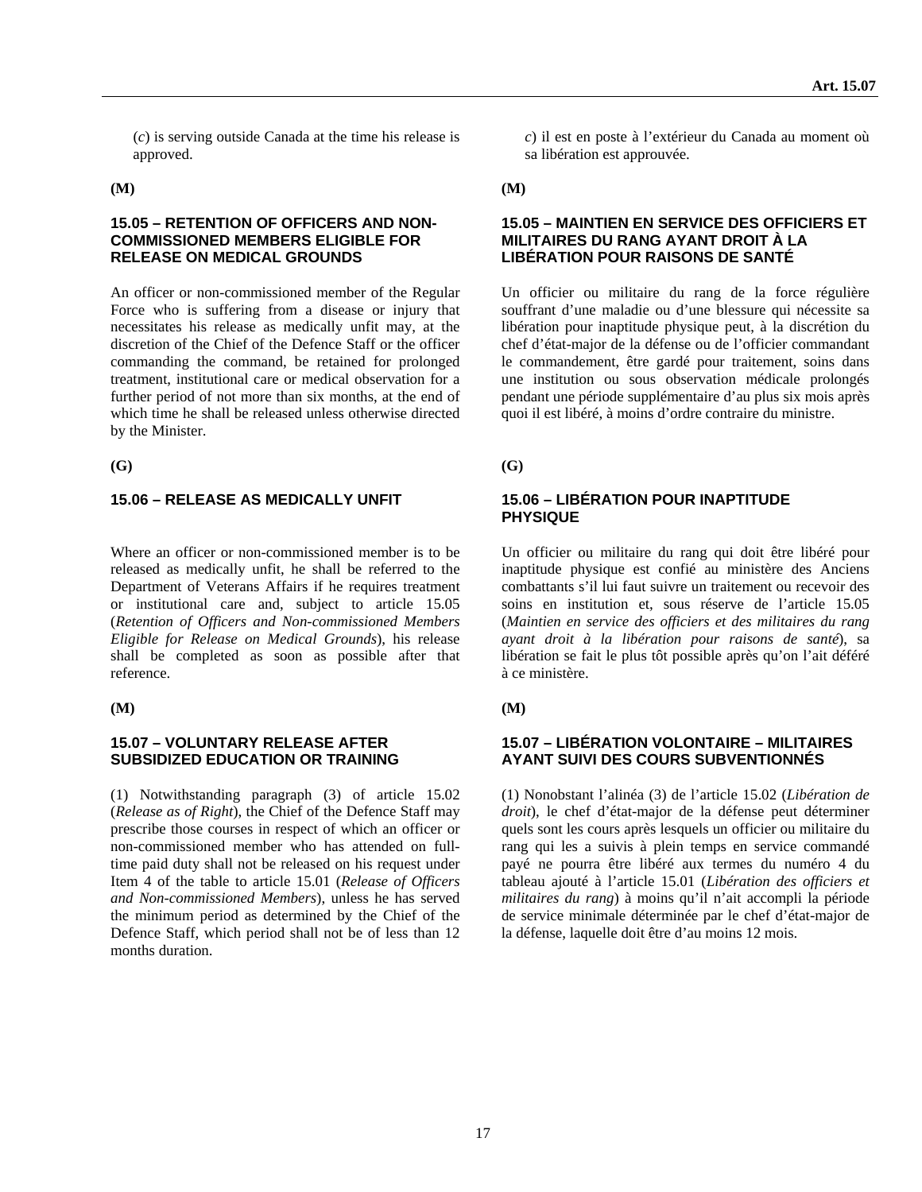(*c*) is serving outside Canada at the time his release is approved.

**(M)**

### 15.05 – RETENTION OF OFFICERS AND NON-COMMISSIONED MEMBERS ELIGIBLE FOR RELEASE ON MEDICAL GROUNDS

An officer or non-commissioned member of the Regular Force who is suffering from a disease or injury that necessitates his release as medically unfit may, at the discretion of the Chief of the Defence Staff or the officer commanding the command, be retained for prolonged treatment, institutional care or medical observation for a further period of not more than six months, at the end of which time he shall be released unless otherwise directed by the Minister.

**(G)**

### 15.06 – RELEASE AS MEDICALLY UNFIT

Where an officer or non-commissioned member is to be released as medically unfit, he shall be referred to the Department of Veterans Affairs if he requires treatment or institutional care and, subject to article 15.05 (*Retention of Officers and Non-commissioned Members Eligible for Release on Medical Grounds*), his release shall be completed as soon as possible after that reference.

**(M)**

### 15.07 – VOLUNTARY RELEASE AFTER SUBSIDIZED EDUCATION OR TRAINING

(1) Notwithstanding paragraph (3) of article 15.02 (*Release as of Right*), the Chief of the Defence Staff may prescribe those courses in respect of which an officer or non-commissioned member who has attended on full-time paid duty shall not be released on his request under Item 4 of the table to article 15.01 (*Release of Officers and Non-commissioned Members*), unless he has served the minimum period as determined by the Chief of the Defence Staff, which period shall not be of less than 12 months duration.

*c*) il est en poste à l'extérieur du Canada au moment où sa libération est approuvée.

**(M)**

### 15.05 – MAINTIEN EN SERVICE DES OFFICIERS ET MILITAIRES DU RANG AYANT DROIT À LA LIBÉRATION POUR RAISONS DE SANTÉ

Un officier ou militaire du rang de la force régulière souffrant d'une maladie ou d'une blessure qui nécessite sa libération pour inaptitude physique peut, à la discrétion du chef d'état-major de la défense ou de l'officier commandant le commandement, être gardé pour traitement, soins dans une institution ou sous observation médicale prolongés pendant une période supplémentaire d'au plus six mois après quoi il est libéré, à moins d'ordre contraire du ministre.

**(G)**

### 15.06 – LIBÉRATION POUR INAPTITUDE PHYSIQUE

Un officier ou militaire du rang qui doit être libéré pour inaptitude physique est confié au ministère des Anciens combattants s'il lui faut suivre un traitement ou recevoir des soins en institution et, sous réserve de l'article 15.05 (*Maintien en service des officiers et des militaires du rang ayant droit à la libération pour raisons de santé*), sa libération se fait le plus tôt possible après qu'on l'ait déféré à ce ministère.

**(M)**

### 15.07 – LIBÉRATION VOLONTAIRE – MILITAIRES AYANT SUIVI DES COURS SUBVENTIONNÉS

(1) Nonobstant l'alinéa (3) de l'article 15.02 (*Libération de droit*), le chef d'état-major de la défense peut déterminer quels sont les cours après lesquels un officier ou militaire du rang qui les a suivis à plein temps en service commandé payé ne pourra être libéré aux termes du numéro 4 du tableau ajouté à l'article 15.01 (*Libération des officiers et militaires du rang*) à moins qu'il n'ait accompli la période de service minimale déterminée par le chef d'état-major de la défense, laquelle doit être d'au moins 12 mois.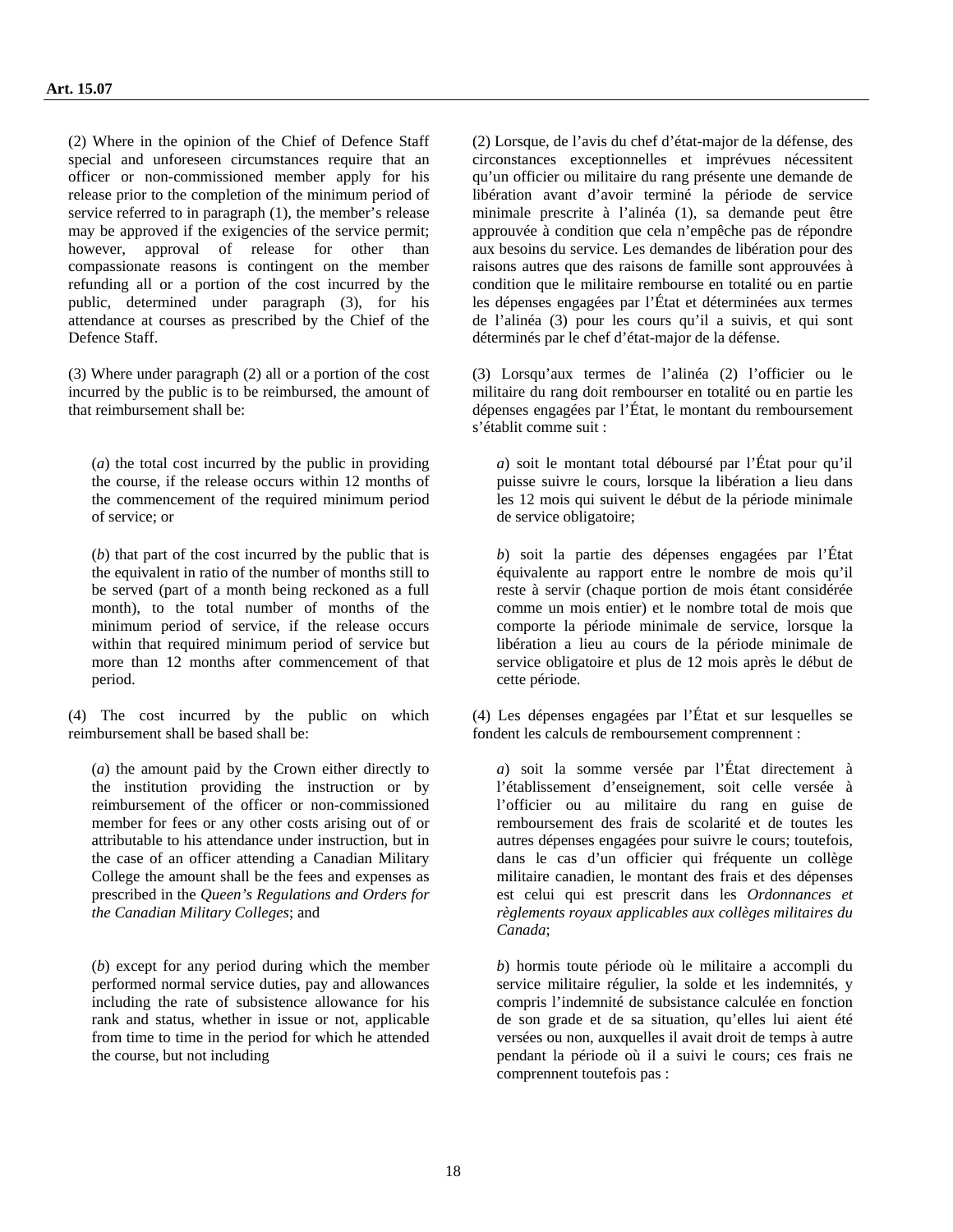(2) Where in the opinion of the Chief of Defence Staff special and unforeseen circumstances require that an officer or non-commissioned member apply for his release prior to the completion of the minimum period of service referred to in paragraph (1), the member's release may be approved if the exigencies of the service permit; however, approval of release for other than compassionate reasons is contingent on the member refunding all or a portion of the cost incurred by the public, determined under paragraph (3), for his attendance at courses as prescribed by the Chief of the Defence Staff.

(3) Where under paragraph (2) all or a portion of the cost incurred by the public is to be reimbursed, the amount of that reimbursement shall be:

> (*a*) the total cost incurred by the public in providing the course, if the release occurs within 12 months of the commencement of the required minimum period of service; or
>
> (*b*) that part of the cost incurred by the public that is the equivalent in ratio of the number of months still to be served (part of a month being reckoned as a full month), to the total number of months of the minimum period of service, if the release occurs within that required minimum period of service but more than 12 months after commencement of that period.

(4) The cost incurred by the public on which reimbursement shall be based shall be:

> (*a*) the amount paid by the Crown either directly to the institution providing the instruction or by reimbursement of the officer or non-commissioned member for fees or any other costs arising out of or attributable to his attendance under instruction, but in the case of an officer attending a Canadian Military College the amount shall be the fees and expenses as prescribed in the *Queen's Regulations and Orders for the Canadian Military Colleges*; and
>
> (*b*) except for any period during which the member performed normal service duties, pay and allowances including the rate of subsistence allowance for his rank and status, whether in issue or not, applicable from time to time in the period for which he attended the course, but not including

(2) Lorsque, de l'avis du chef d'état-major de la défense, des circonstances exceptionnelles et imprévues nécessitent qu'un officier ou militaire du rang présente une demande de libération avant d'avoir terminé la période de service minimale prescrite à l'alinéa (1), sa demande peut être approuvée à condition que cela n'empêche pas de répondre aux besoins du service. Les demandes de libération pour des raisons autres que des raisons de famille sont approuvées à condition que le militaire rembourse en totalité ou en partie les dépenses engagées par l'État et déterminées aux termes de l'alinéa (3) pour les cours qu'il a suivis, et qui sont déterminés par le chef d'état-major de la défense.

(3) Lorsqu'aux termes de l'alinéa (2) l'officier ou le militaire du rang doit rembourser en totalité ou en partie les dépenses engagées par l'État, le montant du remboursement s'établit comme suit :

> *a*) soit le montant total déboursé par l'État pour qu'il puisse suivre le cours, lorsque la libération a lieu dans les 12 mois qui suivent le début de la période minimale de service obligatoire;
>
> *b*) soit la partie des dépenses engagées par l'État équivalente au rapport entre le nombre de mois qu'il reste à servir (chaque portion de mois étant considérée comme un mois entier) et le nombre total de mois que comporte la période minimale de service, lorsque la libération a lieu au cours de la période minimale de service obligatoire et plus de 12 mois après le début de cette période.

(4) Les dépenses engagées par l'État et sur lesquelles se fondent les calculs de remboursement comprennent :

> *a*) soit la somme versée par l'État directement à l'établissement d'enseignement, soit celle versée à l'officier ou au militaire du rang en guise de remboursement des frais de scolarité et de toutes les autres dépenses engagées pour suivre le cours; toutefois, dans le cas d'un officier qui fréquente un collège militaire canadien, le montant des frais et des dépenses est celui qui est prescrit dans les *Ordonnances et règlements royaux applicables aux collèges militaires du Canada*;
>
> *b*) hormis toute période où le militaire a accompli du service militaire régulier, la solde et les indemnités, y compris l'indemnité de subsistance calculée en fonction de son grade et de sa situation, qu'elles lui aient été versées ou non, auxquelles il avait droit de temps à autre pendant la période où il a suivi le cours; ces frais ne comprennent toutefois pas :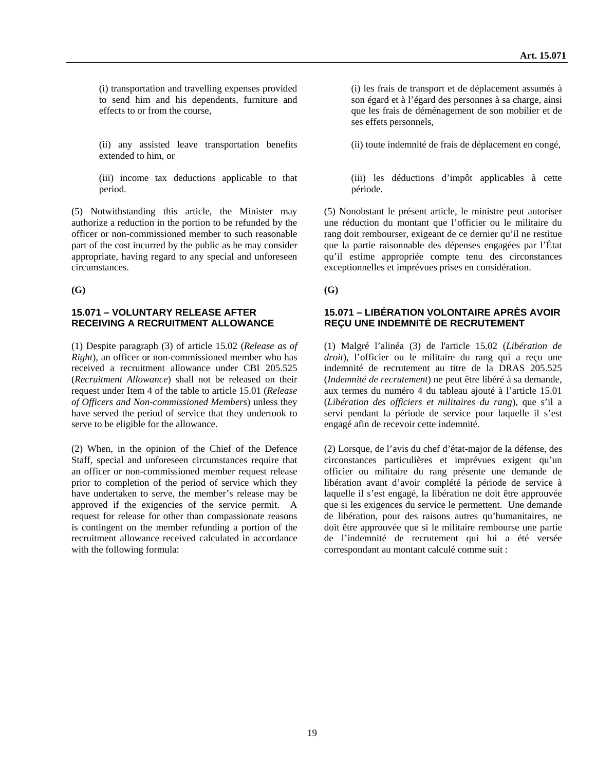(i) transportation and travelling expenses provided to send him and his dependents, furniture and effects to or from the course,

(ii) any assisted leave transportation benefits extended to him, or

(iii) income tax deductions applicable to that period.

(5) Notwithstanding this article, the Minister may authorize a reduction in the portion to be refunded by the officer or non-commissioned member to such reasonable part of the cost incurred by the public as he may consider appropriate, having regard to any special and unforeseen circumstances.

**(G)**

### 15.071 – VOLUNTARY RELEASE AFTER RECEIVING A RECRUITMENT ALLOWANCE

(1) Despite paragraph (3) of article 15.02 (*Release as of Right*), an officer or non-commissioned member who has received a recruitment allowance under CBI 205.525 (*Recruitment Allowance*) shall not be released on their request under Item 4 of the table to article 15.01 (*Release of Officers and Non-commissioned Members*) unless they have served the period of service that they undertook to serve to be eligible for the allowance.

(2) When, in the opinion of the Chief of the Defence Staff, special and unforeseen circumstances require that an officer or non-commissioned member request release prior to completion of the period of service which they have undertaken to serve, the member's release may be approved if the exigencies of the service permit. A request for release for other than compassionate reasons is contingent on the member refunding a portion of the recruitment allowance received calculated in accordance with the following formula:

(i) les frais de transport et de déplacement assumés à son égard et à l'égard des personnes à sa charge, ainsi que les frais de déménagement de son mobilier et de ses effets personnels,

(ii) toute indemnité de frais de déplacement en congé,

(iii) les déductions d'impôt applicables à cette période.

(5) Nonobstant le présent article, le ministre peut autoriser une réduction du montant que l'officier ou le militaire du rang doit rembourser, exigeant de ce dernier qu'il ne restitue que la partie raisonnable des dépenses engagées par l'État qu'il estime appropriée compte tenu des circonstances exceptionnelles et imprévues prises en considération.

**(G)**

### 15.071 – LIBÉRATION VOLONTAIRE APRÈS AVOIR REÇU UNE INDEMNITÉ DE RECRUTEMENT

(1) Malgré l'alinéa (3) de l'article 15.02 (*Libération de droit*), l'officier ou le militaire du rang qui a reçu une indemnité de recrutement au titre de la DRAS 205.525 (*Indemnité de recrutement*) ne peut être libéré à sa demande, aux termes du numéro 4 du tableau ajouté à l'article 15.01 (*Libération des officiers et militaires du rang*), que s'il a servi pendant la période de service pour laquelle il s'est engagé afin de recevoir cette indemnité.

(2) Lorsque, de l'avis du chef d'état-major de la défense, des circonstances particulières et imprévues exigent qu'un officier ou militaire du rang présente une demande de libération avant d'avoir complété la période de service à laquelle il s'est engagé, la libération ne doit être approuvée que si les exigences du service le permettent. Une demande de libération, pour des raisons autres qu'humanitaires, ne doit être approuvée que si le militaire rembourse une partie de l'indemnité de recrutement qui lui a été versée correspondant au montant calculé comme suit :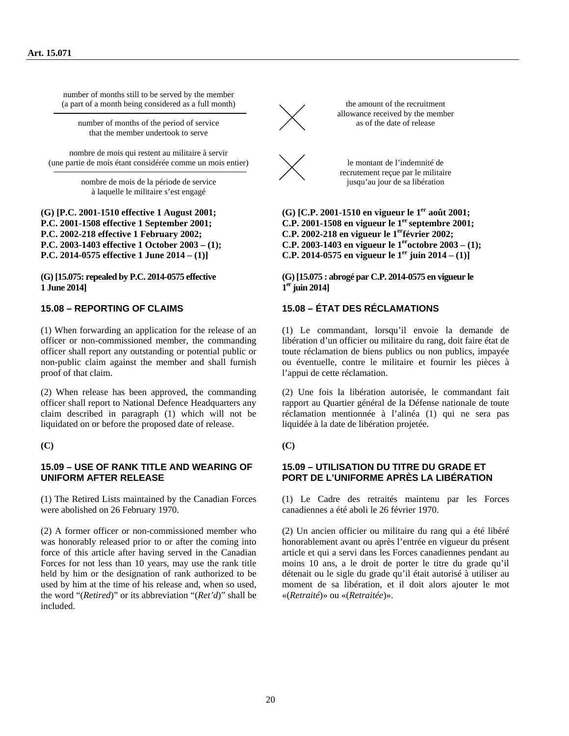$$\frac{\text{number of months still to be served by the member (a part of a month being considered as a full month)}}{\text{number of months of the period of service that the member undertook to serve}} \times \text{the amount of the recruitment allowance received by the member as of the date of release}$$

$$\frac{\text{nombre de mois qui restent au militaire à servir (une partie de mois étant considérée comme un mois entier)}}{\text{nombre de mois de la période de service à laquelle le militaire s'est engagé}} \times \text{le montant de l'indemnité de recrutement reçue par le militaire jusqu'au jour de sa libération}$$

**(G) [P.C. 2001-1510 effective 1 August 2001; P.C. 2001-1508 effective 1 September 2001; P.C. 2002-218 effective 1 February 2002; P.C. 2003-1403 effective 1 October 2003 – (1); P.C. 2014-0575 effective 1 June 2014 – (1)]**

**(G) [C.P. 2001-1510 en vigueur le 1er août 2001; C.P. 2001-1508 en vigueur le 1er septembre 2001; C.P. 2002-218 en vigueur le 1er février 2002; C.P. 2003-1403 en vigueur le 1er octobre 2003 – (1); C.P. 2014-0575 en vigueur le 1er juin 2014 – (1)]**

**(G) [15.075: repealed by P.C. 2014-0575 effective 1 June 2014]**

**(G) [15.075 : abrogé par C.P. 2014-0575 en vigueur le 1er juin 2014]**

## 15.08 – REPORTING OF CLAIMS

(1) When forwarding an application for the release of an officer or non-commissioned member, the commanding officer shall report any outstanding or potential public or non-public claim against the member and shall furnish proof of that claim.

(2) When release has been approved, the commanding officer shall report to National Defence Headquarters any claim described in paragraph (1) which will not be liquidated on or before the proposed date of release.

**(C)**

## 15.08 – ÉTAT DES RÉCLAMATIONS

(1) Le commandant, lorsqu'il envoie la demande de libération d'un officier ou militaire du rang, doit faire état de toute réclamation de biens publics ou non publics, impayée ou éventuelle, contre le militaire et fournir les pièces à l'appui de cette réclamation.

(2) Une fois la libération autorisée, le commandant fait rapport au Quartier général de la Défense nationale de toute réclamation mentionnée à l'alinéa (1) qui ne sera pas liquidée à la date de libération projetée.

**(C)**

## 15.09 – USE OF RANK TITLE AND WEARING OF UNIFORM AFTER RELEASE

(1) The Retired Lists maintained by the Canadian Forces were abolished on 26 February 1970.

(2) A former officer or non-commissioned member who was honorably released prior to or after the coming into force of this article after having served in the Canadian Forces for not less than 10 years, may use the rank title held by him or the designation of rank authorized to be used by him at the time of his release and, when so used, the word "(*Retired*)" or its abbreviation "(*Ret'd*)" shall be included.

## 15.09 – UTILISATION DU TITRE DU GRADE ET PORT DE L'UNIFORME APRÈS LA LIBÉRATION

(1) Le Cadre des retraités maintenu par les Forces canadiennes a été aboli le 26 février 1970.

(2) Un ancien officier ou militaire du rang qui a été libéré honorablement avant ou après l'entrée en vigueur du présent article et qui a servi dans les Forces canadiennes pendant au moins 10 ans, a le droit de porter le titre du grade qu'il détenait ou le sigle du grade qu'il était autorisé à utiliser au moment de sa libération, et il doit alors ajouter le mot «(*Retraité*)» ou «(*Retraitée*)».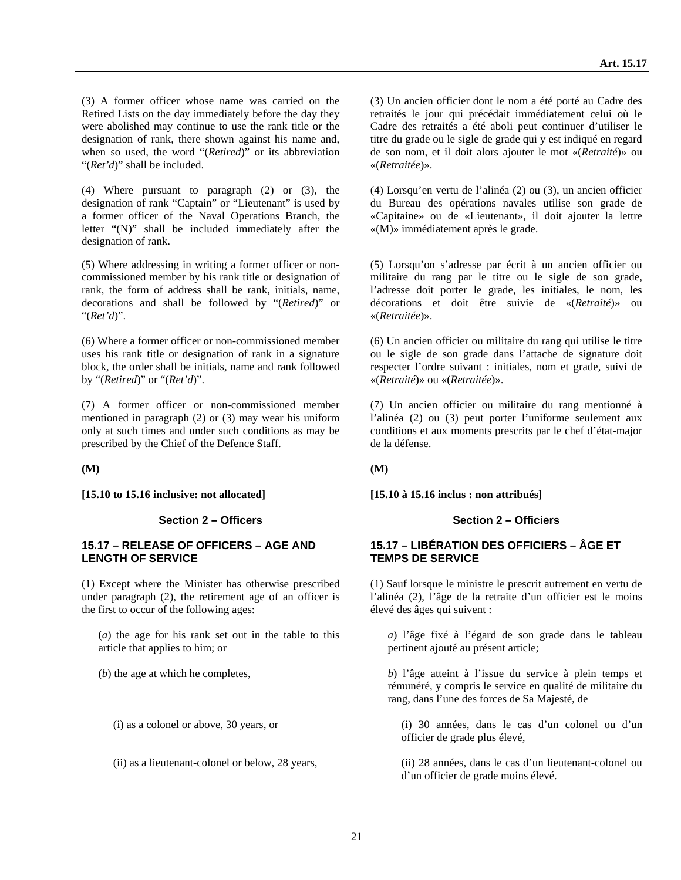(3) A former officer whose name was carried on the Retired Lists on the day immediately before the day they were abolished may continue to use the rank title or the designation of rank, there shown against his name and, when so used, the word "(*Retired*)" or its abbreviation "(*Ret'd*)" shall be included.

(4) Where pursuant to paragraph (2) or (3), the designation of rank "Captain" or "Lieutenant" is used by a former officer of the Naval Operations Branch, the letter "(N)" shall be included immediately after the designation of rank.

(5) Where addressing in writing a former officer or non-commissioned member by his rank title or designation of rank, the form of address shall be rank, initials, name, decorations and shall be followed by "(*Retired*)" or "(*Ret'd*)".

(6) Where a former officer or non-commissioned member uses his rank title or designation of rank in a signature block, the order shall be initials, name and rank followed by "(*Retired*)" or "(*Ret'd*)".

(7) A former officer or non-commissioned member mentioned in paragraph (2) or (3) may wear his uniform only at such times and under such conditions as may be prescribed by the Chief of the Defence Staff.

**(M)**

**[15.10 to 15.16 inclusive: not allocated]**

## Section 2 – Officers

### 15.17 – RELEASE OF OFFICERS – AGE AND LENGTH OF SERVICE

(1) Except where the Minister has otherwise prescribed under paragraph (2), the retirement age of an officer is the first to occur of the following ages:

(*a*) the age for his rank set out in the table to this article that applies to him; or

(*b*) the age at which he completes,

(i) as a colonel or above, 30 years, or

(ii) as a lieutenant-colonel or below, 28 years,

(3) Un ancien officier dont le nom a été porté au Cadre des retraités le jour qui précédait immédiatement celui où le Cadre des retraités a été aboli peut continuer d'utiliser le titre du grade ou le sigle de grade qui y est indiqué en regard de son nom, et il doit alors ajouter le mot «(*Retraité*)» ou «(*Retraitée*)».

(4) Lorsqu'en vertu de l'alinéa (2) ou (3), un ancien officier du Bureau des opérations navales utilise son grade de «Capitaine» ou de «Lieutenant», il doit ajouter la lettre «(M)» immédiatement après le grade.

(5) Lorsqu'on s'adresse par écrit à un ancien officier ou militaire du rang par le titre ou le sigle de son grade, l'adresse doit porter le grade, les initiales, le nom, les décorations et doit être suivie de «(*Retraité*)» ou «(*Retraitée*)».

(6) Un ancien officier ou militaire du rang qui utilise le titre ou le sigle de son grade dans l'attache de signature doit respecter l'ordre suivant : initiales, nom et grade, suivi de «(*Retraité*)» ou «(*Retraitée*)».

(7) Un ancien officier ou militaire du rang mentionné à l'alinéa (2) ou (3) peut porter l'uniforme seulement aux conditions et aux moments prescrits par le chef d'état-major de la défense.

**(M)**

**[15.10 à 15.16 inclus : non attribués]**

## Section 2 – Officiers

### 15.17 – LIBÉRATION DES OFFICIERS – ÂGE ET TEMPS DE SERVICE

(1) Sauf lorsque le ministre le prescrit autrement en vertu de l'alinéa (2), l'âge de la retraite d'un officier est le moins élevé des âges qui suivent :

*a*) l'âge fixé à l'égard de son grade dans le tableau pertinent ajouté au présent article;

*b*) l'âge atteint à l'issue du service à plein temps et rémunéré, y compris le service en qualité de militaire du rang, dans l'une des forces de Sa Majesté, de

(i) 30 années, dans le cas d'un colonel ou d'un officier de grade plus élevé,

(ii) 28 années, dans le cas d'un lieutenant-colonel ou d'un officier de grade moins élevé.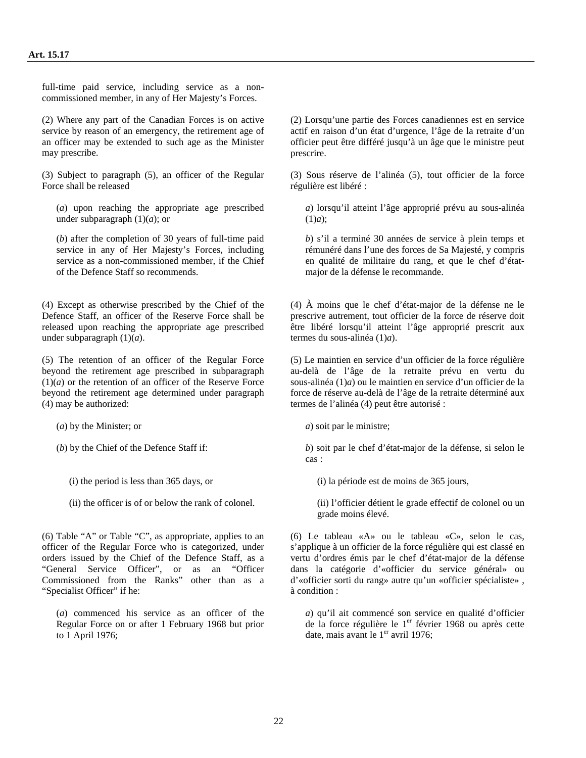full-time paid service, including service as a non-commissioned member, in any of Her Majesty's Forces.

(2) Where any part of the Canadian Forces is on active service by reason of an emergency, the retirement age of an officer may be extended to such age as the Minister may prescribe.

(3) Subject to paragraph (5), an officer of the Regular Force shall be released

(*a*) upon reaching the appropriate age prescribed under subparagraph (1)(*a*); or

(*b*) after the completion of 30 years of full-time paid service in any of Her Majesty's Forces, including service as a non-commissioned member, if the Chief of the Defence Staff so recommends.

(4) Except as otherwise prescribed by the Chief of the Defence Staff, an officer of the Reserve Force shall be released upon reaching the appropriate age prescribed under subparagraph (1)(*a*).

(5) The retention of an officer of the Regular Force beyond the retirement age prescribed in subparagraph (1)(*a*) or the retention of an officer of the Reserve Force beyond the retirement age determined under paragraph (4) may be authorized:

(*a*) by the Minister; or

(*b*) by the Chief of the Defence Staff if:

(i) the period is less than 365 days, or

(ii) the officer is of or below the rank of colonel.

(6) Table "A" or Table "C", as appropriate, applies to an officer of the Regular Force who is categorized, under orders issued by the Chief of the Defence Staff, as a "General Service Officer", or as an "Officer Commissioned from the Ranks" other than as a "Specialist Officer" if he:

(*a*) commenced his service as an officer of the Regular Force on or after 1 February 1968 but prior to 1 April 1976;

(2) Lorsqu'une partie des Forces canadiennes est en service actif en raison d'un état d'urgence, l'âge de la retraite d'un officier peut être différé jusqu'à un âge que le ministre peut prescrire.

(3) Sous réserve de l'alinéa (5), tout officier de la force régulière est libéré :

*a*) lorsqu'il atteint l'âge approprié prévu au sous-alinéa (1)*a*);

*b*) s'il a terminé 30 années de service à plein temps et rémunéré dans l'une des forces de Sa Majesté, y compris en qualité de militaire du rang, et que le chef d'état-major de la défense le recommande.

(4) À moins que le chef d'état-major de la défense ne le prescrive autrement, tout officier de la force de réserve doit être libéré lorsqu'il atteint l'âge approprié prescrit aux termes du sous-alinéa (1)*a*).

(5) Le maintien en service d'un officier de la force régulière au-delà de l'âge de la retraite prévu en vertu du sous-alinéa (1)*a*) ou le maintien en service d'un officier de la force de réserve au-delà de l'âge de la retraite déterminé aux termes de l'alinéa (4) peut être autorisé :

*a*) soit par le ministre;

*b*) soit par le chef d'état-major de la défense, si selon le cas :

(i) la période est de moins de 365 jours,

(ii) l'officier détient le grade effectif de colonel ou un grade moins élevé.

(6) Le tableau «A» ou le tableau «C», selon le cas, s'applique à un officier de la force régulière qui est classé en vertu d'ordres émis par le chef d'état-major de la défense dans la catégorie d'«officier du service général» ou d'«officier sorti du rang» autre qu'un «officier spécialiste» , à condition :

*a*) qu'il ait commencé son service en qualité d'officier de la force régulière le 1er février 1968 ou après cette date, mais avant le 1er avril 1976;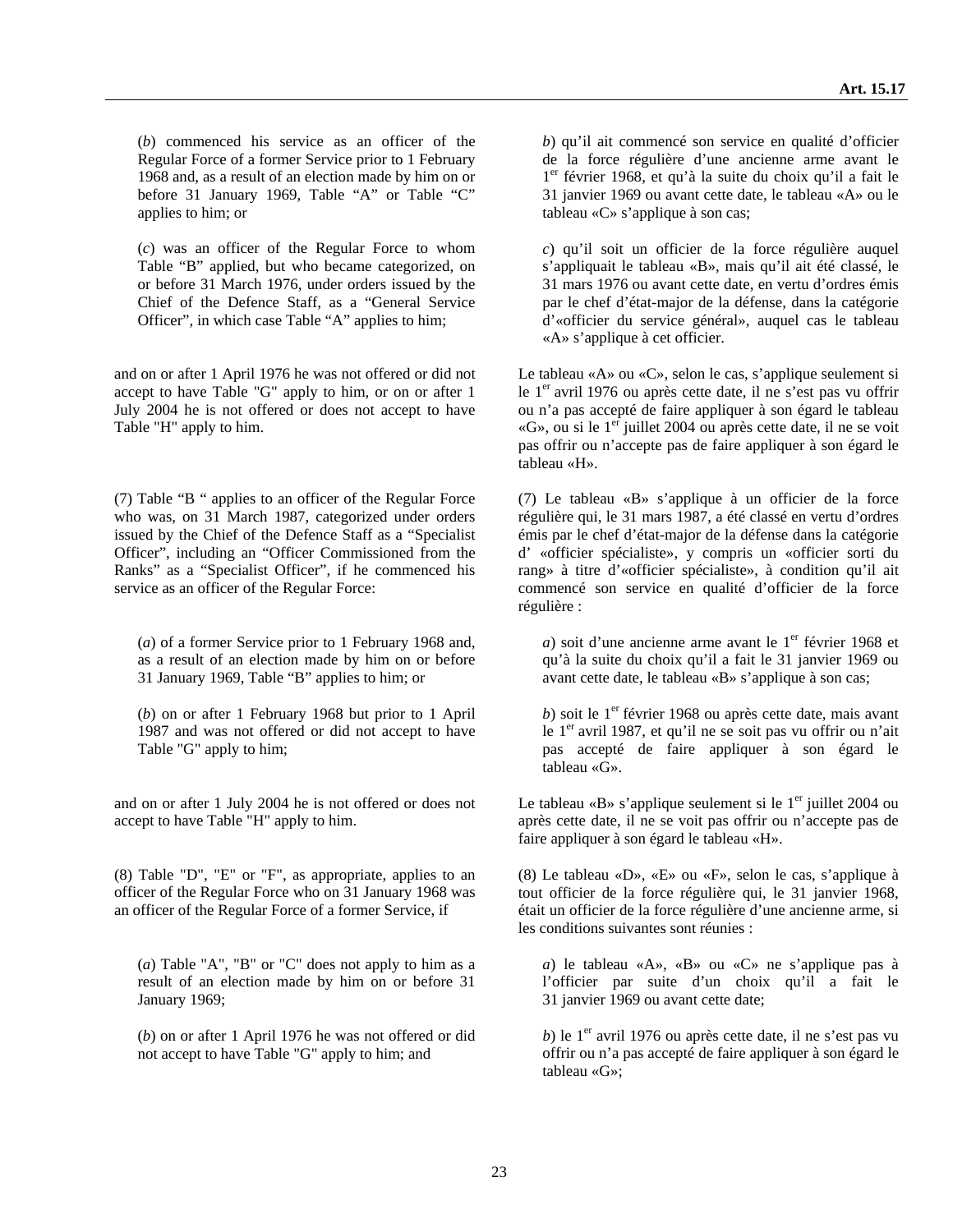(*b*) commenced his service as an officer of the Regular Force of a former Service prior to 1 February 1968 and, as a result of an election made by him on or before 31 January 1969, Table “A” or Table “C” applies to him; or

(*c*) was an officer of the Regular Force to whom Table “B” applied, but who became categorized, on or before 31 March 1976, under orders issued by the Chief of the Defence Staff, as a “General Service Officer”, in which case Table “A” applies to him;

and on or after 1 April 1976 he was not offered or did not accept to have Table "G" apply to him, or on or after 1 July 2004 he is not offered or does not accept to have Table "H" apply to him.

(7) Table “B “ applies to an officer of the Regular Force who was, on 31 March 1987, categorized under orders issued by the Chief of the Defence Staff as a “Specialist Officer”, including an “Officer Commissioned from the Ranks” as a “Specialist Officer”, if he commenced his service as an officer of the Regular Force:

(*a*) of a former Service prior to 1 February 1968 and, as a result of an election made by him on or before 31 January 1969, Table “B” applies to him; or

(*b*) on or after 1 February 1968 but prior to 1 April 1987 and was not offered or did not accept to have Table "G" apply to him;

and on or after 1 July 2004 he is not offered or does not accept to have Table "H" apply to him.

(8) Table "D", "E" or "F", as appropriate, applies to an officer of the Regular Force who on 31 January 1968 was an officer of the Regular Force of a former Service, if

(*a*) Table "A", "B" or "C" does not apply to him as a result of an election made by him on or before 31 January 1969;

(*b*) on or after 1 April 1976 he was not offered or did not accept to have Table "G" apply to him; and

*b*) qu’il ait commencé son service en qualité d’officier de la force régulière d’une ancienne arme avant le 1er février 1968, et qu’à la suite du choix qu’il a fait le 31 janvier 1969 ou avant cette date, le tableau «A» ou le tableau «C» s’applique à son cas;

*c*) qu’il soit un officier de la force régulière auquel s’appliquait le tableau «B», mais qu’il ait été classé, le 31 mars 1976 ou avant cette date, en vertu d’ordres émis par le chef d’état-major de la défense, dans la catégorie d’«officier du service général», auquel cas le tableau «A» s’applique à cet officier.

Le tableau «A» ou «C», selon le cas, s’applique seulement si le 1er avril 1976 ou après cette date, il ne s’est pas vu offrir ou n’a pas accepté de faire appliquer à son égard le tableau «G», ou si le 1er juillet 2004 ou après cette date, il ne se voit pas offrir ou n’accepte pas de faire appliquer à son égard le tableau «H».

(7) Le tableau «B» s’applique à un officier de la force régulière qui, le 31 mars 1987, a été classé en vertu d’ordres émis par le chef d’état-major de la défense dans la catégorie d’ «officier spécialiste», y compris un «officier sorti du rang» à titre d’«officier spécialiste», à condition qu’il ait commencé son service en qualité d’officier de la force régulière :

*a*) soit d’une ancienne arme avant le 1er février 1968 et qu’à la suite du choix qu’il a fait le 31 janvier 1969 ou avant cette date, le tableau «B» s’applique à son cas;

*b*) soit le 1er février 1968 ou après cette date, mais avant le 1er avril 1987, et qu’il ne se soit pas vu offrir ou n’ait pas accepté de faire appliquer à son égard le tableau «G».

Le tableau «B» s’applique seulement si le 1er juillet 2004 ou après cette date, il ne se voit pas offrir ou n’accepte pas de faire appliquer à son égard le tableau «H».

(8) Le tableau «D», «E» ou «F», selon le cas, s’applique à tout officier de la force régulière qui, le 31 janvier 1968, était un officier de la force régulière d’une ancienne arme, si les conditions suivantes sont réunies :

*a*) le tableau «A», «B» ou «C» ne s’applique pas à l’officier par suite d’un choix qu’il a fait le 31 janvier 1969 ou avant cette date;

*b*) le 1er avril 1976 ou après cette date, il ne s’est pas vu offrir ou n’a pas accepté de faire appliquer à son égard le tableau «G»;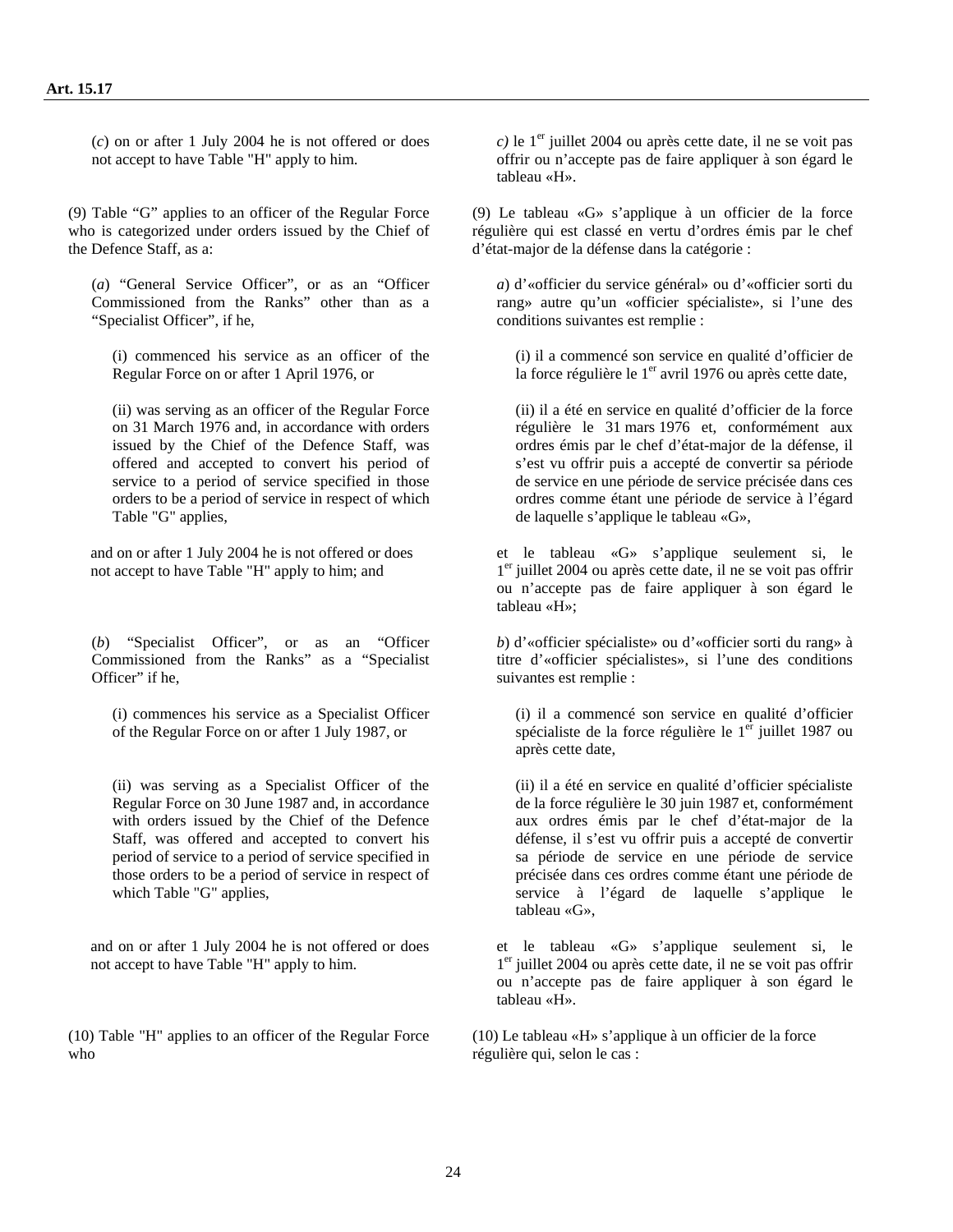**Art. 15.17**

(*c*) on or after 1 July 2004 he is not offered or does not accept to have Table "H" apply to him.

(9) Table "G" applies to an officer of the Regular Force who is categorized under orders issued by the Chief of the Defence Staff, as a:

(*a*) "General Service Officer", or as an "Officer Commissioned from the Ranks" other than as a "Specialist Officer", if he,

(i) commenced his service as an officer of the Regular Force on or after 1 April 1976, or

(ii) was serving as an officer of the Regular Force on 31 March 1976 and, in accordance with orders issued by the Chief of the Defence Staff, was offered and accepted to convert his period of service to a period of service specified in those orders to be a period of service in respect of which Table "G" applies,

and on or after 1 July 2004 he is not offered or does not accept to have Table "H" apply to him; and

(*b*) "Specialist Officer", or as an "Officer Commissioned from the Ranks" as a "Specialist Officer" if he,

(i) commences his service as a Specialist Officer of the Regular Force on or after 1 July 1987, or

(ii) was serving as a Specialist Officer of the Regular Force on 30 June 1987 and, in accordance with orders issued by the Chief of the Defence Staff, was offered and accepted to convert his period of service to a period of service specified in those orders to be a period of service in respect of which Table "G" applies,

and on or after 1 July 2004 he is not offered or does not accept to have Table "H" apply to him.

(10) Table "H" applies to an officer of the Regular Force who

*c)* le 1[er] juillet 2004 ou après cette date, il ne se voit pas offrir ou n'accepte pas de faire appliquer à son égard le tableau «H».

(9) Le tableau «G» s'applique à un officier de la force régulière qui est classé en vertu d'ordres émis par le chef d'état-major de la défense dans la catégorie :

*a*) d'«officier du service général» ou d'«officier sorti du rang» autre qu'un «officier spécialiste», si l'une des conditions suivantes est remplie :

(i) il a commencé son service en qualité d'officier de la force régulière le 1[er] avril 1976 ou après cette date,

(ii) il a été en service en qualité d'officier de la force régulière le 31 mars 1976 et, conformément aux ordres émis par le chef d'état-major de la défense, il s'est vu offrir puis a accepté de convertir sa période de service en une période de service précisée dans ces ordres comme étant une période de service à l'égard de laquelle s'applique le tableau «G»,

et le tableau «G» s'applique seulement si, le 1[er] juillet 2004 ou après cette date, il ne se voit pas offrir ou n'accepte pas de faire appliquer à son égard le tableau «H»;

*b*) d'«officier spécialiste» ou d'«officier sorti du rang» à titre d'«officier spécialistes», si l'une des conditions suivantes est remplie :

(i) il a commencé son service en qualité d'officier spécialiste de la force régulière le 1[er] juillet 1987 ou après cette date,

(ii) il a été en service en qualité d'officier spécialiste de la force régulière le 30 juin 1987 et, conformément aux ordres émis par le chef d'état-major de la défense, il s'est vu offrir puis a accepté de convertir sa période de service en une période de service précisée dans ces ordres comme étant une période de service à l'égard de laquelle s'applique le tableau «G»,

et le tableau «G» s'applique seulement si, le 1[er] juillet 2004 ou après cette date, il ne se voit pas offrir ou n'accepte pas de faire appliquer à son égard le tableau «H».

(10) Le tableau «H» s'applique à un officier de la force régulière qui, selon le cas :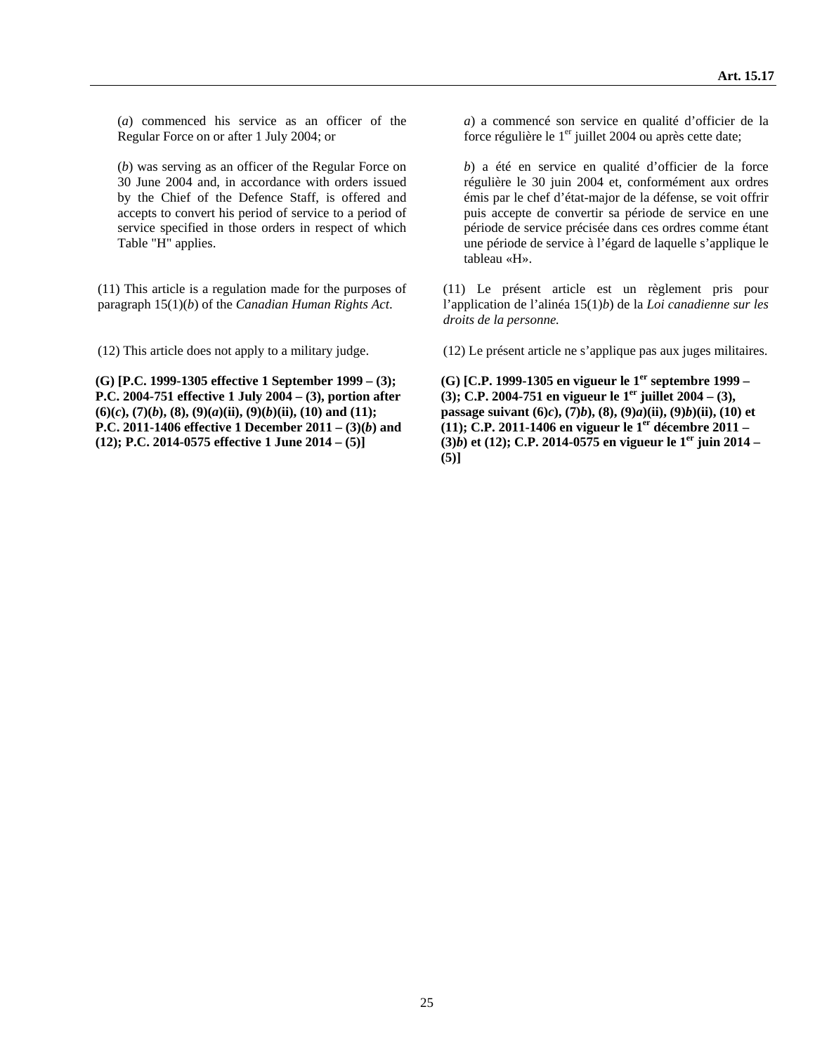(*a*) commenced his service as an officer of the Regular Force on or after 1 July 2004; or

(*b*) was serving as an officer of the Regular Force on 30 June 2004 and, in accordance with orders issued by the Chief of the Defence Staff, is offered and accepts to convert his period of service to a period of service specified in those orders in respect of which Table "H" applies.

(11) This article is a regulation made for the purposes of paragraph 15(1)(*b*) of the *Canadian Human Rights Act*.

(12) This article does not apply to a military judge.

**(G) [P.C. 1999-1305 effective 1 September 1999 – (3); P.C. 2004-751 effective 1 July 2004 – (3), portion after (6)(*c*), (7)(*b*), (8), (9)(*a*)(ii), (9)(*b*)(ii), (10) and (11); P.C. 2011-1406 effective 1 December 2011 – (3)(*b*) and (12); P.C. 2014-0575 effective 1 June 2014 – (5)]**

*a*) a commencé son service en qualité d'officier de la force régulière le 1er juillet 2004 ou après cette date;

*b*) a été en service en qualité d'officier de la force régulière le 30 juin 2004 et, conformément aux ordres émis par le chef d'état-major de la défense, se voit offrir puis accepte de convertir sa période de service en une période de service précisée dans ces ordres comme étant une période de service à l'égard de laquelle s'applique le tableau «H».

(11) Le présent article est un règlement pris pour l'application de l'alinéa 15(1)*b*) de la *Loi canadienne sur les droits de la personne.*

(12) Le présent article ne s'applique pas aux juges militaires.

**(G) [C.P. 1999-1305 en vigueur le 1er septembre 1999 – (3); C.P. 2004-751 en vigueur le 1er juillet 2004 – (3), passage suivant (6)*c*), (7)*b*), (8), (9)*a*)(ii), (9)*b*)(ii), (10) et (11); C.P. 2011-1406 en vigueur le 1er décembre 2011 – (3)*b*) et (12); C.P. 2014-0575 en vigueur le 1er juin 2014 – (5)]**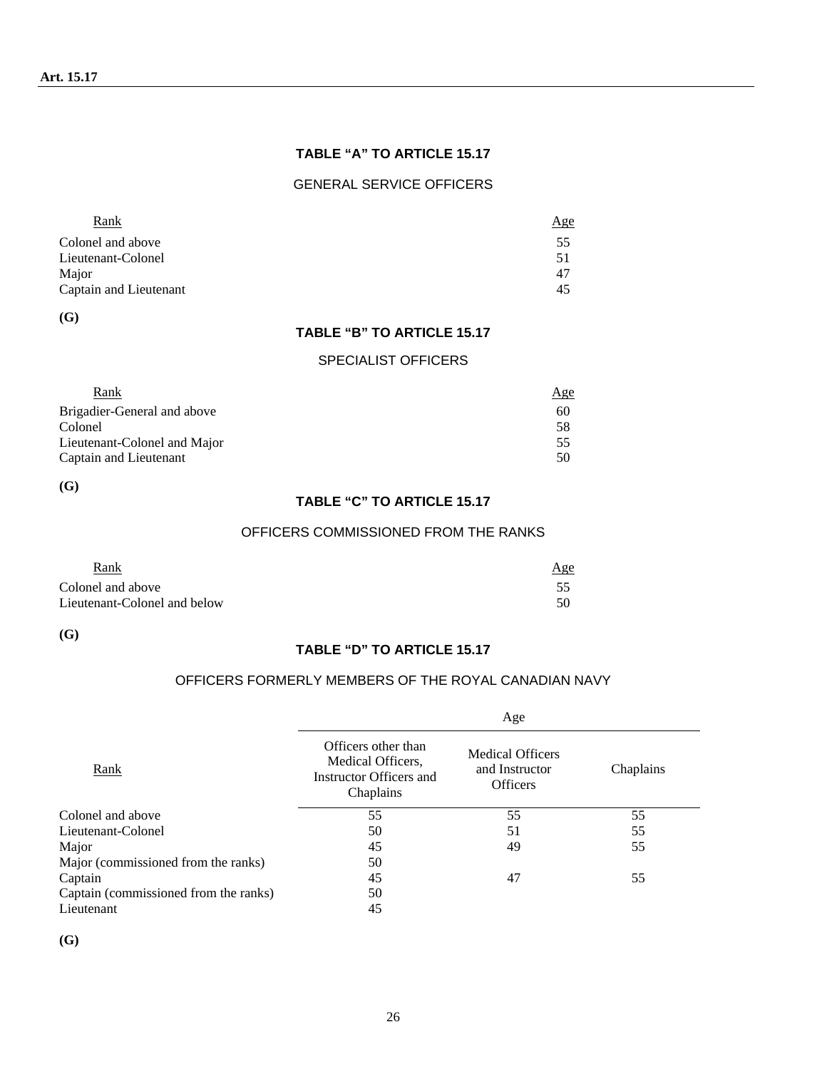**Art. 15.17**

### TABLE "A" TO ARTICLE 15.17

GENERAL SERVICE OFFICERS

| Rank | Age |
|---|---|
| Colonel and above | 55 |
| Lieutenant-Colonel | 51 |
| Major | 47 |
| Captain and Lieutenant | 45 |

**(G)**

### TABLE "B" TO ARTICLE 15.17

SPECIALIST OFFICERS

| Rank | Age |
|---|---|
| Brigadier-General and above | 60 |
| Colonel | 58 |
| Lieutenant-Colonel and Major | 55 |
| Captain and Lieutenant | 50 |

**(G)**

### TABLE "C" TO ARTICLE 15.17

OFFICERS COMMISSIONED FROM THE RANKS

| Rank | Age |
|---|---|
| Colonel and above | 55 |
| Lieutenant-Colonel and below | 50 |

**(G)**

### TABLE "D" TO ARTICLE 15.17

OFFICERS FORMERLY MEMBERS OF THE ROYAL CANADIAN NAVY

| Rank | Age | | |
|---|---|---|---|
| | Officers other than Medical Officers, Instructor Officers and Chaplains | Medical Officers and Instructor Officers | Chaplains |
| Colonel and above | 55 | 55 | 55 |
| Lieutenant-Colonel | 50 | 51 | 55 |
| Major | 45 | 49 | 55 |
| Major (commissioned from the ranks) | 50 | | |
| Captain | 45 | 47 | 55 |
| Captain (commissioned from the ranks) | 50 | | |
| Lieutenant | 45 | | |

**(G)**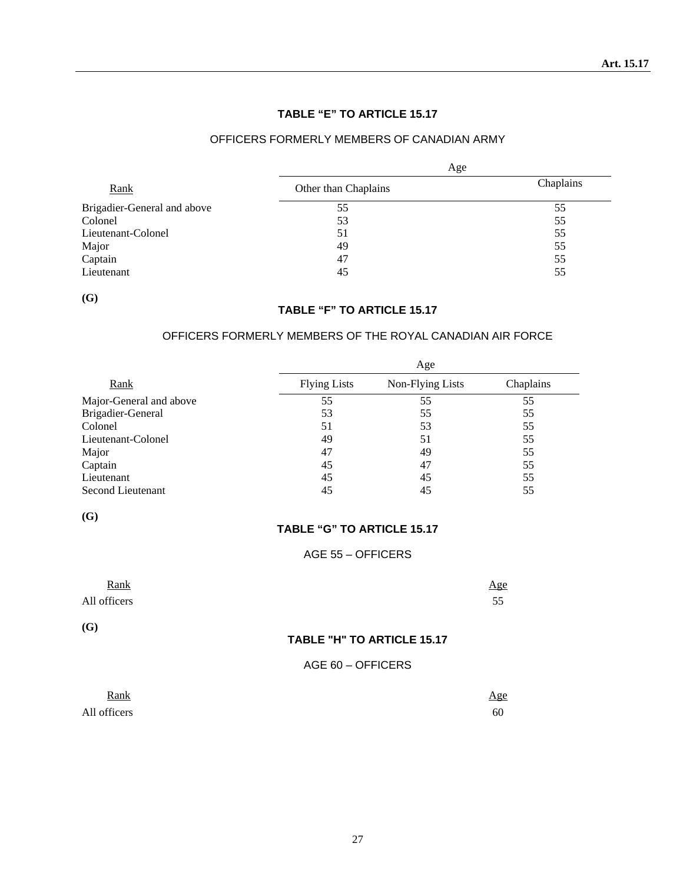### TABLE "E" TO ARTICLE 15.17

OFFICERS FORMERLY MEMBERS OF CANADIAN ARMY

| Rank | Age | |
|---|---|---|
| | Other than Chaplains | Chaplains |
| Brigadier-General and above | 55 | 55 |
| Colonel | 53 | 55 |
| Lieutenant-Colonel | 51 | 55 |
| Major | 49 | 55 |
| Captain | 47 | 55 |
| Lieutenant | 45 | 55 |

**(G)**

### TABLE "F" TO ARTICLE 15.17

OFFICERS FORMERLY MEMBERS OF THE ROYAL CANADIAN AIR FORCE

| Rank | Age | | |
|---|---|---|---|
| | Flying Lists | Non-Flying Lists | Chaplains |
| Major-General and above | 55 | 55 | 55 |
| Brigadier-General | 53 | 55 | 55 |
| Colonel | 51 | 53 | 55 |
| Lieutenant-Colonel | 49 | 51 | 55 |
| Major | 47 | 49 | 55 |
| Captain | 45 | 47 | 55 |
| Lieutenant | 45 | 45 | 55 |
| Second Lieutenant | 45 | 45 | 55 |

**(G)**

### TABLE "G" TO ARTICLE 15.17

AGE 55 – OFFICERS

| Rank | Age |
|---|---|
| All officers | 55 |

**(G)**

### TABLE "H" TO ARTICLE 15.17

AGE 60 – OFFICERS

| Rank | Age |
|---|---|
| All officers | 60 |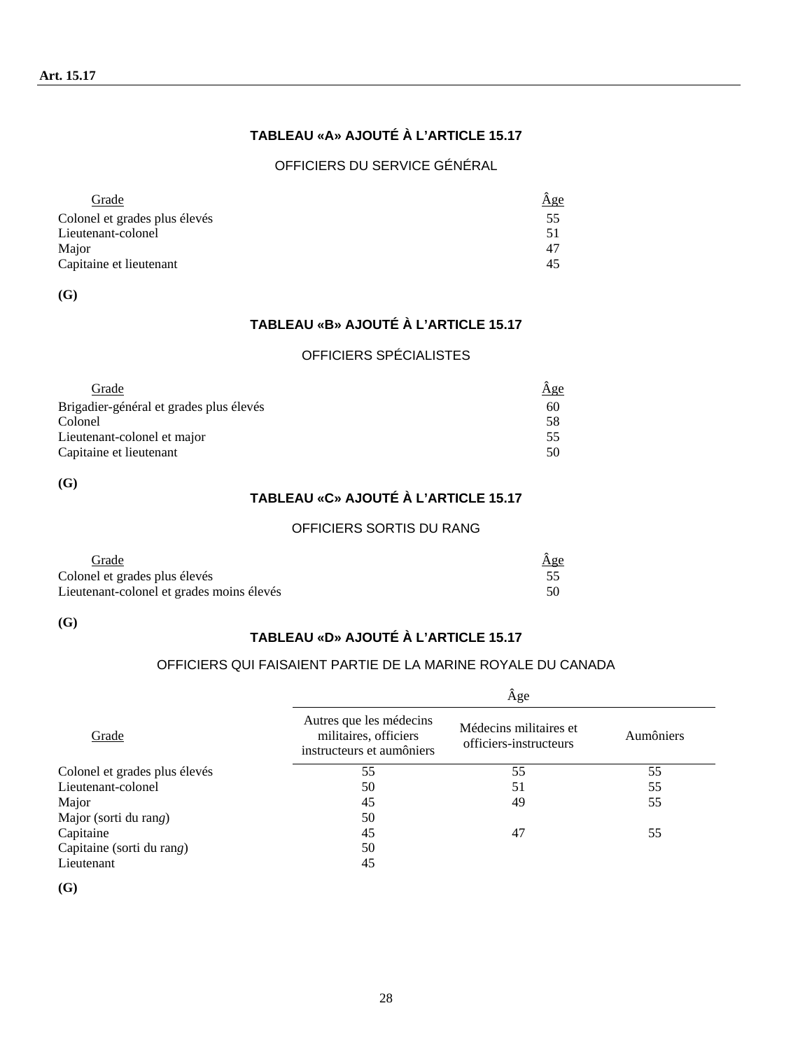## TABLEAU «A» AJOUTÉ À L'ARTICLE 15.17

OFFICIERS DU SERVICE GÉNÉRAL

| Grade | Âge |
|---|---|
| Colonel et grades plus élevés | 55 |
| Lieutenant-colonel | 51 |
| Major | 47 |
| Capitaine et lieutenant | 45 |

**(G)**

## TABLEAU «B» AJOUTÉ À L'ARTICLE 15.17

OFFICIERS SPÉCIALISTES

| Grade | Âge |
|---|---|
| Brigadier-général et grades plus élevés | 60 |
| Colonel | 58 |
| Lieutenant-colonel et major | 55 |
| Capitaine et lieutenant | 50 |

**(G)**

## TABLEAU «C» AJOUTÉ À L'ARTICLE 15.17

OFFICIERS SORTIS DU RANG

| Grade | Âge |
|---|---|
| Colonel et grades plus élevés | 55 |
| Lieutenant-colonel et grades moins élevés | 50 |

**(G)**

## TABLEAU «D» AJOUTÉ À L'ARTICLE 15.17

OFFICIERS QUI FAISAIENT PARTIE DE LA MARINE ROYALE DU CANADA

| | Âge | | |
|---|---|---|---|
| Grade | Autres que les médecins militaires, officiers instructeurs et aumôniers | Médecins militaires et officiers-instructeurs | Aumôniers |
| Colonel et grades plus élevés | 55 | 55 | 55 |
| Lieutenant-colonel | 50 | 51 | 55 |
| Major | 45 | 49 | 55 |
| Major (sorti du rang) | 50 | | |
| Capitaine | 45 | 47 | 55 |
| Capitaine (sorti du rang) | 50 | | |
| Lieutenant | 45 | | |

**(G)**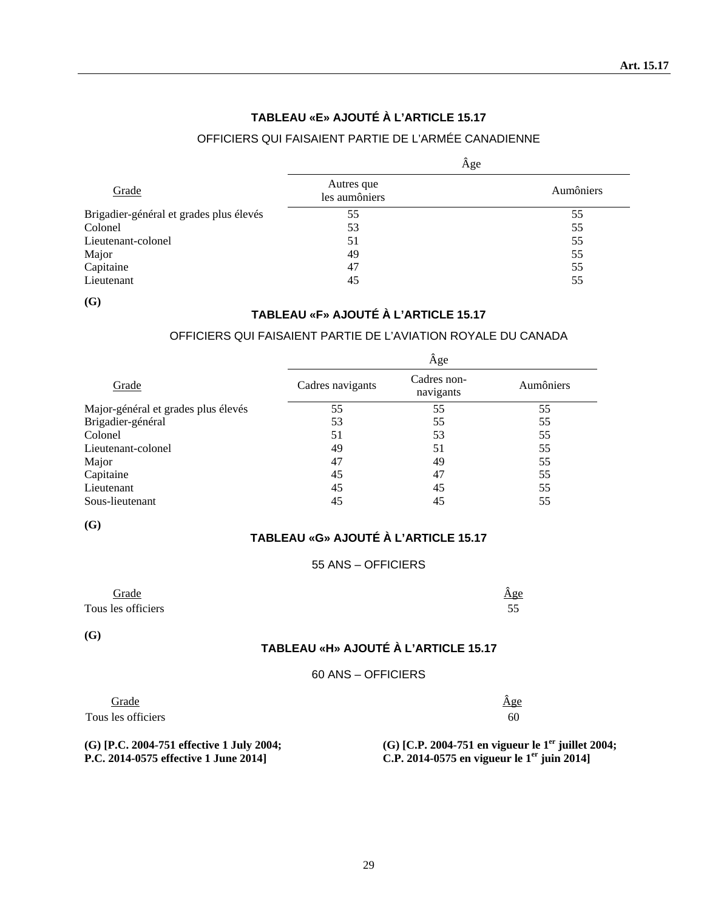### TABLEAU «E» AJOUTÉ À L'ARTICLE 15.17

OFFICIERS QUI FAISAIENT PARTIE DE L'ARMÉE CANADIENNE

| Grade | Âge | |
|---|---|---|
| | Autres que les aumôniers | Aumôniers |
| Brigadier-général et grades plus élevés | 55 | 55 |
| Colonel | 53 | 55 |
| Lieutenant-colonel | 51 | 55 |
| Major | 49 | 55 |
| Capitaine | 47 | 55 |
| Lieutenant | 45 | 55 |

**(G)**

### TABLEAU «F» AJOUTÉ À L'ARTICLE 15.17

OFFICIERS QUI FAISAIENT PARTIE DE L'AVIATION ROYALE DU CANADA

| Grade | Âge | | |
|---|---|---|---|
| | Cadres navigants | Cadres non-navigants | Aumôniers |
| Major-général et grades plus élevés | 55 | 55 | 55 |
| Brigadier-général | 53 | 55 | 55 |
| Colonel | 51 | 53 | 55 |
| Lieutenant-colonel | 49 | 51 | 55 |
| Major | 47 | 49 | 55 |
| Capitaine | 45 | 47 | 55 |
| Lieutenant | 45 | 45 | 55 |
| Sous-lieutenant | 45 | 45 | 55 |

**(G)**

### TABLEAU «G» AJOUTÉ À L'ARTICLE 15.17

55 ANS – OFFICIERS

| Grade | Âge |
|---|---|
| Tous les officiers | 55 |

**(G)**

### TABLEAU «H» AJOUTÉ À L'ARTICLE 15.17

60 ANS – OFFICIERS

| Grade | Âge |
|---|---|
| Tous les officiers | 60 |

**(G) [P.C. 2004-751 effective 1 July 2004; P.C. 2014-0575 effective 1 June 2014]**

**(G) [C.P. 2004-751 en vigueur le 1er juillet 2004; C.P. 2014-0575 en vigueur le 1er juin 2014]**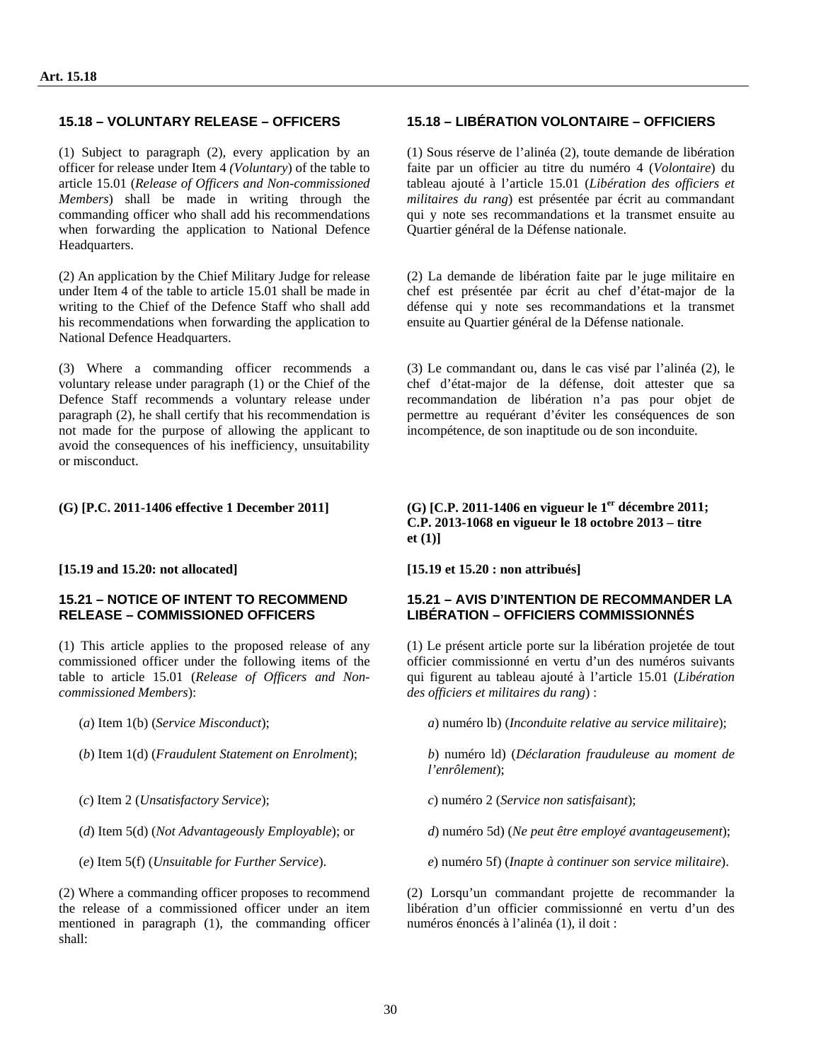**Art. 15.18**

### 15.18 – VOLUNTARY RELEASE – OFFICERS

(1) Subject to paragraph (2), every application by an officer for release under Item 4 *(Voluntary*) of the table to article 15.01 (*Release of Officers and Non-commissioned Members*) shall be made in writing through the commanding officer who shall add his recommendations when forwarding the application to National Defence Headquarters.

(2) An application by the Chief Military Judge for release under Item 4 of the table to article 15.01 shall be made in writing to the Chief of the Defence Staff who shall add his recommendations when forwarding the application to National Defence Headquarters.

(3) Where a commanding officer recommends a voluntary release under paragraph (1) or the Chief of the Defence Staff recommends a voluntary release under paragraph (2), he shall certify that his recommendation is not made for the purpose of allowing the applicant to avoid the consequences of his inefficiency, unsuitability or misconduct.

**(G) [P.C. 2011-1406 effective 1 December 2011]**

### 15.18 – LIBÉRATION VOLONTAIRE – OFFICIERS

(1) Sous réserve de l'alinéa (2), toute demande de libération faite par un officier au titre du numéro 4 (*Volontaire*) du tableau ajouté à l'article 15.01 (*Libération des officiers et militaires du rang*) est présentée par écrit au commandant qui y note ses recommandations et la transmet ensuite au Quartier général de la Défense nationale.

(2) La demande de libération faite par le juge militaire en chef est présentée par écrit au chef d'état-major de la défense qui y note ses recommandations et la transmet ensuite au Quartier général de la Défense nationale.

(3) Le commandant ou, dans le cas visé par l'alinéa (2), le chef d'état-major de la défense, doit attester que sa recommandation de libération n'a pas pour objet de permettre au requérant d'éviter les conséquences de son incompétence, de son inaptitude ou de son inconduite.

**(G) [C.P. 2011-1406 en vigueur le 1er décembre 2011; C.P. 2013-1068 en vigueur le 18 octobre 2013 – titre et (1)]**

**[15.19 and 15.20: not allocated]**

**[15.19 et 15.20 : non attribués]**

### 15.21 – NOTICE OF INTENT TO RECOMMEND RELEASE – COMMISSIONED OFFICERS

(1) This article applies to the proposed release of any commissioned officer under the following items of the table to article 15.01 (*Release of Officers and Non-commissioned Members*):

(*a*) Item 1(b) (*Service Misconduct*);

(*b*) Item 1(d) (*Fraudulent Statement on Enrolment*);

(*c*) Item 2 (*Unsatisfactory Service*);

(*d*) Item 5(d) (*Not Advantageously Employable*); or

(*e*) Item 5(f) (*Unsuitable for Further Service*).

(2) Where a commanding officer proposes to recommend the release of a commissioned officer under an item mentioned in paragraph (1), the commanding officer shall:

### 15.21 – AVIS D'INTENTION DE RECOMMANDER LA LIBÉRATION – OFFICIERS COMMISSIONNÉS

(1) Le présent article porte sur la libération projetée de tout officier commissionné en vertu d'un des numéros suivants qui figurent au tableau ajouté à l'article 15.01 (*Libération des officiers et militaires du rang*) :

*a*) numéro lb) (*Inconduite relative au service militaire*);

*b*) numéro ld) (*Déclaration frauduleuse au moment de l'enrôlement*);

*c*) numéro 2 (*Service non satisfaisant*);

*d*) numéro 5d) (*Ne peut être employé avantageusement*);

*e*) numéro 5f) (*Inapte à continuer son service militaire*).

(2) Lorsqu'un commandant projette de recommander la libération d'un officier commissionné en vertu d'un des numéros énoncés à l'alinéa (1), il doit :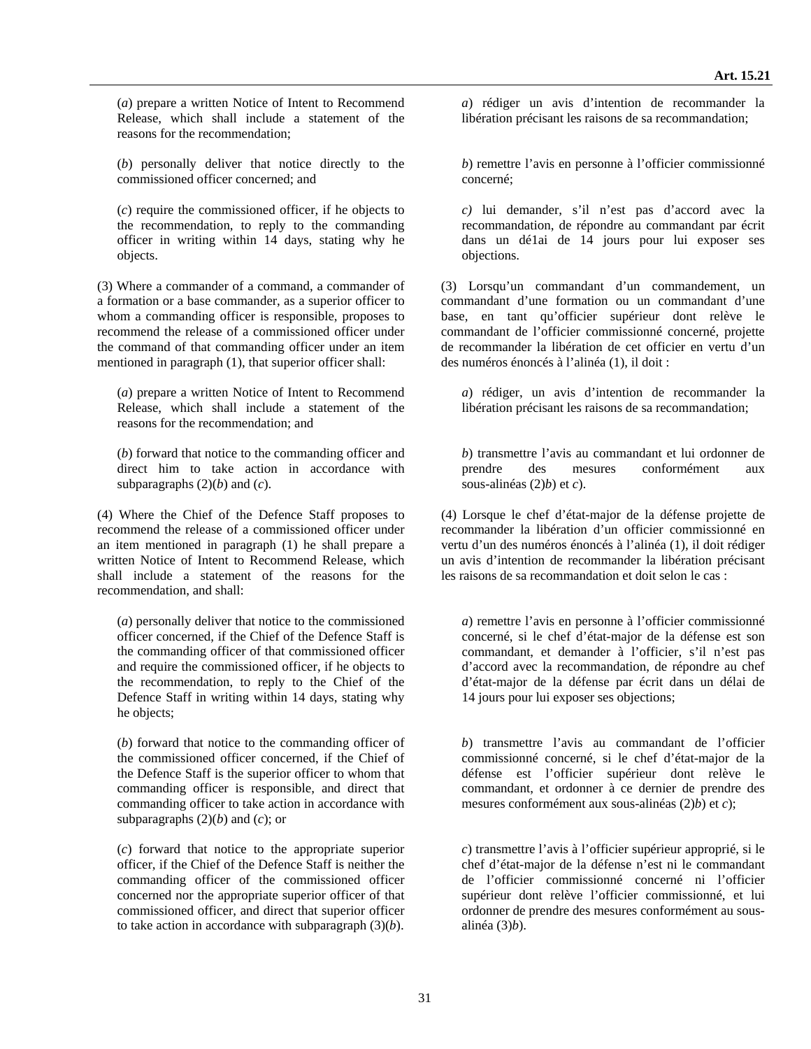(*a*) prepare a written Notice of Intent to Recommend Release, which shall include a statement of the reasons for the recommendation;

(*b*) personally deliver that notice directly to the commissioned officer concerned; and

(*c*) require the commissioned officer, if he objects to the recommendation, to reply to the commanding officer in writing within 14 days, stating why he objects.

(3) Where a commander of a command, a commander of a formation or a base commander, as a superior officer to whom a commanding officer is responsible, proposes to recommend the release of a commissioned officer under the command of that commanding officer under an item mentioned in paragraph (1), that superior officer shall:

(*a*) prepare a written Notice of Intent to Recommend Release, which shall include a statement of the reasons for the recommendation; and

(*b*) forward that notice to the commanding officer and direct him to take action in accordance with subparagraphs (2)(*b*) and (*c*).

(4) Where the Chief of the Defence Staff proposes to recommend the release of a commissioned officer under an item mentioned in paragraph (1) he shall prepare a written Notice of Intent to Recommend Release, which shall include a statement of the reasons for the recommendation, and shall:

(*a*) personally deliver that notice to the commissioned officer concerned, if the Chief of the Defence Staff is the commanding officer of that commissioned officer and require the commissioned officer, if he objects to the recommendation, to reply to the Chief of the Defence Staff in writing within 14 days, stating why he objects;

(*b*) forward that notice to the commanding officer of the commissioned officer concerned, if the Chief of the Defence Staff is the superior officer to whom that commanding officer is responsible, and direct that commanding officer to take action in accordance with subparagraphs (2)(*b*) and (*c*); or

(*c*) forward that notice to the appropriate superior officer, if the Chief of the Defence Staff is neither the commanding officer of the commissioned officer concerned nor the appropriate superior officer of that commissioned officer, and direct that superior officer to take action in accordance with subparagraph (3)(*b*).

*a*) rédiger un avis d'intention de recommander la libération précisant les raisons de sa recommandation;

*b*) remettre l'avis en personne à l'officier commissionné concerné;

*c)* lui demander, s'il n'est pas d'accord avec la recommandation, de répondre au commandant par écrit dans un dé1ai de 14 jours pour lui exposer ses objections.

(3) Lorsqu'un commandant d'un commandement, un commandant d'une formation ou un commandant d'une base, en tant qu'officier supérieur dont relève le commandant de l'officier commissionné concerné, projette de recommander la libération de cet officier en vertu d'un des numéros énoncés à l'alinéa (1), il doit :

*a*) rédiger, un avis d'intention de recommander la libération précisant les raisons de sa recommandation;

*b*) transmettre l'avis au commandant et lui ordonner de prendre des mesures conformément aux sous-alinéas (2)*b*) et *c*).

(4) Lorsque le chef d'état-major de la défense projette de recommander la libération d'un officier commissionné en vertu d'un des numéros énoncés à l'alinéa (1), il doit rédiger un avis d'intention de recommander la libération précisant les raisons de sa recommandation et doit selon le cas :

*a*) remettre l'avis en personne à l'officier commissionné concerné, si le chef d'état-major de la défense est son commandant, et demander à l'officier, s'il n'est pas d'accord avec la recommandation, de répondre au chef d'état-major de la défense par écrit dans un délai de 14 jours pour lui exposer ses objections;

*b*) transmettre l'avis au commandant de l'officier commissionné concerné, si le chef d'état-major de la défense est l'officier supérieur dont relève le commandant, et ordonner à ce dernier de prendre des mesures conformément aux sous-alinéas (2)*b*) et *c*);

*c*) transmettre l'avis à l'officier supérieur approprié, si le chef d'état-major de la défense n'est ni le commandant de l'officier commissionné concerné ni l'officier supérieur dont relève l'officier commissionné, et lui ordonner de prendre des mesures conformément au sous-alinéa (3)*b*).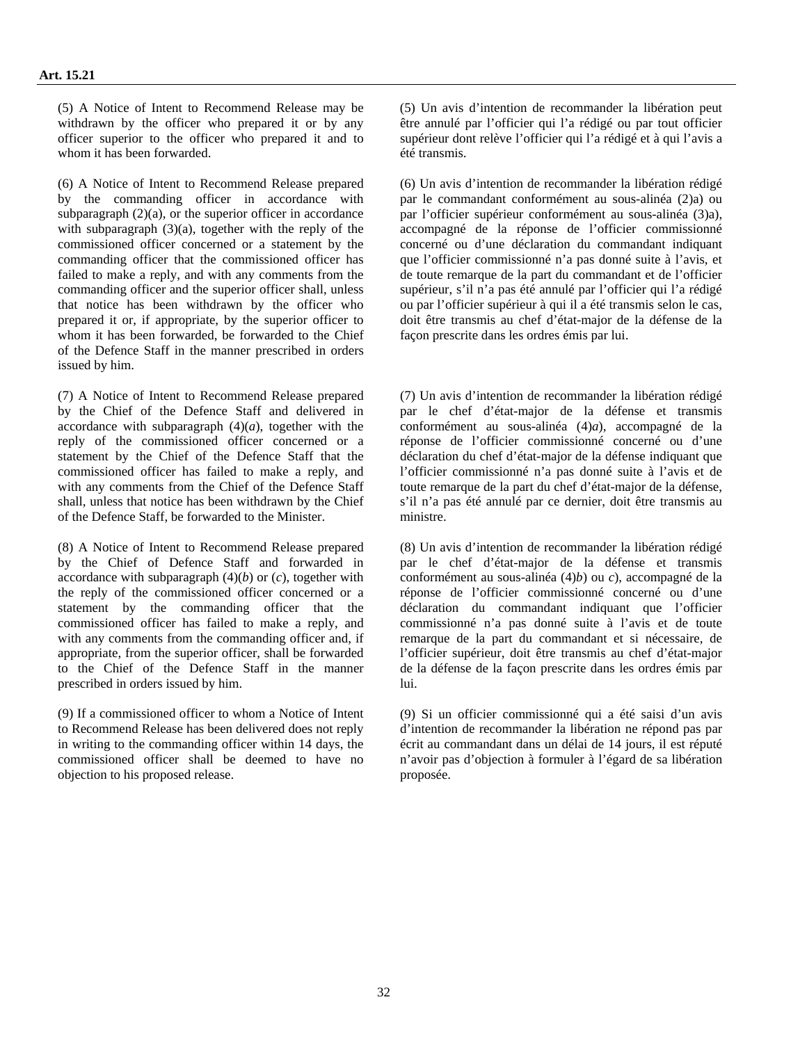**Art. 15.21**

(5) A Notice of Intent to Recommend Release may be withdrawn by the officer who prepared it or by any officer superior to the officer who prepared it and to whom it has been forwarded.

(6) A Notice of Intent to Recommend Release prepared by the commanding officer in accordance with subparagraph (2)(a), or the superior officer in accordance with subparagraph (3)(a), together with the reply of the commissioned officer concerned or a statement by the commanding officer that the commissioned officer has failed to make a reply, and with any comments from the commanding officer and the superior officer shall, unless that notice has been withdrawn by the officer who prepared it or, if appropriate, by the superior officer to whom it has been forwarded, be forwarded to the Chief of the Defence Staff in the manner prescribed in orders issued by him.

(7) A Notice of Intent to Recommend Release prepared by the Chief of the Defence Staff and delivered in accordance with subparagraph (4)(*a*), together with the reply of the commissioned officer concerned or a statement by the Chief of the Defence Staff that the commissioned officer has failed to make a reply, and with any comments from the Chief of the Defence Staff shall, unless that notice has been withdrawn by the Chief of the Defence Staff, be forwarded to the Minister.

(8) A Notice of Intent to Recommend Release prepared by the Chief of Defence Staff and forwarded in accordance with subparagraph (4)(*b*) or (*c*), together with the reply of the commissioned officer concerned or a statement by the commanding officer that the commissioned officer has failed to make a reply, and with any comments from the commanding officer and, if appropriate, from the superior officer, shall be forwarded to the Chief of the Defence Staff in the manner prescribed in orders issued by him.

(9) If a commissioned officer to whom a Notice of Intent to Recommend Release has been delivered does not reply in writing to the commanding officer within 14 days, the commissioned officer shall be deemed to have no objection to his proposed release.

(5) Un avis d'intention de recommander la libération peut être annulé par l'officier qui l'a rédigé ou par tout officier supérieur dont relève l'officier qui l'a rédigé et à qui l'avis a été transmis.

(6) Un avis d'intention de recommander la libération rédigé par le commandant conformément au sous-alinéa (2)a) ou par l'officier supérieur conformément au sous-alinéa (3)a), accompagné de la réponse de l'officier commissionné concerné ou d'une déclaration du commandant indiquant que l'officier commissionné n'a pas donné suite à l'avis, et de toute remarque de la part du commandant et de l'officier supérieur, s'il n'a pas été annulé par l'officier qui l'a rédigé ou par l'officier supérieur à qui il a été transmis selon le cas, doit être transmis au chef d'état-major de la défense de la façon prescrite dans les ordres émis par lui.

(7) Un avis d'intention de recommander la libération rédigé par le chef d'état-major de la défense et transmis conformément au sous-alinéa (4)*a*), accompagné de la réponse de l'officier commissionné concerné ou d'une déclaration du chef d'état-major de la défense indiquant que l'officier commissionné n'a pas donné suite à l'avis et de toute remarque de la part du chef d'état-major de la défense, s'il n'a pas été annulé par ce dernier, doit être transmis au ministre.

(8) Un avis d'intention de recommander la libération rédigé par le chef d'état-major de la défense et transmis conformément au sous-alinéa (4)*b*) ou *c*), accompagné de la réponse de l'officier commissionné concerné ou d'une déclaration du commandant indiquant que l'officier commissionné n'a pas donné suite à l'avis et de toute remarque de la part du commandant et si nécessaire, de l'officier supérieur, doit être transmis au chef d'état-major de la défense de la façon prescrite dans les ordres émis par lui.

(9) Si un officier commissionné qui a été saisi d'un avis d'intention de recommander la libération ne répond pas par écrit au commandant dans un délai de 14 jours, il est réputé n'avoir pas d'objection à formuler à l'égard de sa libération proposée.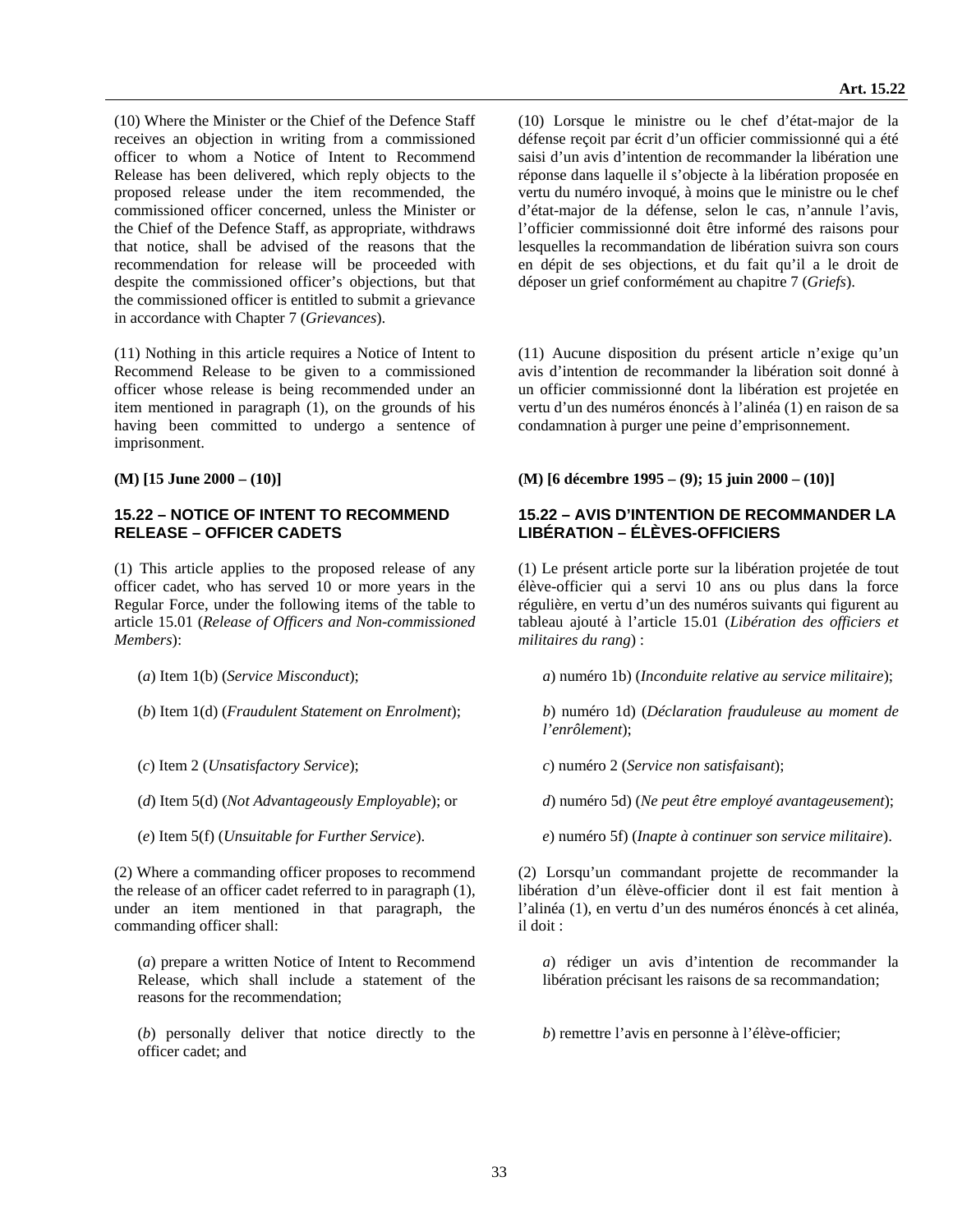(10) Where the Minister or the Chief of the Defence Staff receives an objection in writing from a commissioned officer to whom a Notice of Intent to Recommend Release has been delivered, which reply objects to the proposed release under the item recommended, the commissioned officer concerned, unless the Minister or the Chief of the Defence Staff, as appropriate, withdraws that notice, shall be advised of the reasons that the recommendation for release will be proceeded with despite the commissioned officer's objections, but that the commissioned officer is entitled to submit a grievance in accordance with Chapter 7 (*Grievances*).

(11) Nothing in this article requires a Notice of Intent to Recommend Release to be given to a commissioned officer whose release is being recommended under an item mentioned in paragraph (1), on the grounds of his having been committed to undergo a sentence of imprisonment.

**(M) [15 June 2000 – (10)]**

### 15.22 – NOTICE OF INTENT TO RECOMMEND RELEASE – OFFICER CADETS

(1) This article applies to the proposed release of any officer cadet, who has served 10 or more years in the Regular Force, under the following items of the table to article 15.01 (*Release of Officers and Non-commissioned Members*):

(*a*) Item 1(b) (*Service Misconduct*);

(*b*) Item 1(d) (*Fraudulent Statement on Enrolment*);

(*c*) Item 2 (*Unsatisfactory Service*);

(*d*) Item 5(d) (*Not Advantageously Employable*); or

(*e*) Item 5(f) (*Unsuitable for Further Service*).

(2) Where a commanding officer proposes to recommend the release of an officer cadet referred to in paragraph (1), under an item mentioned in that paragraph, the commanding officer shall:

(*a*) prepare a written Notice of Intent to Recommend Release, which shall include a statement of the reasons for the recommendation;

(*b*) personally deliver that notice directly to the officer cadet; and

(10) Lorsque le ministre ou le chef d'état-major de la défense reçoit par écrit d'un officier commissionné qui a été saisi d'un avis d'intention de recommander la libération une réponse dans laquelle il s'objecte à la libération proposée en vertu du numéro invoqué, à moins que le ministre ou le chef d'état-major de la défense, selon le cas, n'annule l'avis, l'officier commissionné doit être informé des raisons pour lesquelles la recommandation de libération suivra son cours en dépit de ses objections, et du fait qu'il a le droit de déposer un grief conformément au chapitre 7 (*Griefs*).

(11) Aucune disposition du présent article n'exige qu'un avis d'intention de recommander la libération soit donné à un officier commissionné dont la libération est projetée en vertu d'un des numéros énoncés à l'alinéa (1) en raison de sa condamnation à purger une peine d'emprisonnement.

**(M) [6 décembre 1995 – (9); 15 juin 2000 – (10)]**

### 15.22 – AVIS D'INTENTION DE RECOMMANDER LA LIBÉRATION – ÉLÈVES-OFFICIERS

(1) Le présent article porte sur la libération projetée de tout élève-officier qui a servi 10 ans ou plus dans la force régulière, en vertu d'un des numéros suivants qui figurent au tableau ajouté à l'article 15.01 (*Libération des officiers et militaires du rang*) :

*a*) numéro 1b) (*Inconduite relative au service militaire*);

*b*) numéro 1d) (*Déclaration frauduleuse au moment de l'enrôlement*);

*c*) numéro 2 (*Service non satisfaisant*);

*d*) numéro 5d) (*Ne peut être employé avantageusement*);

*e*) numéro 5f) (*Inapte à continuer son service militaire*).

(2) Lorsqu'un commandant projette de recommander la libération d'un élève-officier dont il est fait mention à l'alinéa (1), en vertu d'un des numéros énoncés à cet alinéa, il doit :

*a*) rédiger un avis d'intention de recommander la libération précisant les raisons de sa recommandation;

*b*) remettre l'avis en personne à l'élève-officier;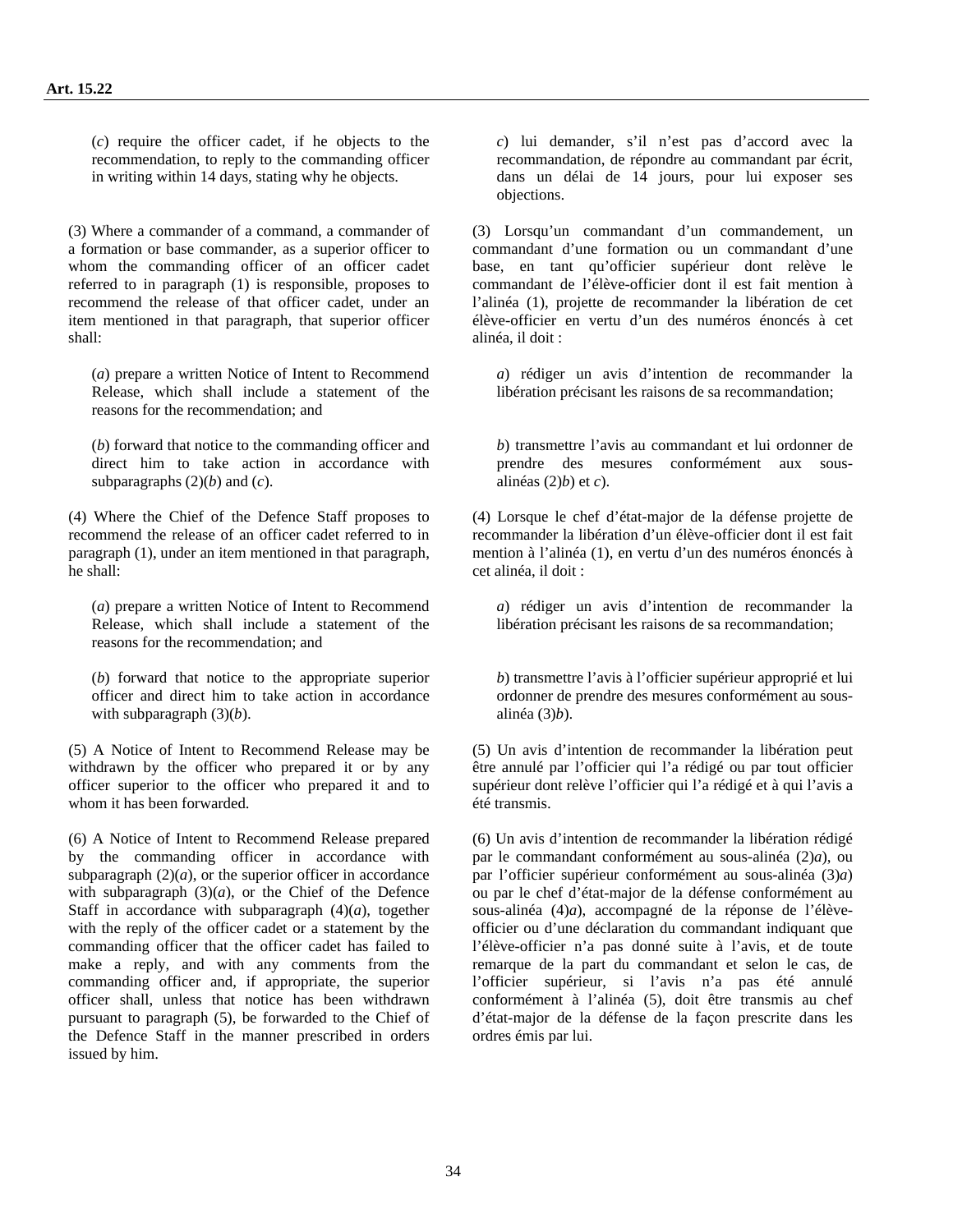**Art. 15.22**

(*c*) require the officer cadet, if he objects to the recommendation, to reply to the commanding officer in writing within 14 days, stating why he objects.

(3) Where a commander of a command, a commander of a formation or base commander, as a superior officer to whom the commanding officer of an officer cadet referred to in paragraph (1) is responsible, proposes to recommend the release of that officer cadet, under an item mentioned in that paragraph, that superior officer shall:

(*a*) prepare a written Notice of Intent to Recommend Release, which shall include a statement of the reasons for the recommendation; and

(*b*) forward that notice to the commanding officer and direct him to take action in accordance with subparagraphs (2)(*b*) and (*c*).

(4) Where the Chief of the Defence Staff proposes to recommend the release of an officer cadet referred to in paragraph (1), under an item mentioned in that paragraph, he shall:

(*a*) prepare a written Notice of Intent to Recommend Release, which shall include a statement of the reasons for the recommendation; and

(*b*) forward that notice to the appropriate superior officer and direct him to take action in accordance with subparagraph (3)(*b*).

(5) A Notice of Intent to Recommend Release may be withdrawn by the officer who prepared it or by any officer superior to the officer who prepared it and to whom it has been forwarded.

(6) A Notice of Intent to Recommend Release prepared by the commanding officer in accordance with subparagraph (2)(*a*), or the superior officer in accordance with subparagraph (3)(*a*), or the Chief of the Defence Staff in accordance with subparagraph (4)(*a*), together with the reply of the officer cadet or a statement by the commanding officer that the officer cadet has failed to make a reply, and with any comments from the commanding officer and, if appropriate, the superior officer shall, unless that notice has been withdrawn pursuant to paragraph (5), be forwarded to the Chief of the Defence Staff in the manner prescribed in orders issued by him.

*c*) lui demander, s’il n’est pas d’accord avec la recommandation, de répondre au commandant par écrit, dans un délai de 14 jours, pour lui exposer ses objections.

(3) Lorsqu’un commandant d’un commandement, un commandant d’une formation ou un commandant d’une base, en tant qu’officier supérieur dont relève le commandant de l’élève-officier dont il est fait mention à l’alinéa (1), projette de recommander la libération de cet élève-officier en vertu d’un des numéros énoncés à cet alinéa, il doit :

*a*) rédiger un avis d’intention de recommander la libération précisant les raisons de sa recommandation;

*b*) transmettre l’avis au commandant et lui ordonner de prendre des mesures conformément aux sous-alinéas (2)*b*) et *c*).

(4) Lorsque le chef d’état-major de la défense projette de recommander la libération d’un élève-officier dont il est fait mention à l’alinéa (1), en vertu d’un des numéros énoncés à cet alinéa, il doit :

*a*) rédiger un avis d’intention de recommander la libération précisant les raisons de sa recommandation;

*b*) transmettre l’avis à l’officier supérieur approprié et lui ordonner de prendre des mesures conformément au sous-alinéa (3)*b*).

(5) Un avis d’intention de recommander la libération peut être annulé par l’officier qui l’a rédigé ou par tout officier supérieur dont relève l’officier qui l’a rédigé et à qui l’avis a été transmis.

(6) Un avis d’intention de recommander la libération rédigé par le commandant conformément au sous-alinéa (2)*a*), ou par l’officier supérieur conformément au sous-alinéa (3)*a*) ou par le chef d’état-major de la défense conformément au sous-alinéa (4)*a*), accompagné de la réponse de l’élève-officier ou d’une déclaration du commandant indiquant que l’élève-officier n’a pas donné suite à l’avis, et de toute remarque de la part du commandant et selon le cas, de l’officier supérieur, si l’avis n’a pas été annulé conformément à l’alinéa (5), doit être transmis au chef d’état-major de la défense de la façon prescrite dans les ordres émis par lui.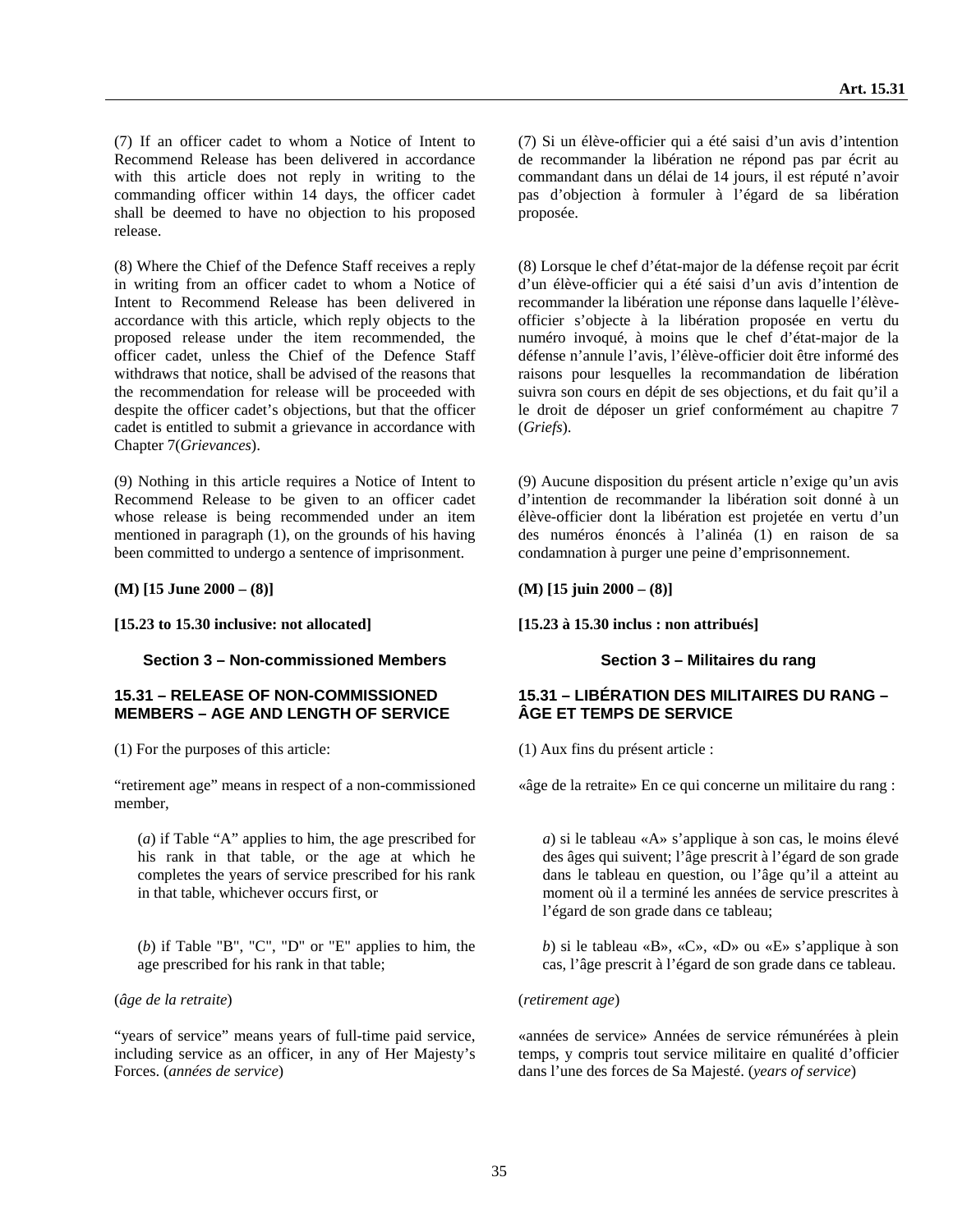(7) If an officer cadet to whom a Notice of Intent to Recommend Release has been delivered in accordance with this article does not reply in writing to the commanding officer within 14 days, the officer cadet shall be deemed to have no objection to his proposed release.

(8) Where the Chief of the Defence Staff receives a reply in writing from an officer cadet to whom a Notice of Intent to Recommend Release has been delivered in accordance with this article, which reply objects to the proposed release under the item recommended, the officer cadet, unless the Chief of the Defence Staff withdraws that notice, shall be advised of the reasons that the recommendation for release will be proceeded with despite the officer cadet's objections, but that the officer cadet is entitled to submit a grievance in accordance with Chapter 7(*Grievances*).

(9) Nothing in this article requires a Notice of Intent to Recommend Release to be given to an officer cadet whose release is being recommended under an item mentioned in paragraph (1), on the grounds of his having been committed to undergo a sentence of imprisonment.

**(M) [15 June 2000 – (8)]**

**[15.23 to 15.30 inclusive: not allocated]**

### Section 3 – Non-commissioned Members

## 15.31 – RELEASE OF NON-COMMISSIONED MEMBERS – AGE AND LENGTH OF SERVICE

(1) For the purposes of this article:

"retirement age" means in respect of a non-commissioned member,

(*a*) if Table "A" applies to him, the age prescribed for his rank in that table, or the age at which he completes the years of service prescribed for his rank in that table, whichever occurs first, or

(*b*) if Table "B", "C", "D" or "E" applies to him, the age prescribed for his rank in that table;

(*âge de la retraite*)

"years of service" means years of full-time paid service, including service as an officer, in any of Her Majesty's Forces. (*années de service*)

(7) Si un élève-officier qui a été saisi d'un avis d'intention de recommander la libération ne répond pas par écrit au commandant dans un délai de 14 jours, il est réputé n'avoir pas d'objection à formuler à l'égard de sa libération proposée.

(8) Lorsque le chef d'état-major de la défense reçoit par écrit d'un élève-officier qui a été saisi d'un avis d'intention de recommander la libération une réponse dans laquelle l'élève-officier s'objecte à la libération proposée en vertu du numéro invoqué, à moins que le chef d'état-major de la défense n'annule l'avis, l'élève-officier doit être informé des raisons pour lesquelles la recommandation de libération suivra son cours en dépit de ses objections, et du fait qu'il a le droit de déposer un grief conformément au chapitre 7 (*Griefs*).

(9) Aucune disposition du présent article n'exige qu'un avis d'intention de recommander la libération soit donné à un élève-officier dont la libération est projetée en vertu d'un des numéros énoncés à l'alinéa (1) en raison de sa condamnation à purger une peine d'emprisonnement.

**(M) [15 juin 2000 – (8)]**

**[15.23 à 15.30 inclus : non attribués]**

### Section 3 – Militaires du rang

## 15.31 – LIBÉRATION DES MILITAIRES DU RANG – ÂGE ET TEMPS DE SERVICE

(1) Aux fins du présent article :

«âge de la retraite» En ce qui concerne un militaire du rang :

*a*) si le tableau «A» s'applique à son cas, le moins élevé des âges qui suivent; l'âge prescrit à l'égard de son grade dans le tableau en question, ou l'âge qu'il a atteint au moment où il a terminé les années de service prescrites à l'égard de son grade dans ce tableau;

*b*) si le tableau «B», «C», «D» ou «E» s'applique à son cas, l'âge prescrit à l'égard de son grade dans ce tableau.

(*retirement age*)

«années de service» Années de service rémunérées à plein temps, y compris tout service militaire en qualité d'officier dans l'une des forces de Sa Majesté. (*years of service*)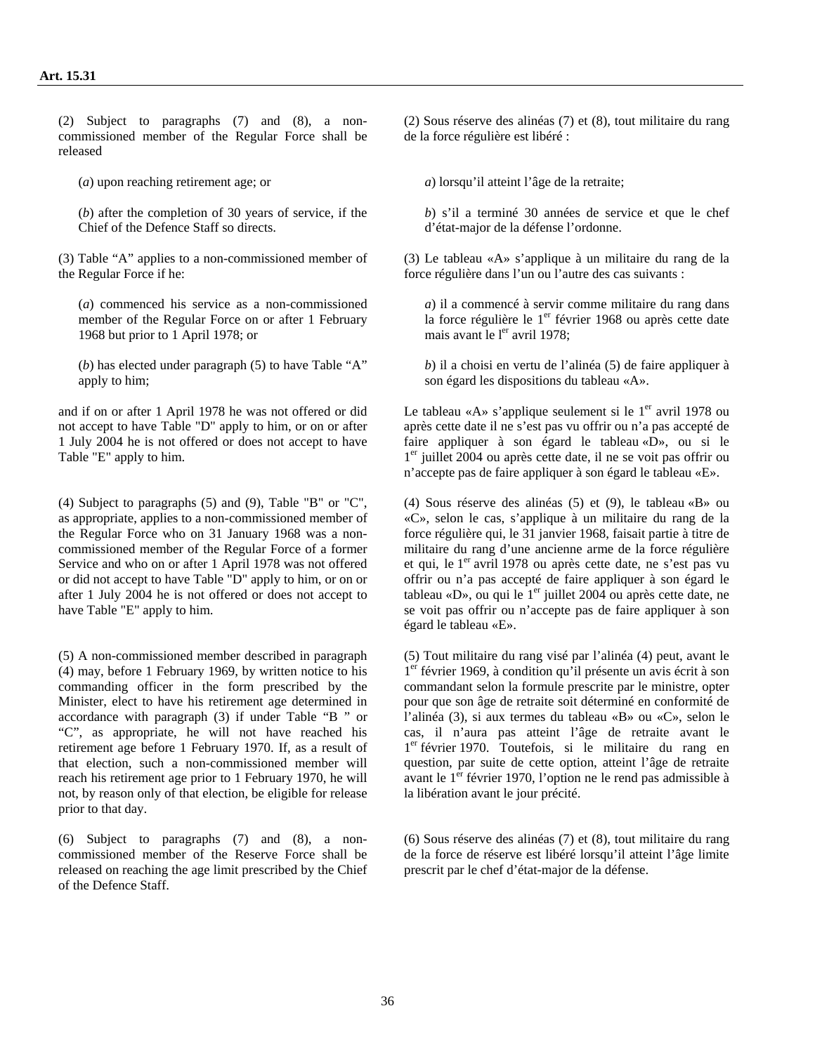**Art. 15.31**

(2) Subject to paragraphs (7) and (8), a non-commissioned member of the Regular Force shall be released

(*a*) upon reaching retirement age; or

(*b*) after the completion of 30 years of service, if the Chief of the Defence Staff so directs.

(3) Table "A" applies to a non-commissioned member of the Regular Force if he:

(*a*) commenced his service as a non-commissioned member of the Regular Force on or after 1 February 1968 but prior to 1 April 1978; or

(*b*) has elected under paragraph (5) to have Table "A" apply to him;

and if on or after 1 April 1978 he was not offered or did not accept to have Table "D" apply to him, or on or after 1 July 2004 he is not offered or does not accept to have Table "E" apply to him.

(4) Subject to paragraphs (5) and (9), Table "B" or "C", as appropriate, applies to a non-commissioned member of the Regular Force who on 31 January 1968 was a non-commissioned member of the Regular Force of a former Service and who on or after 1 April 1978 was not offered or did not accept to have Table "D" apply to him, or on or after 1 July 2004 he is not offered or does not accept to have Table "E" apply to him.

(5) A non-commissioned member described in paragraph (4) may, before 1 February 1969, by written notice to his commanding officer in the form prescribed by the Minister, elect to have his retirement age determined in accordance with paragraph (3) if under Table "B " or "C", as appropriate, he will not have reached his retirement age before 1 February 1970. If, as a result of that election, such a non-commissioned member will reach his retirement age prior to 1 February 1970, he will not, by reason only of that election, be eligible for release prior to that day.

(6) Subject to paragraphs (7) and (8), a non-commissioned member of the Reserve Force shall be released on reaching the age limit prescribed by the Chief of the Defence Staff.

(2) Sous réserve des alinéas (7) et (8), tout militaire du rang de la force régulière est libéré :

*a*) lorsqu'il atteint l'âge de la retraite;

*b*) s'il a terminé 30 années de service et que le chef d'état-major de la défense l'ordonne.

(3) Le tableau «A» s'applique à un militaire du rang de la force régulière dans l'un ou l'autre des cas suivants :

*a*) il a commencé à servir comme militaire du rang dans la force régulière le 1er février 1968 ou après cette date mais avant le 1er avril 1978;

*b*) il a choisi en vertu de l'alinéa (5) de faire appliquer à son égard les dispositions du tableau «A».

Le tableau «A» s'applique seulement si le 1er avril 1978 ou après cette date il ne s'est pas vu offrir ou n'a pas accepté de faire appliquer à son égard le tableau «D», ou si le 1er juillet 2004 ou après cette date, il ne se voit pas offrir ou n'accepte pas de faire appliquer à son égard le tableau «E».

(4) Sous réserve des alinéas (5) et (9), le tableau «B» ou «C», selon le cas, s'applique à un militaire du rang de la force régulière qui, le 31 janvier 1968, faisait partie à titre de militaire du rang d'une ancienne arme de la force régulière et qui, le 1er avril 1978 ou après cette date, ne s'est pas vu offrir ou n'a pas accepté de faire appliquer à son égard le tableau «D», ou qui le 1er juillet 2004 ou après cette date, ne se voit pas offrir ou n'accepte pas de faire appliquer à son égard le tableau «E».

(5) Tout militaire du rang visé par l'alinéa (4) peut, avant le 1er février 1969, à condition qu'il présente un avis écrit à son commandant selon la formule prescrite par le ministre, opter pour que son âge de retraite soit déterminé en conformité de l'alinéa (3), si aux termes du tableau «B» ou «C», selon le cas, il n'aura pas atteint l'âge de retraite avant le 1er février 1970. Toutefois, si le militaire du rang en question, par suite de cette option, atteint l'âge de retraite avant le 1er février 1970, l'option ne le rend pas admissible à la libération avant le jour précité.

(6) Sous réserve des alinéas (7) et (8), tout militaire du rang de la force de réserve est libéré lorsqu'il atteint l'âge limite prescrit par le chef d'état-major de la défense.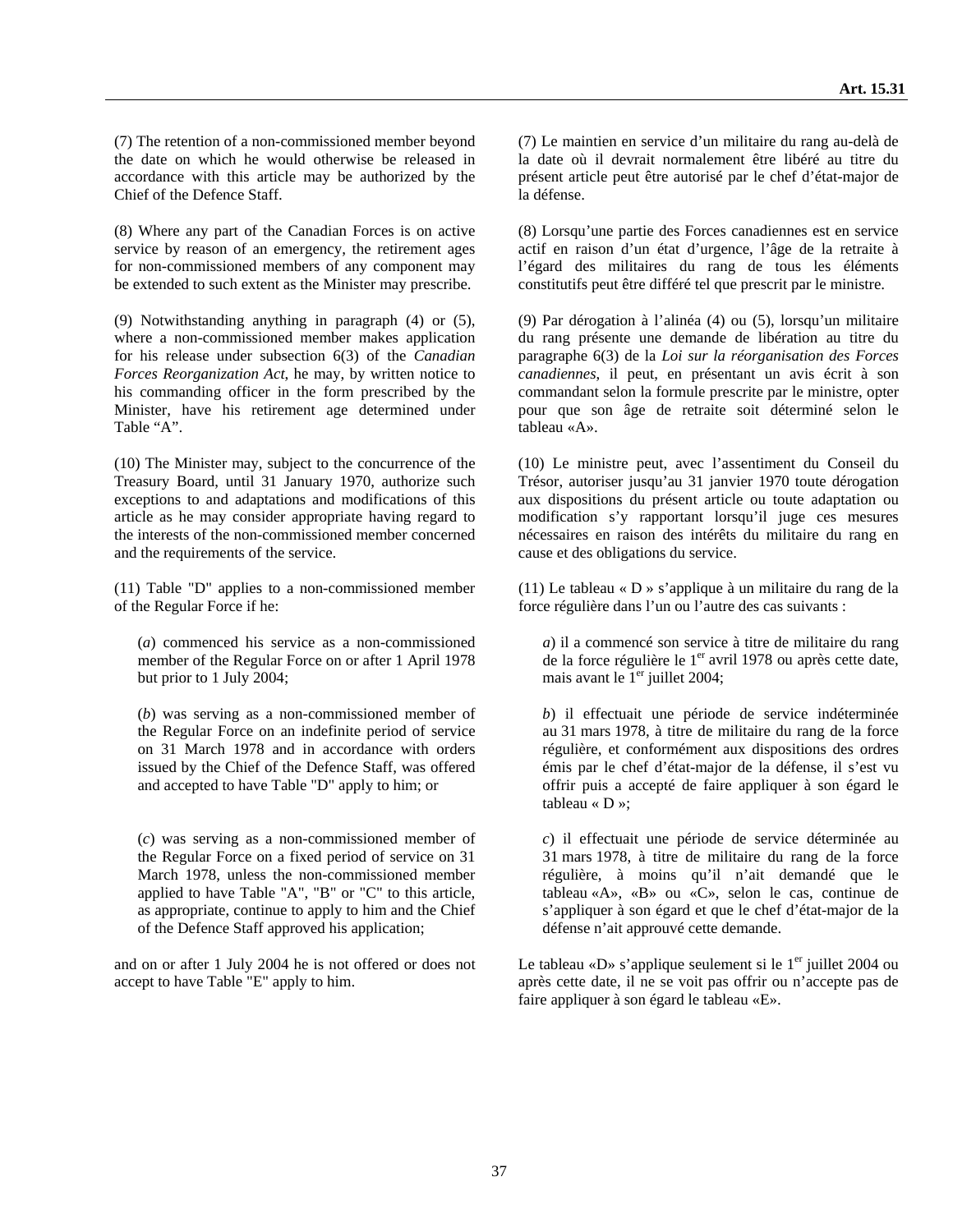(7) The retention of a non-commissioned member beyond the date on which he would otherwise be released in accordance with this article may be authorized by the Chief of the Defence Staff.

(8) Where any part of the Canadian Forces is on active service by reason of an emergency, the retirement ages for non-commissioned members of any component may be extended to such extent as the Minister may prescribe.

(9) Notwithstanding anything in paragraph (4) or (5), where a non-commissioned member makes application for his release under subsection 6(3) of the *Canadian Forces Reorganization Act*, he may, by written notice to his commanding officer in the form prescribed by the Minister, have his retirement age determined under Table “A”.

(10) The Minister may, subject to the concurrence of the Treasury Board, until 31 January 1970, authorize such exceptions to and adaptations and modifications of this article as he may consider appropriate having regard to the interests of the non-commissioned member concerned and the requirements of the service.

(11) Table "D" applies to a non-commissioned member of the Regular Force if he:

(*a*) commenced his service as a non-commissioned member of the Regular Force on or after 1 April 1978 but prior to 1 July 2004;

(*b*) was serving as a non-commissioned member of the Regular Force on an indefinite period of service on 31 March 1978 and in accordance with orders issued by the Chief of the Defence Staff, was offered and accepted to have Table "D" apply to him; or

(*c*) was serving as a non-commissioned member of the Regular Force on a fixed period of service on 31 March 1978, unless the non-commissioned member applied to have Table "A", "B" or "C" to this article, as appropriate, continue to apply to him and the Chief of the Defence Staff approved his application;

and on or after 1 July 2004 he is not offered or does not accept to have Table "E" apply to him.

(7) Le maintien en service d’un militaire du rang au-delà de la date où il devrait normalement être libéré au titre du présent article peut être autorisé par le chef d’état-major de la défense.

(8) Lorsqu’une partie des Forces canadiennes est en service actif en raison d’un état d’urgence, l’âge de la retraite à l’égard des militaires du rang de tous les éléments constitutifs peut être différé tel que prescrit par le ministre.

(9) Par dérogation à l’alinéa (4) ou (5), lorsqu’un militaire du rang présente une demande de libération au titre du paragraphe 6(3) de la *Loi sur la réorganisation des Forces canadiennes*, il peut, en présentant un avis écrit à son commandant selon la formule prescrite par le ministre, opter pour que son âge de retraite soit déterminé selon le tableau «A».

(10) Le ministre peut, avec l’assentiment du Conseil du Trésor, autoriser jusqu’au 31 janvier 1970 toute dérogation aux dispositions du présent article ou toute adaptation ou modification s’y rapportant lorsqu’il juge ces mesures nécessaires en raison des intérêts du militaire du rang en cause et des obligations du service.

(11) Le tableau « D » s’applique à un militaire du rang de la force régulière dans l’un ou l’autre des cas suivants :

*a*) il a commencé son service à titre de militaire du rang de la force régulière le 1er avril 1978 ou après cette date, mais avant le 1er juillet 2004;

*b*) il effectuait une période de service indéterminée au 31 mars 1978, à titre de militaire du rang de la force régulière, et conformément aux dispositions des ordres émis par le chef d’état-major de la défense, il s’est vu offrir puis a accepté de faire appliquer à son égard le tableau « D »;

*c*) il effectuait une période de service déterminée au 31 mars 1978, à titre de militaire du rang de la force régulière, à moins qu’il n’ait demandé que le tableau «A», «B» ou «C», selon le cas, continue de s’appliquer à son égard et que le chef d’état-major de la défense n’ait approuvé cette demande.

Le tableau «D» s’applique seulement si le 1er juillet 2004 ou après cette date, il ne se voit pas offrir ou n’accepte pas de faire appliquer à son égard le tableau «E».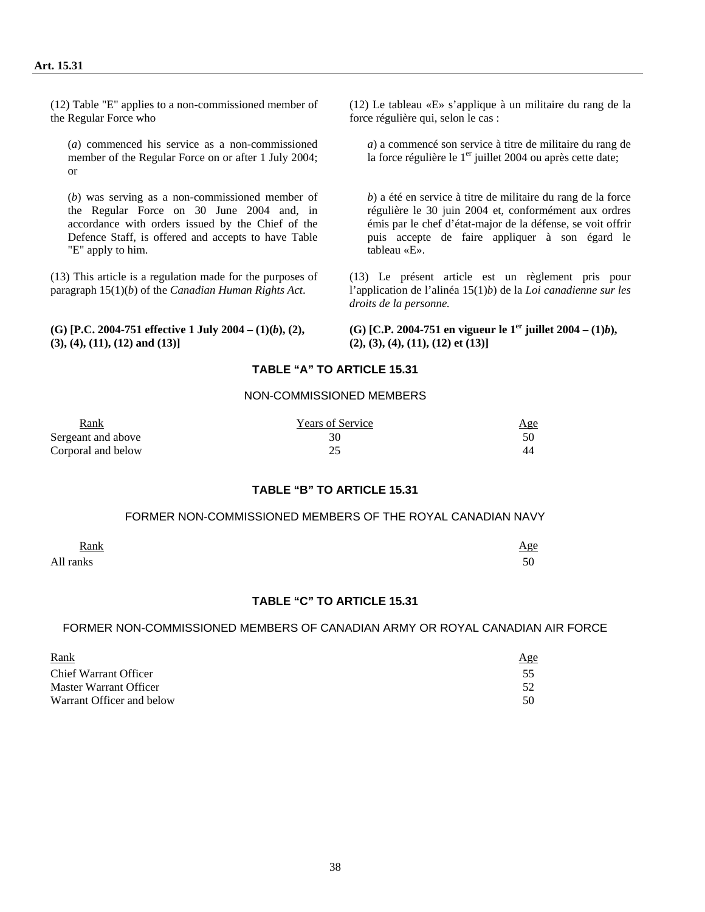(12) Table "E" applies to a non-commissioned member of the Regular Force who

(*a*) commenced his service as a non-commissioned member of the Regular Force on or after 1 July 2004; or

(*b*) was serving as a non-commissioned member of the Regular Force on 30 June 2004 and, in accordance with orders issued by the Chief of the Defence Staff, is offered and accepts to have Table "E" apply to him.

(13) This article is a regulation made for the purposes of paragraph 15(1)(*b*) of the *Canadian Human Rights Act*.

**(G) [P.C. 2004-751 effective 1 July 2004 – (1)(*b*), (2), (3), (4), (11), (12) and (13)]**

(12) Le tableau «E» s'applique à un militaire du rang de la force régulière qui, selon le cas :

*a*) a commencé son service à titre de militaire du rang de la force régulière le 1er juillet 2004 ou après cette date;

*b*) a été en service à titre de militaire du rang de la force régulière le 30 juin 2004 et, conformément aux ordres émis par le chef d'état-major de la défense, se voit offrir puis accepte de faire appliquer à son égard le tableau «E».

(13) Le présent article est un règlement pris pour l'application de l'alinéa 15(1)*b*) de la *Loi canadienne sur les droits de la personne.*

**(G) [C.P. 2004-751 en vigueur le 1er juillet 2004 – (1)*b*), (2), (3), (4), (11), (12) et (13)]**

## TABLE "A" TO ARTICLE 15.31

### NON-COMMISSIONED MEMBERS

| Rank | Years of Service | Age |
| --- | --- | --- |
| Sergeant and above | 30 | 50 |
| Corporal and below | 25 | 44 |

## TABLE "B" TO ARTICLE 15.31

### FORMER NON-COMMISSIONED MEMBERS OF THE ROYAL CANADIAN NAVY

| Rank | Age |
| --- | --- |
| All ranks | 50 |

## TABLE "C" TO ARTICLE 15.31

### FORMER NON-COMMISSIONED MEMBERS OF CANADIAN ARMY OR ROYAL CANADIAN AIR FORCE

| Rank | Age |
| --- | --- |
| Chief Warrant Officer | 55 |
| Master Warrant Officer | 52 |
| Warrant Officer and below | 50 |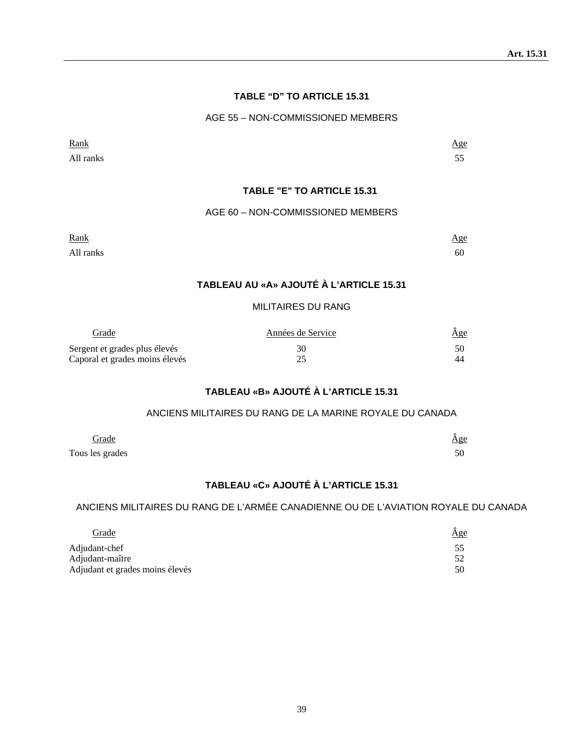## TABLE “D” TO ARTICLE 15.31

AGE 55 – NON-COMMISSIONED MEMBERS

| Rank | Age |
|---|---|
| All ranks | 55 |

## TABLE "E" TO ARTICLE 15.31

AGE 60 – NON-COMMISSIONED MEMBERS

| Rank | Age |
|---|---|
| All ranks | 60 |

## TABLEAU AU «A» AJOUTÉ À L’ARTICLE 15.31

MILITAIRES DU RANG

| Grade | Années de Service | Âge |
|---|---|---|
| Sergent et grades plus élevés | 30 | 50 |
| Caporal et grades moins élevés | 25 | 44 |

## TABLEAU «B» AJOUTÉ À L’ARTICLE 15.31

ANCIENS MILITAIRES DU RANG DE LA MARINE ROYALE DU CANADA

| Grade | Âge |
|---|---|
| Tous les grades | 50 |

## TABLEAU «C» AJOUTÉ À L’ARTICLE 15.31

ANCIENS MILITAIRES DU RANG DE L’ARMÉE CANADIENNE OU DE L’AVIATION ROYALE DU CANADA

| Grade | Âge |
|---|---|
| Adjudant-chef | 55 |
| Adjudant-maître | 52 |
| Adjudant et grades moins élevés | 50 |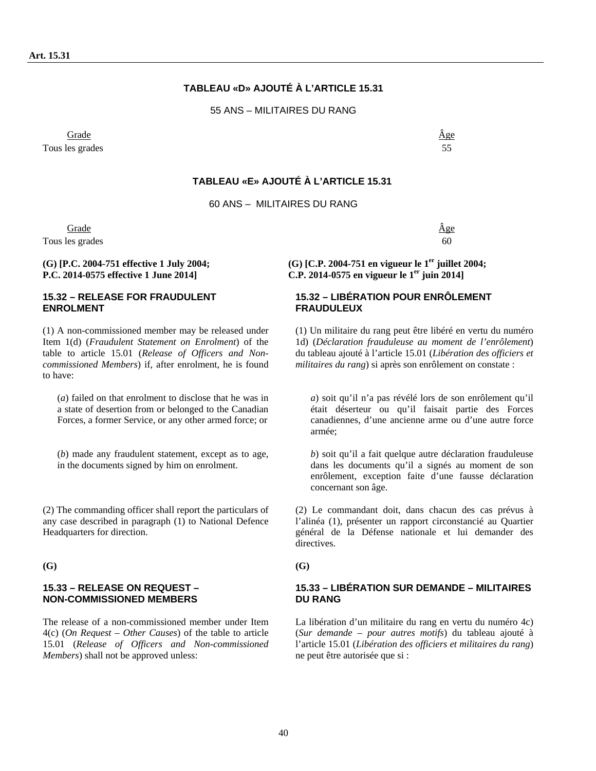## TABLEAU «D» AJOUTÉ À L'ARTICLE 15.31

55 ANS – MILITAIRES DU RANG

| Grade | Âge |
|---|---|
| Tous les grades | 55 |

## TABLEAU «E» AJOUTÉ À L'ARTICLE 15.31

60 ANS – MILITAIRES DU RANG

| Grade | Âge |
|---|---|
| Tous les grades | 60 |

**(G) [P.C. 2004-751 effective 1 July 2004; P.C. 2014-0575 effective 1 June 2014]**

### 15.32 – RELEASE FOR FRAUDULENT ENROLMENT

(1) A non-commissioned member may be released under Item 1(d) (*Fraudulent Statement on Enrolment*) of the table to article 15.01 (*Release of Officers and Non-commissioned Members*) if, after enrolment, he is found to have:

(*a*) failed on that enrolment to disclose that he was in a state of desertion from or belonged to the Canadian Forces, a former Service, or any other armed force; or

(*b*) made any fraudulent statement, except as to age, in the documents signed by him on enrolment.

(2) The commanding officer shall report the particulars of any case described in paragraph (1) to National Defence Headquarters for direction.

**(G)**

### 15.33 – RELEASE ON REQUEST – NON-COMMISSIONED MEMBERS

The release of a non-commissioned member under Item 4(c) (*On Request – Other Causes*) of the table to article 15.01 (*Release of Officers and Non-commissioned Members*) shall not be approved unless:

**(G) [C.P. 2004-751 en vigueur le 1er juillet 2004; C.P. 2014-0575 en vigueur le 1er juin 2014]**

### 15.32 – LIBÉRATION POUR ENRÔLEMENT FRAUDULEUX

(1) Un militaire du rang peut être libéré en vertu du numéro 1d) (*Déclaration frauduleuse au moment de l'enrôlement*) du tableau ajouté à l'article 15.01 (*Libération des officiers et militaires du rang*) si après son enrôlement on constate :

*a*) soit qu'il n'a pas révélé lors de son enrôlement qu'il était déserteur ou qu'il faisait partie des Forces canadiennes, d'une ancienne arme ou d'une autre force armée;

*b*) soit qu'il a fait quelque autre déclaration frauduleuse dans les documents qu'il a signés au moment de son enrôlement, exception faite d'une fausse déclaration concernant son âge.

(2) Le commandant doit, dans chacun des cas prévus à l'alinéa (1), présenter un rapport circonstancié au Quartier général de la Défense nationale et lui demander des directives.

**(G)**

### 15.33 – LIBÉRATION SUR DEMANDE – MILITAIRES DU RANG

La libération d'un militaire du rang en vertu du numéro 4c) (*Sur demande – pour autres motifs*) du tableau ajouté à l'article 15.01 (*Libération des officiers et militaires du rang*) ne peut être autorisée que si :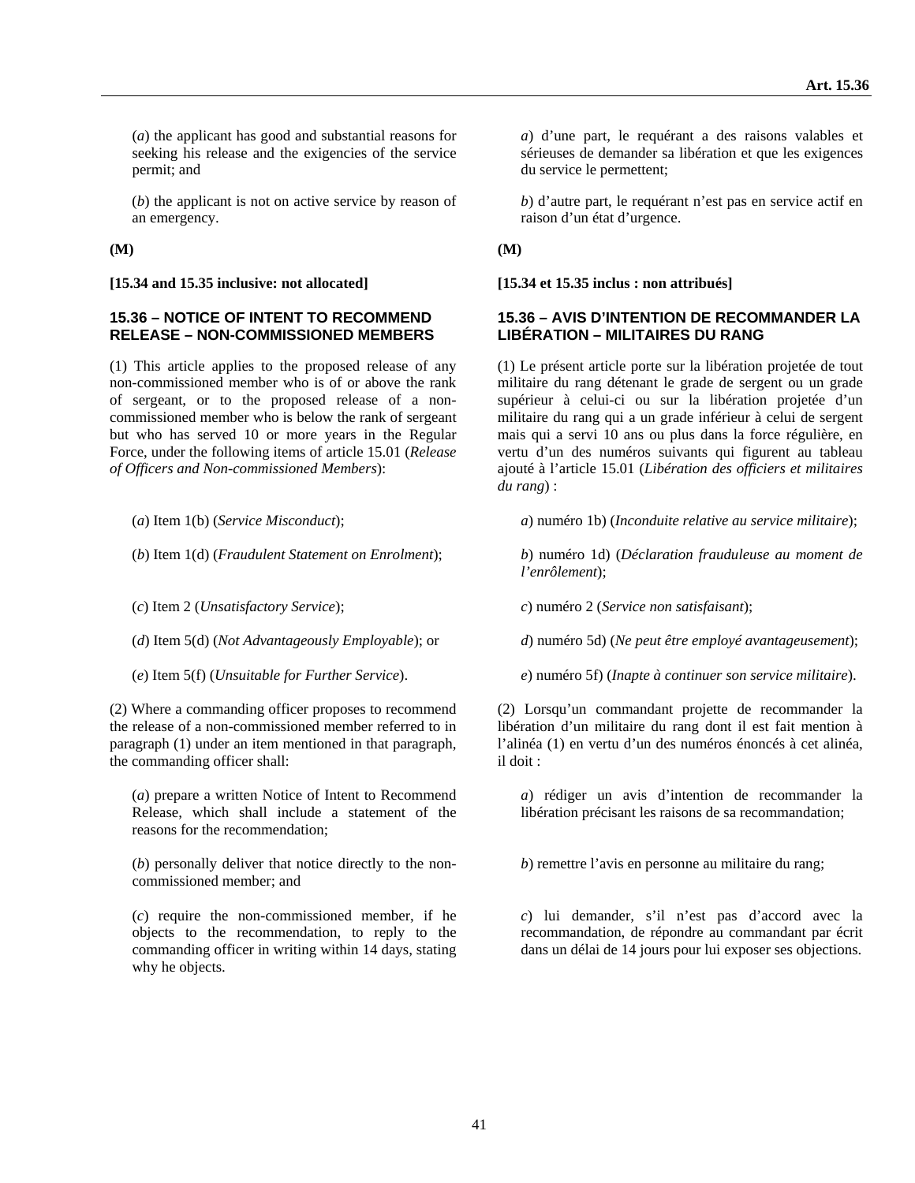(*a*) the applicant has good and substantial reasons for seeking his release and the exigencies of the service permit; and

(*b*) the applicant is not on active service by reason of an emergency.

**(M)**

**[15.34 and 15.35 inclusive: not allocated]**

### 15.36 – NOTICE OF INTENT TO RECOMMEND RELEASE – NON-COMMISSIONED MEMBERS

(1) This article applies to the proposed release of any non-commissioned member who is of or above the rank of sergeant, or to the proposed release of a non-commissioned member who is below the rank of sergeant but who has served 10 or more years in the Regular Force, under the following items of article 15.01 (*Release of Officers and Non-commissioned Members*):

(*a*) Item 1(b) (*Service Misconduct*);

(*b*) Item 1(d) (*Fraudulent Statement on Enrolment*);

(*c*) Item 2 (*Unsatisfactory Service*);

(*d*) Item 5(d) (*Not Advantageously Employable*); or

(*e*) Item 5(f) (*Unsuitable for Further Service*).

(2) Where a commanding officer proposes to recommend the release of a non-commissioned member referred to in paragraph (1) under an item mentioned in that paragraph, the commanding officer shall:

(*a*) prepare a written Notice of Intent to Recommend Release, which shall include a statement of the reasons for the recommendation;

(*b*) personally deliver that notice directly to the non-commissioned member; and

(*c*) require the non-commissioned member, if he objects to the recommendation, to reply to the commanding officer in writing within 14 days, stating why he objects.

*a*) d'une part, le requérant a des raisons valables et sérieuses de demander sa libération et que les exigences du service le permettent;

*b*) d'autre part, le requérant n'est pas en service actif en raison d'un état d'urgence.

**(M)**

**[15.34 et 15.35 inclus : non attribués]**

### 15.36 – AVIS D'INTENTION DE RECOMMANDER LA LIBÉRATION – MILITAIRES DU RANG

(1) Le présent article porte sur la libération projetée de tout militaire du rang détenant le grade de sergent ou un grade supérieur à celui-ci ou sur la libération projetée d'un militaire du rang qui a un grade inférieur à celui de sergent mais qui a servi 10 ans ou plus dans la force régulière, en vertu d'un des numéros suivants qui figurent au tableau ajouté à l'article 15.01 (*Libération des officiers et militaires du rang*) :

*a*) numéro 1b) (*Inconduite relative au service militaire*);

*b*) numéro 1d) (*Déclaration frauduleuse au moment de l'enrôlement*);

*c*) numéro 2 (*Service non satisfaisant*);

*d*) numéro 5d) (*Ne peut être employé avantageusement*);

*e*) numéro 5f) (*Inapte à continuer son service militaire*).

(2) Lorsqu'un commandant projette de recommander la libération d'un militaire du rang dont il est fait mention à l'alinéa (1) en vertu d'un des numéros énoncés à cet alinéa, il doit :

*a*) rédiger un avis d'intention de recommander la libération précisant les raisons de sa recommandation;

*b*) remettre l'avis en personne au militaire du rang;

*c*) lui demander, s'il n'est pas d'accord avec la recommandation, de répondre au commandant par écrit dans un délai de 14 jours pour lui exposer ses objections.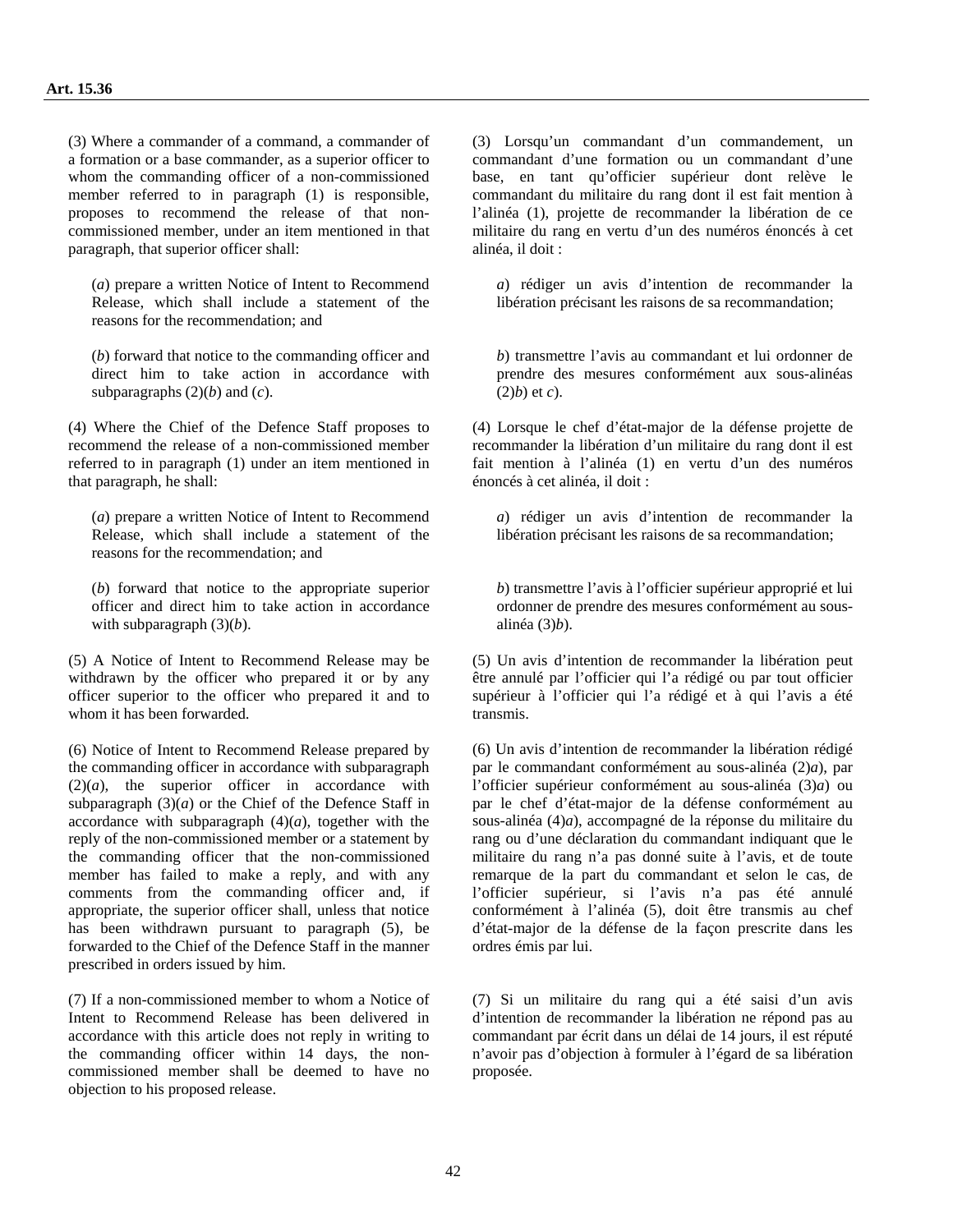**Art. 15.36**

(3) Where a commander of a command, a commander of a formation or a base commander, as a superior officer to whom the commanding officer of a non-commissioned member referred to in paragraph (1) is responsible, proposes to recommend the release of that non-commissioned member, under an item mentioned in that paragraph, that superior officer shall:

(*a*) prepare a written Notice of Intent to Recommend Release, which shall include a statement of the reasons for the recommendation; and

(*b*) forward that notice to the commanding officer and direct him to take action in accordance with subparagraphs (2)(*b*) and (*c*).

(4) Where the Chief of the Defence Staff proposes to recommend the release of a non-commissioned member referred to in paragraph (1) under an item mentioned in that paragraph, he shall:

(*a*) prepare a written Notice of Intent to Recommend Release, which shall include a statement of the reasons for the recommendation; and

(*b*) forward that notice to the appropriate superior officer and direct him to take action in accordance with subparagraph (3)(*b*).

(5) A Notice of Intent to Recommend Release may be withdrawn by the officer who prepared it or by any officer superior to the officer who prepared it and to whom it has been forwarded.

(6) Notice of Intent to Recommend Release prepared by the commanding officer in accordance with subparagraph (2)(*a*), the superior officer in accordance with subparagraph (3)(*a*) or the Chief of the Defence Staff in accordance with subparagraph (4)(*a*), together with the reply of the non-commissioned member or a statement by the commanding officer that the non-commissioned member has failed to make a reply, and with any comments from the commanding officer and, if appropriate, the superior officer shall, unless that notice has been withdrawn pursuant to paragraph (5), be forwarded to the Chief of the Defence Staff in the manner prescribed in orders issued by him.

(7) If a non-commissioned member to whom a Notice of Intent to Recommend Release has been delivered in accordance with this article does not reply in writing to the commanding officer within 14 days, the non-commissioned member shall be deemed to have no objection to his proposed release.

(3) Lorsqu'un commandant d'un commandement, un commandant d'une formation ou un commandant d'une base, en tant qu'officier supérieur dont relève le commandant du militaire du rang dont il est fait mention à l'alinéa (1), projette de recommander la libération de ce militaire du rang en vertu d'un des numéros énoncés à cet alinéa, il doit :

*a*) rédiger un avis d'intention de recommander la libération précisant les raisons de sa recommandation;

*b*) transmettre l'avis au commandant et lui ordonner de prendre des mesures conformément aux sous-alinéas (2)*b*) et *c*).

(4) Lorsque le chef d'état-major de la défense projette de recommander la libération d'un militaire du rang dont il est fait mention à l'alinéa (1) en vertu d'un des numéros énoncés à cet alinéa, il doit :

*a*) rédiger un avis d'intention de recommander la libération précisant les raisons de sa recommandation;

*b*) transmettre l'avis à l'officier supérieur approprié et lui ordonner de prendre des mesures conformément au sous-alinéa (3)*b*).

(5) Un avis d'intention de recommander la libération peut être annulé par l'officier qui l'a rédigé ou par tout officier supérieur à l'officier qui l'a rédigé et à qui l'avis a été transmis.

(6) Un avis d'intention de recommander la libération rédigé par le commandant conformément au sous-alinéa (2)*a*), par l'officier supérieur conformément au sous-alinéa (3)*a*) ou par le chef d'état-major de la défense conformément au sous-alinéa (4)*a*), accompagné de la réponse du militaire du rang ou d'une déclaration du commandant indiquant que le militaire du rang n'a pas donné suite à l'avis, et de toute remarque de la part du commandant et selon le cas, de l'officier supérieur, si l'avis n'a pas été annulé conformément à l'alinéa (5), doit être transmis au chef d'état-major de la défense de la façon prescrite dans les ordres émis par lui.

(7) Si un militaire du rang qui a été saisi d'un avis d'intention de recommander la libération ne répond pas au commandant par écrit dans un délai de 14 jours, il est réputé n'avoir pas d'objection à formuler à l'égard de sa libération proposée.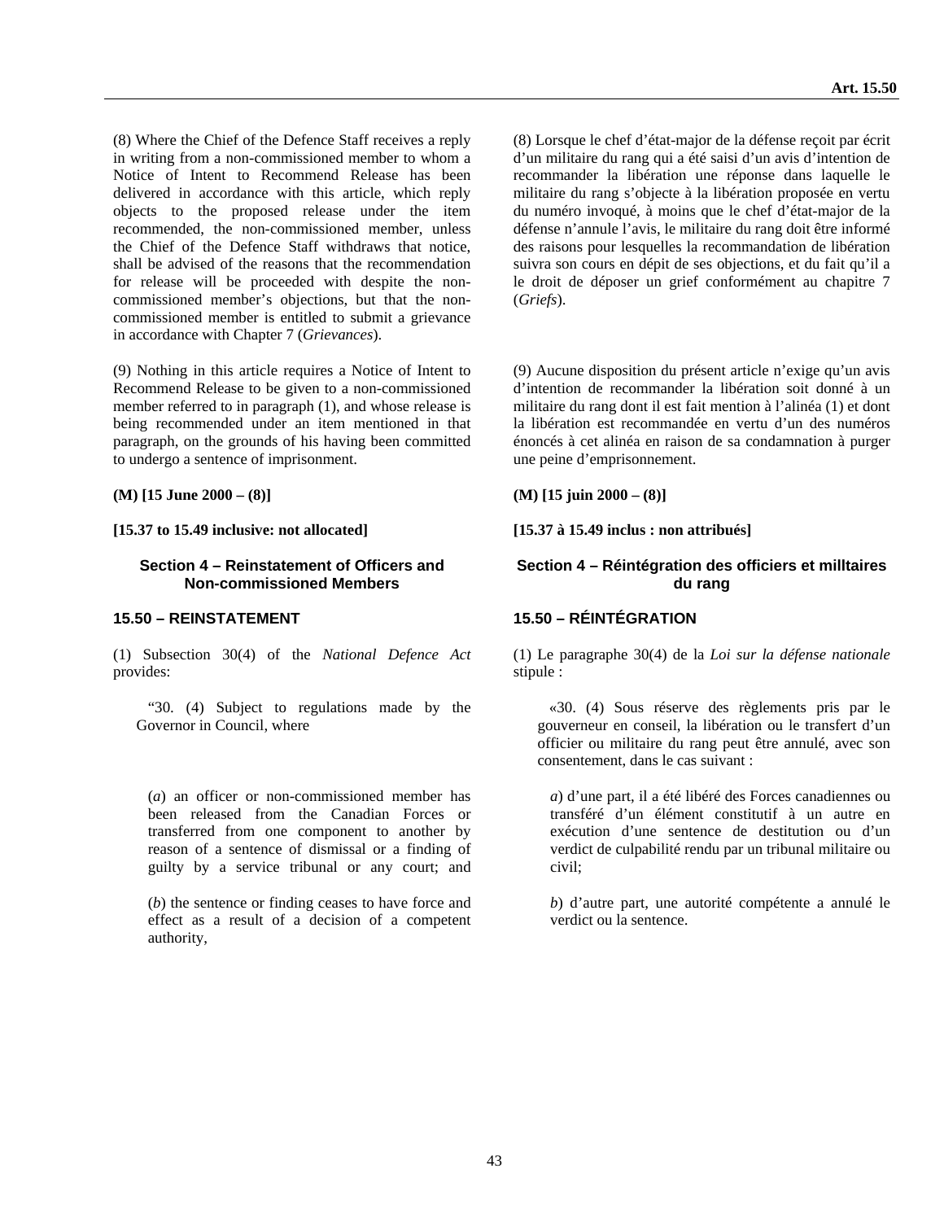(8) Where the Chief of the Defence Staff receives a reply in writing from a non-commissioned member to whom a Notice of Intent to Recommend Release has been delivered in accordance with this article, which reply objects to the proposed release under the item recommended, the non-commissioned member, unless the Chief of the Defence Staff withdraws that notice, shall be advised of the reasons that the recommendation for release will be proceeded with despite the non-commissioned member's objections, but that the non-commissioned member is entitled to submit a grievance in accordance with Chapter 7 (*Grievances*).

(9) Nothing in this article requires a Notice of Intent to Recommend Release to be given to a non-commissioned member referred to in paragraph (1), and whose release is being recommended under an item mentioned in that paragraph, on the grounds of his having been committed to undergo a sentence of imprisonment.

**(M) [15 June 2000 – (8)]**

**[15.37 to 15.49 inclusive: not allocated]**

### Section 4 – Reinstatement of Officers and Non-commissioned Members

### 15.50 – REINSTATEMENT

(1) Subsection 30(4) of the *National Defence Act* provides:

> "30. (4) Subject to regulations made by the Governor in Council, where
>
> (*a*) an officer or non-commissioned member has been released from the Canadian Forces or transferred from one component to another by reason of a sentence of dismissal or a finding of guilty by a service tribunal or any court; and
>
> (*b*) the sentence or finding ceases to have force and effect as a result of a decision of a competent authority,

(8) Lorsque le chef d'état-major de la défense reçoit par écrit d'un militaire du rang qui a été saisi d'un avis d'intention de recommander la libération une réponse dans laquelle le militaire du rang s'objecte à la libération proposée en vertu du numéro invoqué, à moins que le chef d'état-major de la défense n'annule l'avis, le militaire du rang doit être informé des raisons pour lesquelles la recommandation de libération suivra son cours en dépit de ses objections, et du fait qu'il a le droit de déposer un grief conformément au chapitre 7 (*Griefs*).

(9) Aucune disposition du présent article n'exige qu'un avis d'intention de recommander la libération soit donné à un militaire du rang dont il est fait mention à l'alinéa (1) et dont la libération est recommandée en vertu d'un des numéros énoncés à cet alinéa en raison de sa condamnation à purger une peine d'emprisonnement.

**(M) [15 juin 2000 – (8)]**

**[15.37 à 15.49 inclus : non attribués]**

### Section 4 – Réintégration des officiers et milltaires du rang

### 15.50 – RÉINTÉGRATION

(1) Le paragraphe 30(4) de la *Loi sur la défense nationale* stipule :

> «30. (4) Sous réserve des règlements pris par le gouverneur en conseil, la libération ou le transfert d'un officier ou militaire du rang peut être annulé, avec son consentement, dans le cas suivant :
>
> *a*) d'une part, il a été libéré des Forces canadiennes ou transféré d'un élément constitutif à un autre en exécution d'une sentence de destitution ou d'un verdict de culpabilité rendu par un tribunal militaire ou civil;
>
> *b*) d'autre part, une autorité compétente a annulé le verdict ou la sentence.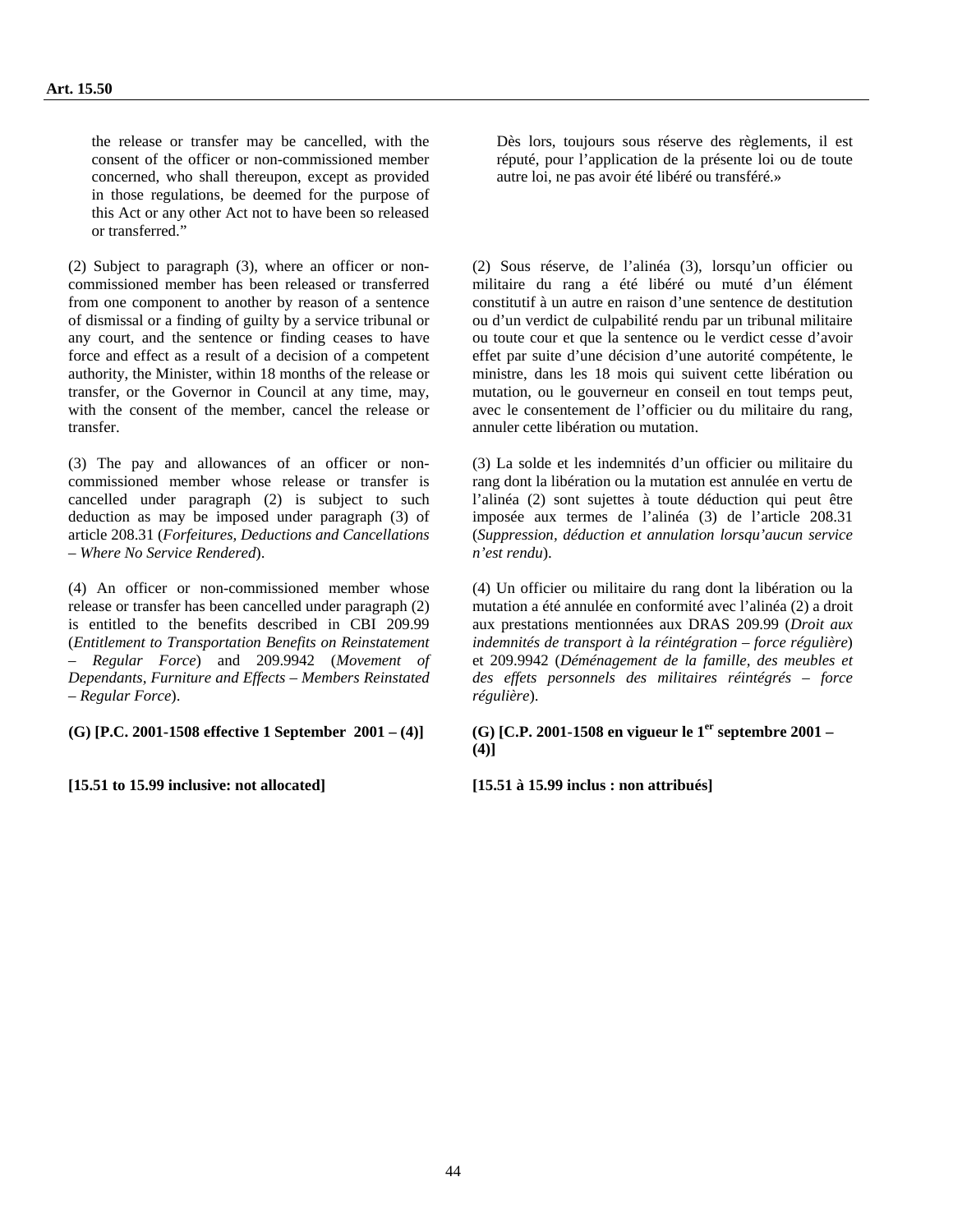the release or transfer may be cancelled, with the consent of the officer or non-commissioned member concerned, who shall thereupon, except as provided in those regulations, be deemed for the purpose of this Act or any other Act not to have been so released or transferred."

Dès lors, toujours sous réserve des règlements, il est réputé, pour l'application de la présente loi ou de toute autre loi, ne pas avoir été libéré ou transféré.»

(2) Subject to paragraph (3), where an officer or non-commissioned member has been released or transferred from one component to another by reason of a sentence of dismissal or a finding of guilty by a service tribunal or any court, and the sentence or finding ceases to have force and effect as a result of a decision of a competent authority, the Minister, within 18 months of the release or transfer, or the Governor in Council at any time, may, with the consent of the member, cancel the release or transfer.

(2) Sous réserve, de l'alinéa (3), lorsqu'un officier ou militaire du rang a été libéré ou muté d'un élément constitutif à un autre en raison d'une sentence de destitution ou d'un verdict de culpabilité rendu par un tribunal militaire ou toute cour et que la sentence ou le verdict cesse d'avoir effet par suite d'une décision d'une autorité compétente, le ministre, dans les 18 mois qui suivent cette libération ou mutation, ou le gouverneur en conseil en tout temps peut, avec le consentement de l'officier ou du militaire du rang, annuler cette libération ou mutation.

(3) The pay and allowances of an officer or non-commissioned member whose release or transfer is cancelled under paragraph (2) is subject to such deduction as may be imposed under paragraph (3) of article 208.31 (*Forfeitures, Deductions and Cancellations – Where No Service Rendered*).

(3) La solde et les indemnités d'un officier ou militaire du rang dont la libération ou la mutation est annulée en vertu de l'alinéa (2) sont sujettes à toute déduction qui peut être imposée aux termes de l'alinéa (3) de l'article 208.31 (*Suppression, déduction et annulation lorsqu'aucun service n'est rendu*).

(4) An officer or non-commissioned member whose release or transfer has been cancelled under paragraph (2) is entitled to the benefits described in CBI 209.99 (*Entitlement to Transportation Benefits on Reinstatement – Regular Force*) and 209.9942 (*Movement of Dependants, Furniture and Effects – Members Reinstated – Regular Force*).

(4) Un officier ou militaire du rang dont la libération ou la mutation a été annulée en conformité avec l'alinéa (2) a droit aux prestations mentionnées aux DRAS 209.99 (*Droit aux indemnités de transport à la réintégration – force régulière*) et 209.9942 (*Déménagement de la famille, des meubles et des effets personnels des militaires réintégrés – force régulière*).

**(G) [P.C. 2001-1508 effective 1 September 2001 – (4)]**

**(G) [C.P. 2001-1508 en vigueur le 1er septembre 2001 – (4)]**

**[15.51 to 15.99 inclusive: not allocated]**

**[15.51 à 15.99 inclus : non attribués]**